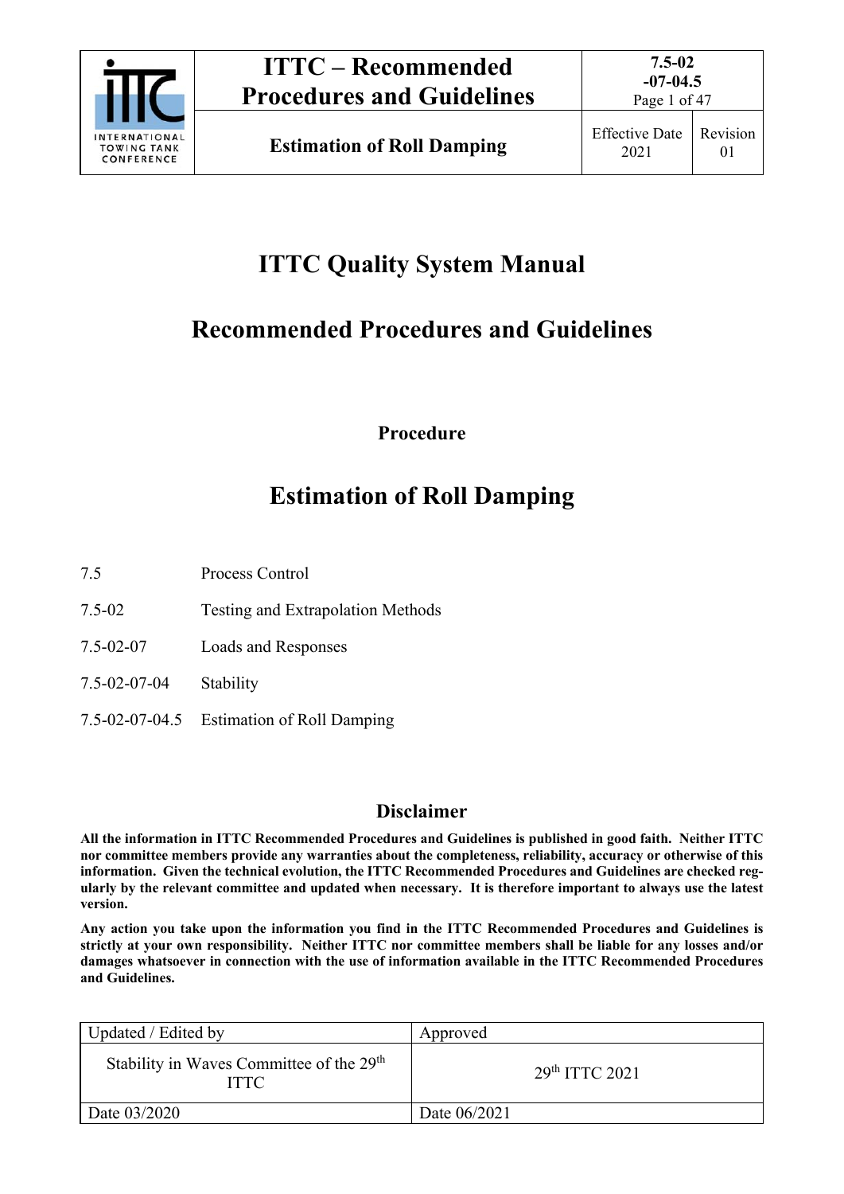# ITTC Quality System Manual

## Recommended Procedures and Guidelines

**Procedure**

# Estimation of Roll Damping

| | |
|---|---|
| 7.5 | Process Control |
| 7.5-02 | Testing and Extrapolation Methods |
| 7.5-02-07 | Loads and Responses |
| 7.5-02-07-04 | Stability |
| 7.5-02-07-04.5 | Estimation of Roll Damping |

### Disclaimer

**All the information in ITTC Recommended Procedures and Guidelines is published in good faith. Neither ITTC nor committee members provide any warranties about the completeness, reliability, accuracy or otherwise of this information. Given the technical evolution, the ITTC Recommended Procedures and Guidelines are checked regularly by the relevant committee and updated when necessary. It is therefore important to always use the latest version.**

**Any action you take upon the information you find in the ITTC Recommended Procedures and Guidelines is strictly at your own responsibility. Neither ITTC nor committee members shall be liable for any losses and/or damages whatsoever in connection with the use of information available in the ITTC Recommended Procedures and Guidelines.**

| Updated / Edited by | Approved |
|---|---|
| Stability in Waves Committee of the 29th ITTC | 29th ITTC 2021 |
| Date 03/2020 | Date 06/2021 |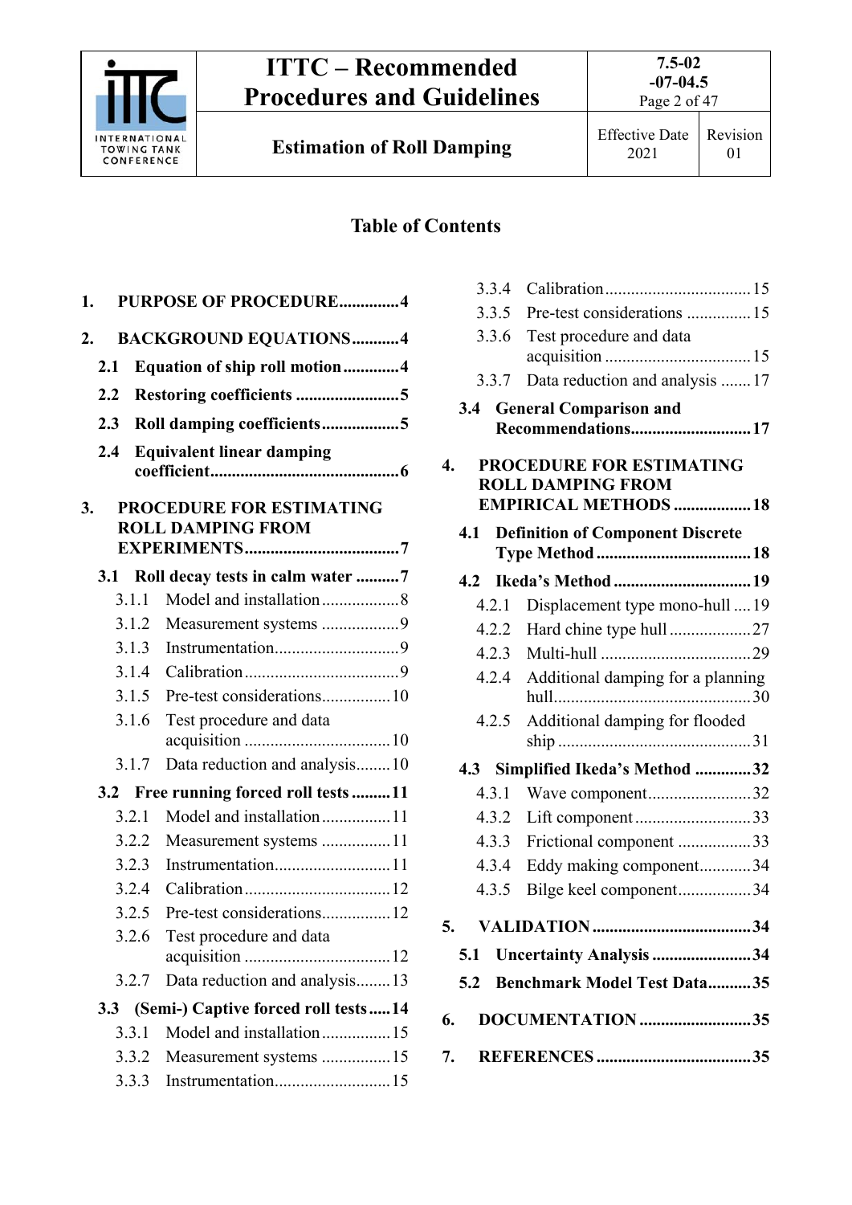## Table of Contents

1. **PURPOSE OF PROCEDURE** .............4
2. **BACKGROUND EQUATIONS** ...........4
   - **2.1 Equation of ship roll motion** .............4
   - **2.2 Restoring coefficients** ........................5
   - **2.3 Roll damping coefficients** ..................5
   - **2.4 Equivalent linear damping coefficient** ............................................6
3. **PROCEDURE FOR ESTIMATING ROLL DAMPING FROM EXPERIMENTS** ....................................7
   - **3.1 Roll decay tests in calm water** ..........7
     - 3.1.1 Model and installation ..................8
     - 3.1.2 Measurement systems ..................9
     - 3.1.3 Instrumentation.............................9
     - 3.1.4 Calibration ....................................9
     - 3.1.5 Pre-test considerations................10
     - 3.1.6 Test procedure and data acquisition ..................................10
     - 3.1.7 Data reduction and analysis........10
   - **3.2 Free running forced roll tests** .........11
     - 3.2.1 Model and installation ................11
     - 3.2.2 Measurement systems ................11
     - 3.2.3 Instrumentation...........................11
     - 3.2.4 Calibration ..................................12
     - 3.2.5 Pre-test considerations................12
     - 3.2.6 Test procedure and data acquisition ..................................12
     - 3.2.7 Data reduction and analysis........13
   - **3.3 (Semi-) Captive forced roll tests** ......14
     - 3.3.1 Model and installation ................15
     - 3.3.2 Measurement systems ................15
     - 3.3.3 Instrumentation...........................15
     - 3.3.4 Calibration ..................................15
     - 3.3.5 Pre-test considerations ...............15
     - 3.3.6 Test procedure and data acquisition ..................................15
     - 3.3.7 Data reduction and analysis .......17
   - **3.4 General Comparison and Recommendations**............................17
4. **PROCEDURE FOR ESTIMATING ROLL DAMPING FROM EMPIRICAL METHODS** ..................18
   - **4.1 Definition of Component Discrete Type Method** ....................................18
   - **4.2 Ikeda's Method** ................................19
     - 4.2.1 Displacement type mono-hull ....19
     - 4.2.2 Hard chine type hull ...................27
     - 4.2.3 Multi-hull ...................................29
     - 4.2.4 Additional damping for a planning hull.............................................30
     - 4.2.5 Additional damping for flooded ship .............................................31
   - **4.3 Simplified Ikeda's Method** .............32
     - 4.3.1 Wave component........................32
     - 4.3.2 Lift component ...........................33
     - 4.3.3 Frictional component .................33
     - 4.3.4 Eddy making component............34
     - 4.3.5 Bilge keel component.................34
5. **VALIDATION** .....................................34
   - **5.1 Uncertainty Analysis** .......................34
   - **5.2 Benchmark Model Test Data**..........35
6. **DOCUMENTATION** ..........................35
7. **REFERENCES** ....................................35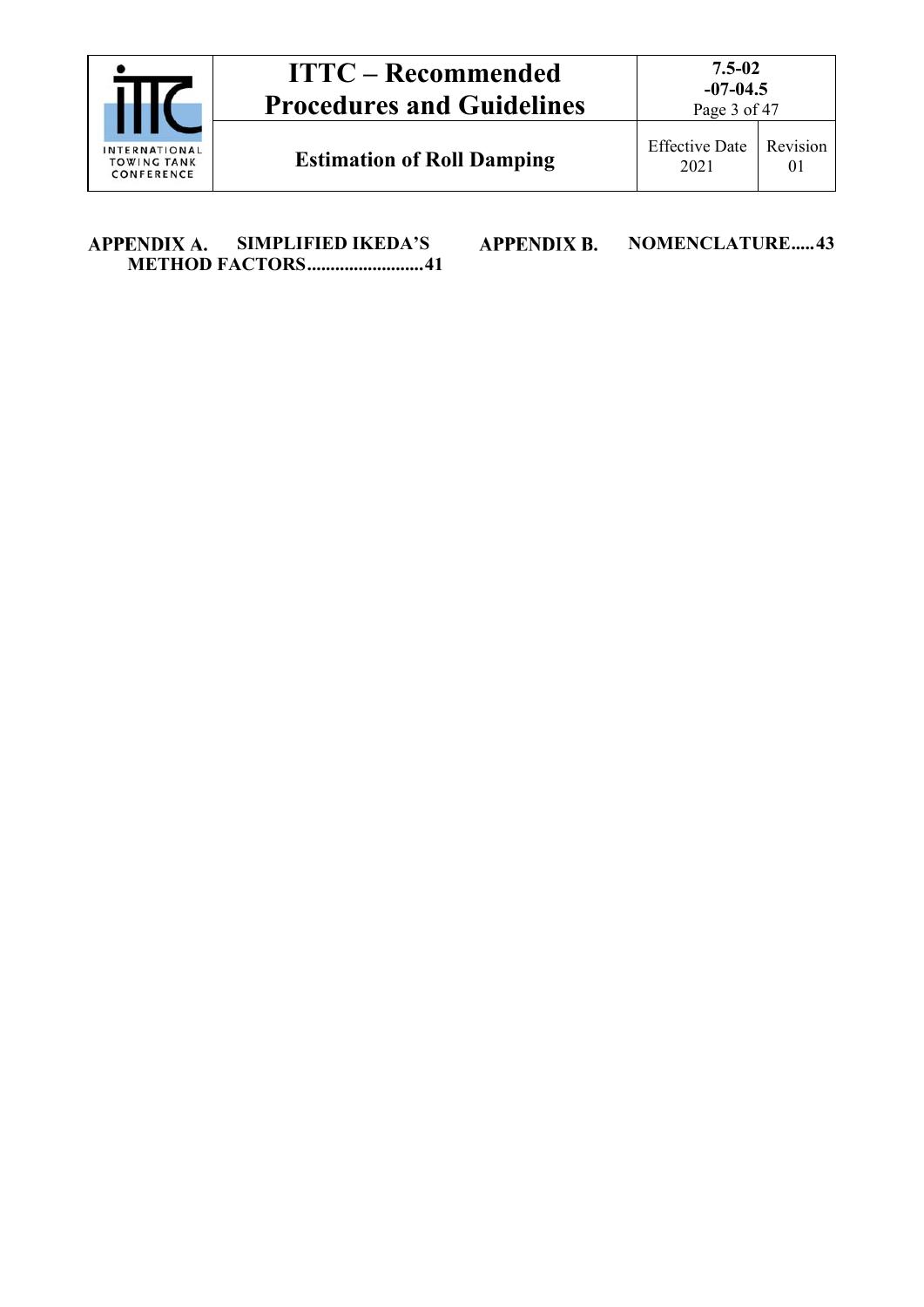**APPENDIX A. SIMPLIFIED IKEDA'S METHOD FACTORS.........................41**

**APPENDIX B. NOMENCLATURE.....43**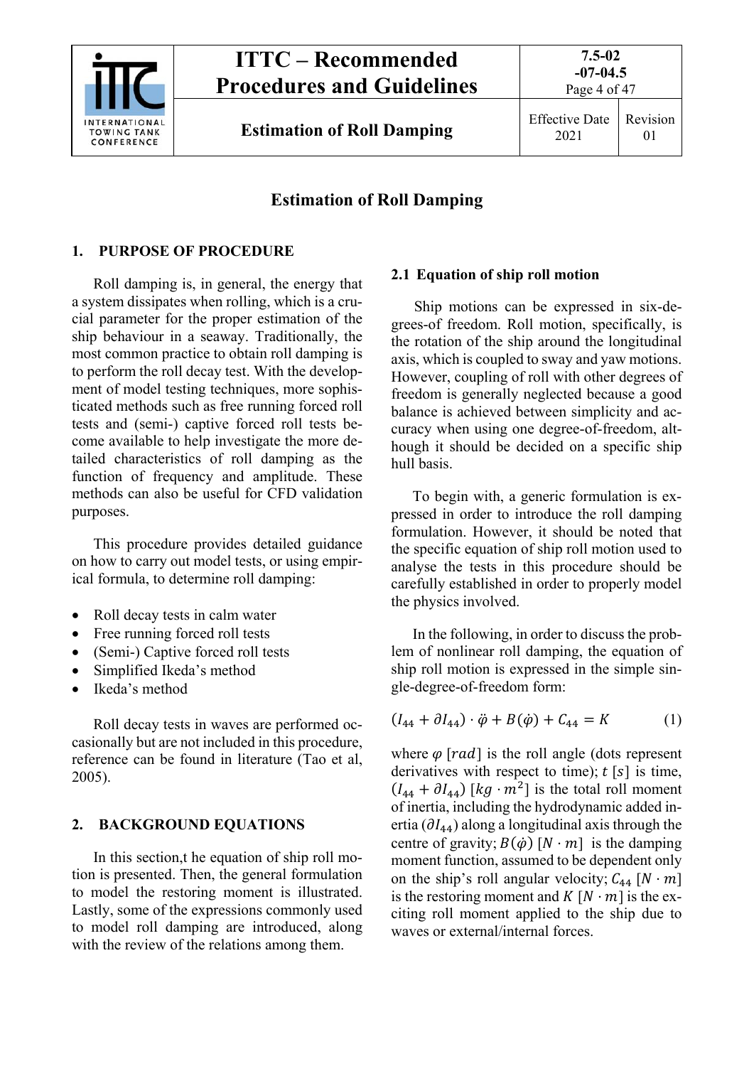# Estimation of Roll Damping

## 1. PURPOSE OF PROCEDURE

Roll damping is, in general, the energy that a system dissipates when rolling, which is a crucial parameter for the proper estimation of the ship behaviour in a seaway. Traditionally, the most common practice to obtain roll damping is to perform the roll decay test. With the development of model testing techniques, more sophisticated methods such as free running forced roll tests and (semi-) captive forced roll tests become available to help investigate the more detailed characteristics of roll damping as the function of frequency and amplitude. These methods can also be useful for CFD validation purposes.

This procedure provides detailed guidance on how to carry out model tests, or using empirical formula, to determine roll damping:

- Roll decay tests in calm water
- Free running forced roll tests
- (Semi-) Captive forced roll tests
- Simplified Ikeda's method
- Ikeda's method

Roll decay tests in waves are performed occasionally but are not included in this procedure, reference can be found in literature (Tao et al, 2005).

## 2. BACKGROUND EQUATIONS

In this section,t he equation of ship roll motion is presented. Then, the general formulation to model the restoring moment is illustrated. Lastly, some of the expressions commonly used to model roll damping are introduced, along with the review of the relations among them.

### 2.1 Equation of ship roll motion

Ship motions can be expressed in six-degrees-of freedom. Roll motion, specifically, is the rotation of the ship around the longitudinal axis, which is coupled to sway and yaw motions. However, coupling of roll with other degrees of freedom is generally neglected because a good balance is achieved between simplicity and accuracy when using one degree-of-freedom, although it should be decided on a specific ship hull basis.

To begin with, a generic formulation is expressed in order to introduce the roll damping formulation. However, it should be noted that the specific equation of ship roll motion used to analyse the tests in this procedure should be carefully established in order to properly model the physics involved.

In the following, in order to discuss the problem of nonlinear roll damping, the equation of ship roll motion is expressed in the simple single-degree-of-freedom form:

$$(I_{44} + \partial I_{44}) \cdot \ddot{\varphi} + B(\dot{\varphi}) + C_{44} = K \tag{1}$$

where $\varphi$ $[rad]$ is the roll angle (dots represent derivatives with respect to time); $t$ $[s]$ is time, $(I_{44} + \partial I_{44})$ $[kg \cdot m^2]$ is the total roll moment of inertia, including the hydrodynamic added inertia ($\partial I_{44}$) along a longitudinal axis through the centre of gravity; $B(\dot{\varphi})$ $[N \cdot m]$ is the damping moment function, assumed to be dependent only on the ship's roll angular velocity; $C_{44}$ $[N \cdot m]$ is the restoring moment and $K$ $[N \cdot m]$ is the exciting roll moment applied to the ship due to waves or external/internal forces.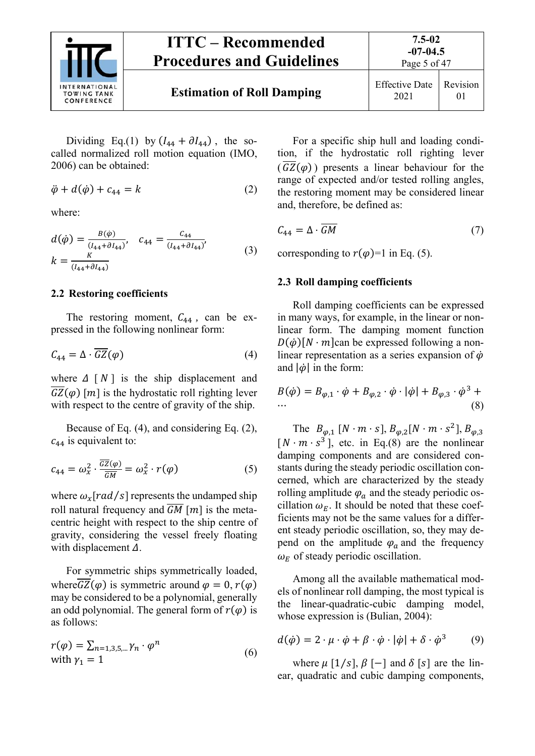Dividing Eq.(1) by $(I_{44} + \partial I_{44})$, the so-called normalized roll motion equation (IMO, 2006) can be obtained:

$$\ddot{\varphi} + d(\dot{\varphi}) + c_{44} = k \tag{2}$$

where:

$$d(\dot{\varphi}) = \frac{B(\dot{\varphi})}{(I_{44}+\partial I_{44})}, \quad c_{44} = \frac{C_{44}}{(I_{44}+\partial I_{44})}, \quad k = \frac{K}{(I_{44}+\partial I_{44})} \tag{3}$$

## 2.2 Restoring coefficients

The restoring moment, $C_{44}$, can be expressed in the following nonlinear form:

$$C_{44} = \Delta \cdot \overline{GZ}(\varphi) \tag{4}$$

where $\Delta$ $[N]$ is the ship displacement and $\overline{GZ}(\varphi)$ $[m]$ is the hydrostatic roll righting lever with respect to the centre of gravity of the ship.

Because of Eq. (4), and considering Eq. (2), $c_{44}$ is equivalent to:

$$c_{44} = \omega_x^2 \cdot \frac{\overline{GZ}(\varphi)}{\overline{GM}} = \omega_x^2 \cdot r(\varphi) \tag{5}$$

where $\omega_x[rad/s]$ represents the undamped ship roll natural frequency and $\overline{GM}$ $[m]$ is the metacentric height with respect to the ship centre of gravity, considering the vessel freely floating with displacement $\Delta$.

For symmetric ships symmetrically loaded, where $\overline{GZ}(\varphi)$ is symmetric around $\varphi = 0$, $r(\varphi)$ may be considered to be a polynomial, generally an odd polynomial. The general form of $r(\varphi)$ is as follows:

$$r(\varphi) = \sum_{n=1,3,5,\ldots} \gamma_n \cdot \varphi^n \quad \text{with } \gamma_1 = 1 \tag{6}$$

For a specific ship hull and loading condition, if the hydrostatic roll righting lever ($\overline{GZ}(\varphi)$) presents a linear behaviour for the range of expected and/or tested rolling angles, the restoring moment may be considered linear and, therefore, be defined as:

$$C_{44} = \Delta \cdot \overline{GM} \tag{7}$$

corresponding to $r(\varphi)$=1 in Eq. (5).

## 2.3 Roll damping coefficients

Roll damping coefficients can be expressed in many ways, for example, in the linear or nonlinear form. The damping moment function $D(\dot{\varphi})[N \cdot m]$can be expressed following a nonlinear representation as a series expansion of $\dot{\varphi}$ and $|\dot{\varphi}|$ in the form:

$$B(\dot{\varphi}) = B_{\varphi,1} \cdot \dot{\varphi} + B_{\varphi,2} \cdot \dot{\varphi} \cdot |\dot{\varphi}| + B_{\varphi,3} \cdot \dot{\varphi}^3 + \cdots \tag{8}$$

The $B_{\varphi,1}$ $[N \cdot m \cdot s]$, $B_{\varphi,2}[N \cdot m \cdot s^2]$, $B_{\varphi,3}$ $[N \cdot m \cdot s^3]$, etc. in Eq.(8) are the nonlinear damping components and are considered constants during the steady periodic oscillation concerned, which are characterized by the steady rolling amplitude $\varphi_a$ and the steady periodic oscillation $\omega_E$. It should be noted that these coefficients may not be the same values for a different steady periodic oscillation, so, they may depend on the amplitude $\varphi_a$ and the frequency $\omega_E$ of steady periodic oscillation.

Among all the available mathematical models of nonlinear roll damping, the most typical is the linear-quadratic-cubic damping model, whose expression is (Bulian, 2004):

$$d(\dot{\varphi}) = 2 \cdot \mu \cdot \dot{\varphi} + \beta \cdot \dot{\varphi} \cdot |\dot{\varphi}| + \delta \cdot \dot{\varphi}^3 \tag{9}$$

where $\mu$ $[1/s]$, $\beta$ $[-]$ and $\delta$ $[s]$ are the linear, quadratic and cubic damping components,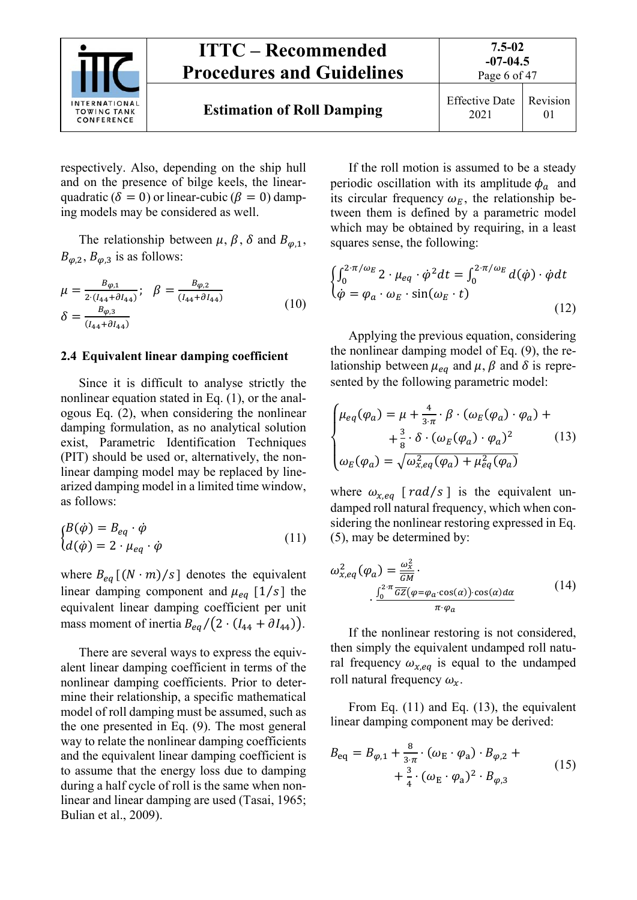respectively. Also, depending on the ship hull and on the presence of bilge keels, the linear-quadratic ($\delta = 0$) or linear-cubic ($\beta = 0$) damping models may be considered as well.

The relationship between $\mu$, $\beta$, $\delta$ and $B_{\varphi,1}$, $B_{\varphi,2}$, $B_{\varphi,3}$ is as follows:

$$\mu = \frac{B_{\varphi,1}}{2 \cdot (I_{44} + \partial I_{44})}; \quad \beta = \frac{B_{\varphi,2}}{(I_{44} + \partial I_{44})} \qquad (10)$$
$$\delta = \frac{B_{\varphi,3}}{(I_{44} + \partial I_{44})}$$

### 2.4 Equivalent linear damping coefficient

Since it is difficult to analyse strictly the nonlinear equation stated in Eq. (1), or the analogous Eq. (2), when considering the nonlinear damping formulation, as no analytical solution exist, Parametric Identification Techniques (PIT) should be used or, alternatively, the nonlinear damping model may be replaced by linearized damping model in a limited time window, as follows:

$$\begin{cases} B(\dot{\varphi}) = B_{eq} \cdot \dot{\varphi} \\ d(\dot{\varphi}) = 2 \cdot \mu_{eq} \cdot \dot{\varphi} \end{cases} \qquad (11)$$

where $B_{eq}\ [(N \cdot m)/s]$ denotes the equivalent linear damping component and $\mu_{eq}\ [1/s]$ the equivalent linear damping coefficient per unit mass moment of inertia $B_{eq}/\left(2 \cdot (I_{44} + \partial I_{44})\right)$.

There are several ways to express the equivalent linear damping coefficient in terms of the nonlinear damping coefficients. Prior to determine their relationship, a specific mathematical model of roll damping must be assumed, such as the one presented in Eq. (9). The most general way to relate the nonlinear damping coefficients and the equivalent linear damping coefficient is to assume that the energy loss due to damping during a half cycle of roll is the same when nonlinear and linear damping are used (Tasai, 1965; Bulian et al., 2009).

If the roll motion is assumed to be a steady periodic oscillation with its amplitude $\phi_a$ and its circular frequency $\omega_E$, the relationship between them is defined by a parametric model which may be obtained by requiring, in a least squares sense, the following:

$$\begin{cases} \int_0^{2 \cdot \pi/\omega_E} 2 \cdot \mu_{eq} \cdot \dot{\varphi}^2 dt = \int_0^{2 \cdot \pi/\omega_E} d(\dot{\varphi}) \cdot \dot{\varphi} dt \\ \dot{\varphi} = \varphi_a \cdot \omega_E \cdot \sin(\omega_E \cdot t) \end{cases} \qquad (12)$$

Applying the previous equation, considering the nonlinear damping model of Eq. (9), the relationship between $\mu_{eq}$ and $\mu$, $\beta$ and $\delta$ is represented by the following parametric model:

$$\begin{cases} \mu_{eq}(\varphi_a) = \mu + \frac{4}{3 \cdot \pi} \cdot \beta \cdot (\omega_E(\varphi_a) \cdot \varphi_a) + \\ \qquad + \frac{3}{8} \cdot \delta \cdot (\omega_E(\varphi_a) \cdot \varphi_a)^2 \\ \omega_E(\varphi_a) = \sqrt{\omega_{x,eq}^2(\varphi_a) + \mu_{eq}^2(\varphi_a)} \end{cases} \qquad (13)$$

where $\omega_{x,eq}\ [rad/s]$ is the equivalent undamped roll natural frequency, which when considering the nonlinear restoring expressed in Eq. (5), may be determined by:

$$\omega_{x,eq}^2(\varphi_a) = \frac{\omega_x^2}{\overline{GM}} \cdot \frac{\int_0^{2 \cdot \pi} \overline{GZ}(\varphi = \varphi_a \cdot \cos(\alpha)) \cdot \cos(\alpha) d\alpha}{\pi \cdot \varphi_a} \qquad (14)$$

If the nonlinear restoring is not considered, then simply the equivalent undamped roll natural frequency $\omega_{x,eq}$ is equal to the undamped roll natural frequency $\omega_x$.

From Eq. (11) and Eq. (13), the equivalent linear damping component may be derived:

$$B_{\mathrm{eq}} = B_{\varphi,1} + \frac{8}{3 \cdot \pi} \cdot (\omega_{\mathrm{E}} \cdot \varphi_{\mathrm{a}}) \cdot B_{\varphi,2} + \frac{3}{4} \cdot (\omega_{\mathrm{E}} \cdot \varphi_{\mathrm{a}})^2 \cdot B_{\varphi,3} \qquad (15)$$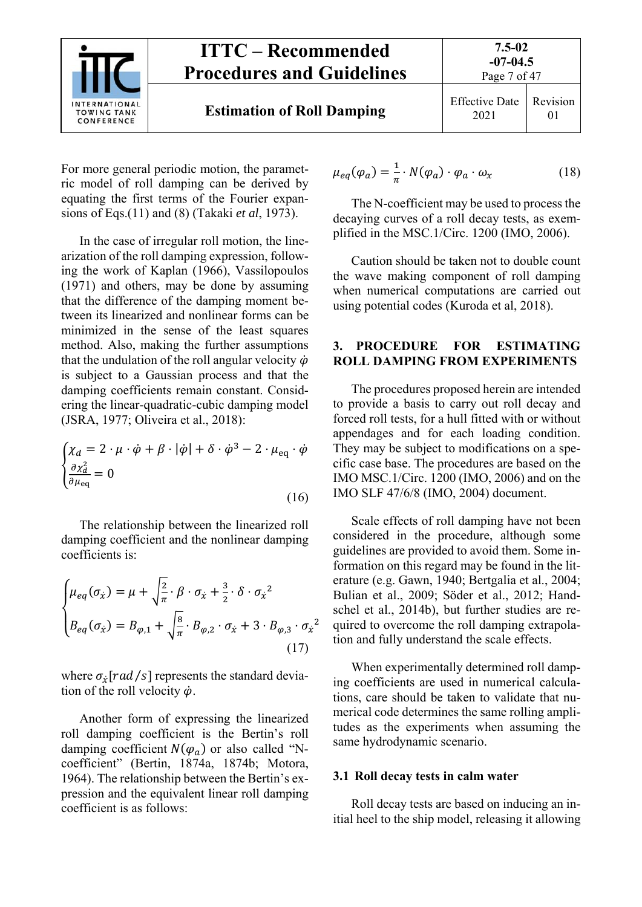For more general periodic motion, the parametric model of roll damping can be derived by equating the first terms of the Fourier expansions of Eqs.(11) and (8) (Takaki *et al*, 1973).

In the case of irregular roll motion, the linearization of the roll damping expression, following the work of Kaplan (1966), Vassilopoulos (1971) and others, may be done by assuming that the difference of the damping moment between its linearized and nonlinear forms can be minimized in the sense of the least squares method. Also, making the further assumptions that the undulation of the roll angular velocity $\dot{\varphi}$ is subject to a Gaussian process and that the damping coefficients remain constant. Considering the linear-quadratic-cubic damping model (JSRA, 1977; Oliveira et al., 2018):

$$\begin{cases} \chi_d = 2 \cdot \mu \cdot \dot{\varphi} + \beta \cdot |\dot{\varphi}| + \delta \cdot \dot{\varphi}^3 - 2 \cdot \mu_{\mathrm{eq}} \cdot \dot{\varphi} \\ \frac{\partial \chi_d^2}{\partial \mu_{\mathrm{eq}}} = 0 \end{cases} \tag{16}$$

The relationship between the linearized roll damping coefficient and the nonlinear damping coefficients is:

$$\begin{cases} \mu_{eq}(\sigma_{\dot{x}}) = \mu + \sqrt{\frac{2}{\pi}} \cdot \beta \cdot \sigma_{\dot{x}} + \frac{3}{2} \cdot \delta \cdot \sigma_{\dot{x}}{}^2 \\ B_{eq}(\sigma_{\dot{x}}) = B_{\varphi,1} + \sqrt{\frac{8}{\pi}} \cdot B_{\varphi,2} \cdot \sigma_{\dot{x}} + 3 \cdot B_{\varphi,3} \cdot \sigma_{\dot{x}}{}^2 \end{cases} \tag{17}$$

where $\sigma_{\dot{x}}[rad/s]$ represents the standard deviation of the roll velocity $\dot{\varphi}$.

Another form of expressing the linearized roll damping coefficient is the Bertin's roll damping coefficient $N(\varphi_a)$ or also called "N-coefficient" (Bertin, 1874a, 1874b; Motora, 1964). The relationship between the Bertin's expression and the equivalent linear roll damping coefficient is as follows:

$$\mu_{eq}(\varphi_a) = \frac{1}{\pi} \cdot N(\varphi_a) \cdot \varphi_a \cdot \omega_x \tag{18}$$

The N-coefficient may be used to process the decaying curves of a roll decay tests, as exemplified in the MSC.1/Circ. 1200 (IMO, 2006).

Caution should be taken not to double count the wave making component of roll damping when numerical computations are carried out using potential codes (Kuroda et al, 2018).

## 3. PROCEDURE FOR ESTIMATING ROLL DAMPING FROM EXPERIMENTS

The procedures proposed herein are intended to provide a basis to carry out roll decay and forced roll tests, for a hull fitted with or without appendages and for each loading condition. They may be subject to modifications on a specific case base. The procedures are based on the IMO MSC.1/Circ. 1200 (IMO, 2006) and on the IMO SLF 47/6/8 (IMO, 2004) document.

Scale effects of roll damping have not been considered in the procedure, although some guidelines are provided to avoid them. Some information on this regard may be found in the literature (e.g. Gawn, 1940; Bertgalia et al., 2004; Bulian et al., 2009; Söder et al., 2012; Handschel et al., 2014b), but further studies are required to overcome the roll damping extrapolation and fully understand the scale effects.

When experimentally determined roll damping coefficients are used in numerical calculations, care should be taken to validate that numerical code determines the same rolling amplitudes as the experiments when assuming the same hydrodynamic scenario.

### 3.1 Roll decay tests in calm water

Roll decay tests are based on inducing an initial heel to the ship model, releasing it allowing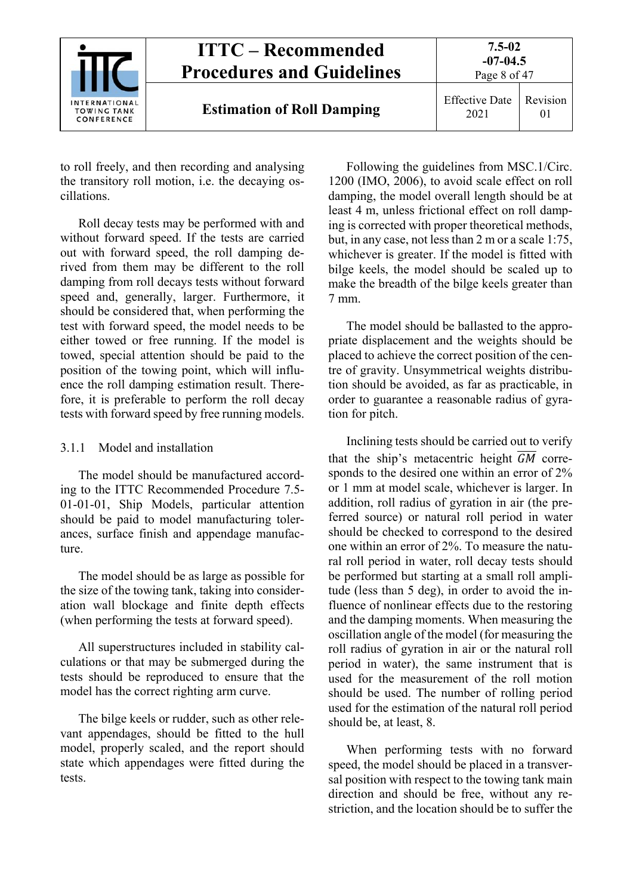to roll freely, and then recording and analysing the transitory roll motion, i.e. the decaying oscillations.

Roll decay tests may be performed with and without forward speed. If the tests are carried out with forward speed, the roll damping derived from them may be different to the roll damping from roll decays tests without forward speed and, generally, larger. Furthermore, it should be considered that, when performing the test with forward speed, the model needs to be either towed or free running. If the model is towed, special attention should be paid to the position of the towing point, which will influence the roll damping estimation result. Therefore, it is preferable to perform the roll decay tests with forward speed by free running models.

### 3.1.1 Model and installation

The model should be manufactured according to the ITTC Recommended Procedure 7.5-01-01-01, Ship Models, particular attention should be paid to model manufacturing tolerances, surface finish and appendage manufacture.

The model should be as large as possible for the size of the towing tank, taking into consideration wall blockage and finite depth effects (when performing the tests at forward speed).

All superstructures included in stability calculations or that may be submerged during the tests should be reproduced to ensure that the model has the correct righting arm curve.

The bilge keels or rudder, such as other relevant appendages, should be fitted to the hull model, properly scaled, and the report should state which appendages were fitted during the tests.

Following the guidelines from MSC.1/Circ. 1200 (IMO, 2006), to avoid scale effect on roll damping, the model overall length should be at least 4 m, unless frictional effect on roll damping is corrected with proper theoretical methods, but, in any case, not less than 2 m or a scale 1:75, whichever is greater. If the model is fitted with bilge keels, the model should be scaled up to make the breadth of the bilge keels greater than 7 mm.

The model should be ballasted to the appropriate displacement and the weights should be placed to achieve the correct position of the centre of gravity. Unsymmetrical weights distribution should be avoided, as far as practicable, in order to guarantee a reasonable radius of gyration for pitch.

Inclining tests should be carried out to verify that the ship's metacentric height $\overline{GM}$ corresponds to the desired one within an error of 2% or 1 mm at model scale, whichever is larger. In addition, roll radius of gyration in air (the preferred source) or natural roll period in water should be checked to correspond to the desired one within an error of 2%. To measure the natural roll period in water, roll decay tests should be performed but starting at a small roll amplitude (less than 5 deg), in order to avoid the influence of nonlinear effects due to the restoring and the damping moments. When measuring the oscillation angle of the model (for measuring the roll radius of gyration in air or the natural roll period in water), the same instrument that is used for the measurement of the roll motion should be used. The number of rolling period used for the estimation of the natural roll period should be, at least, 8.

When performing tests with no forward speed, the model should be placed in a transversal position with respect to the towing tank main direction and should be free, without any restriction, and the location should be to suffer the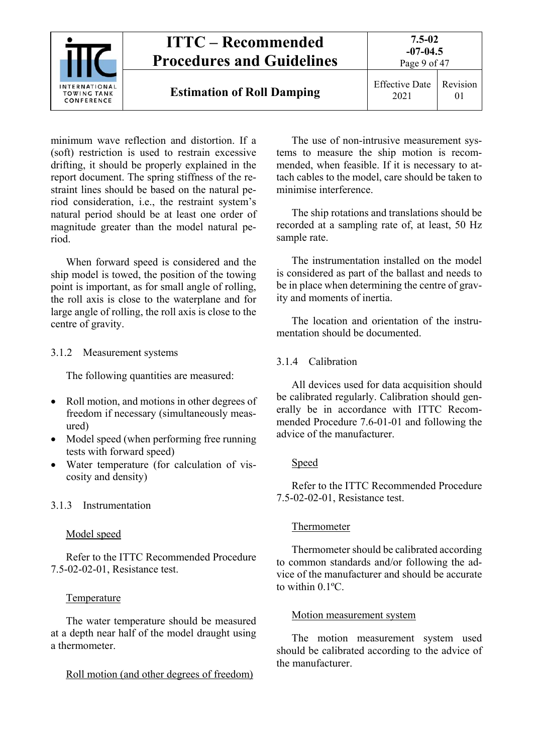minimum wave reflection and distortion. If a (soft) restriction is used to restrain excessive drifting, it should be properly explained in the report document. The spring stiffness of the restraint lines should be based on the natural period consideration, i.e., the restraint system's natural period should be at least one order of magnitude greater than the model natural period.

When forward speed is considered and the ship model is towed, the position of the towing point is important, as for small angle of rolling, the roll axis is close to the waterplane and for large angle of rolling, the roll axis is close to the centre of gravity.

#### 3.1.2 Measurement systems

The following quantities are measured:

- Roll motion, and motions in other degrees of freedom if necessary (simultaneously measured)
- Model speed (when performing free running tests with forward speed)
- Water temperature (for calculation of viscosity and density)

#### 3.1.3 Instrumentation

<u>Model speed</u>

Refer to the ITTC Recommended Procedure 7.5-02-02-01, Resistance test.

<u>Temperature</u>

The water temperature should be measured at a depth near half of the model draught using a thermometer.

<u>Roll motion (and other degrees of freedom)</u>

The use of non-intrusive measurement systems to measure the ship motion is recommended, when feasible. If it is necessary to attach cables to the model, care should be taken to minimise interference.

The ship rotations and translations should be recorded at a sampling rate of, at least, 50 Hz sample rate.

The instrumentation installed on the model is considered as part of the ballast and needs to be in place when determining the centre of gravity and moments of inertia.

The location and orientation of the instrumentation should be documented.

#### 3.1.4 Calibration

All devices used for data acquisition should be calibrated regularly. Calibration should generally be in accordance with ITTC Recommended Procedure 7.6-01-01 and following the advice of the manufacturer.

<u>Speed</u>

Refer to the ITTC Recommended Procedure 7.5-02-02-01, Resistance test.

<u>Thermometer</u>

Thermometer should be calibrated according to common standards and/or following the advice of the manufacturer and should be accurate to within 0.1ºC.

<u>Motion measurement system</u>

The motion measurement system used should be calibrated according to the advice of the manufacturer.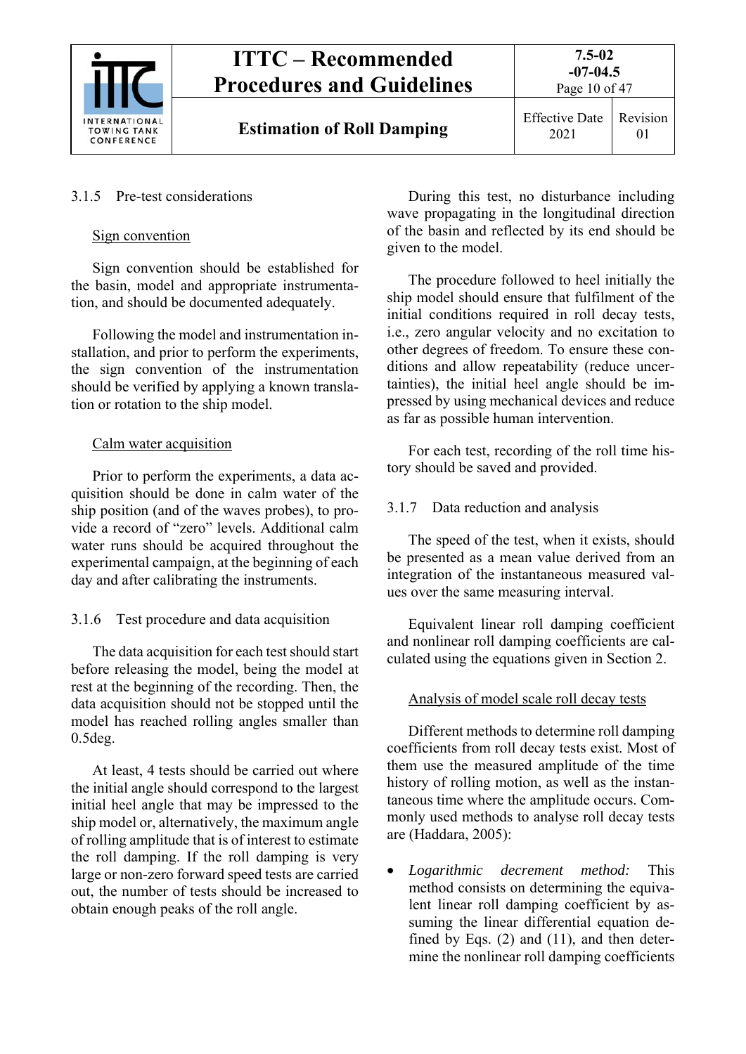### 3.1.5 Pre-test considerations

Sign convention

Sign convention should be established for the basin, model and appropriate instrumentation, and should be documented adequately.

Following the model and instrumentation installation, and prior to perform the experiments, the sign convention of the instrumentation should be verified by applying a known translation or rotation to the ship model.

Calm water acquisition

Prior to perform the experiments, a data acquisition should be done in calm water of the ship position (and of the waves probes), to provide a record of "zero" levels. Additional calm water runs should be acquired throughout the experimental campaign, at the beginning of each day and after calibrating the instruments.

### 3.1.6 Test procedure and data acquisition

The data acquisition for each test should start before releasing the model, being the model at rest at the beginning of the recording. Then, the data acquisition should not be stopped until the model has reached rolling angles smaller than 0.5deg.

At least, 4 tests should be carried out where the initial angle should correspond to the largest initial heel angle that may be impressed to the ship model or, alternatively, the maximum angle of rolling amplitude that is of interest to estimate the roll damping. If the roll damping is very large or non-zero forward speed tests are carried out, the number of tests should be increased to obtain enough peaks of the roll angle.

During this test, no disturbance including wave propagating in the longitudinal direction of the basin and reflected by its end should be given to the model.

The procedure followed to heel initially the ship model should ensure that fulfilment of the initial conditions required in roll decay tests, i.e., zero angular velocity and no excitation to other degrees of freedom. To ensure these conditions and allow repeatability (reduce uncertainties), the initial heel angle should be impressed by using mechanical devices and reduce as far as possible human intervention.

For each test, recording of the roll time history should be saved and provided.

### 3.1.7 Data reduction and analysis

The speed of the test, when it exists, should be presented as a mean value derived from an integration of the instantaneous measured values over the same measuring interval.

Equivalent linear roll damping coefficient and nonlinear roll damping coefficients are calculated using the equations given in Section 2.

Analysis of model scale roll decay tests

Different methods to determine roll damping coefficients from roll decay tests exist. Most of them use the measured amplitude of the time history of rolling motion, as well as the instantaneous time where the amplitude occurs. Commonly used methods to analyse roll decay tests are (Haddara, 2005):

- *Logarithmic decrement method:* This method consists on determining the equivalent linear roll damping coefficient by assuming the linear differential equation defined by Eqs. (2) and (11), and then determine the nonlinear roll damping coefficients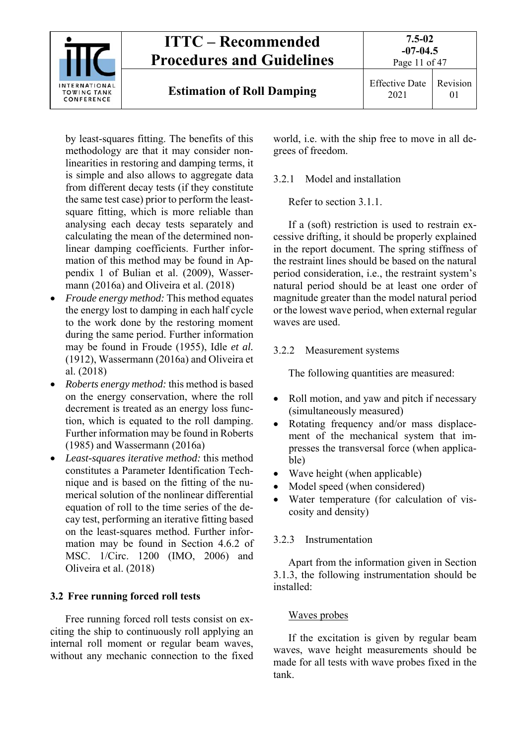by least-squares fitting. The benefits of this methodology are that it may consider non-linearities in restoring and damping terms, it is simple and also allows to aggregate data from different decay tests (if they constitute the same test case) prior to perform the least-square fitting, which is more reliable than analysing each decay tests separately and calculating the mean of the determined non-linear damping coefficients. Further information of this method may be found in Appendix 1 of Bulian et al. (2009), Wassermann (2016a) and Oliveira et al. (2018)

- *Froude energy method:* This method equates the energy lost to damping in each half cycle to the work done by the restoring moment during the same period. Further information may be found in Froude (1955), Idle *et al.* (1912), Wassermann (2016a) and Oliveira et al. (2018)
- *Roberts energy method:* this method is based on the energy conservation, where the roll decrement is treated as an energy loss function, which is equated to the roll damping. Further information may be found in Roberts (1985) and Wassermann (2016a)
- *Least-squares iterative method:* this method constitutes a Parameter Identification Technique and is based on the fitting of the numerical solution of the nonlinear differential equation of roll to the time series of the decay test, performing an iterative fitting based on the least-squares method. Further information may be found in Section 4.6.2 of MSC. 1/Circ. 1200 (IMO, 2006) and Oliveira et al. (2018)

### 3.2 Free running forced roll tests

Free running forced roll tests consist on exciting the ship to continuously roll applying an internal roll moment or regular beam waves, without any mechanic connection to the fixed world, i.e. with the ship free to move in all degrees of freedom.

#### 3.2.1 Model and installation

Refer to section 3.1.1.

If a (soft) restriction is used to restrain excessive drifting, it should be properly explained in the report document. The spring stiffness of the restraint lines should be based on the natural period consideration, i.e., the restraint system's natural period should be at least one order of magnitude greater than the model natural period or the lowest wave period, when external regular waves are used.

#### 3.2.2 Measurement systems

The following quantities are measured:

- Roll motion, and yaw and pitch if necessary (simultaneously measured)
- Rotating frequency and/or mass displacement of the mechanical system that impresses the transversal force (when applicable)
- Wave height (when applicable)
- Model speed (when considered)
- Water temperature (for calculation of viscosity and density)

#### 3.2.3 Instrumentation

Apart from the information given in Section 3.1.3, the following instrumentation should be installed:

<u>Waves probes</u>

If the excitation is given by regular beam waves, wave height measurements should be made for all tests with wave probes fixed in the tank.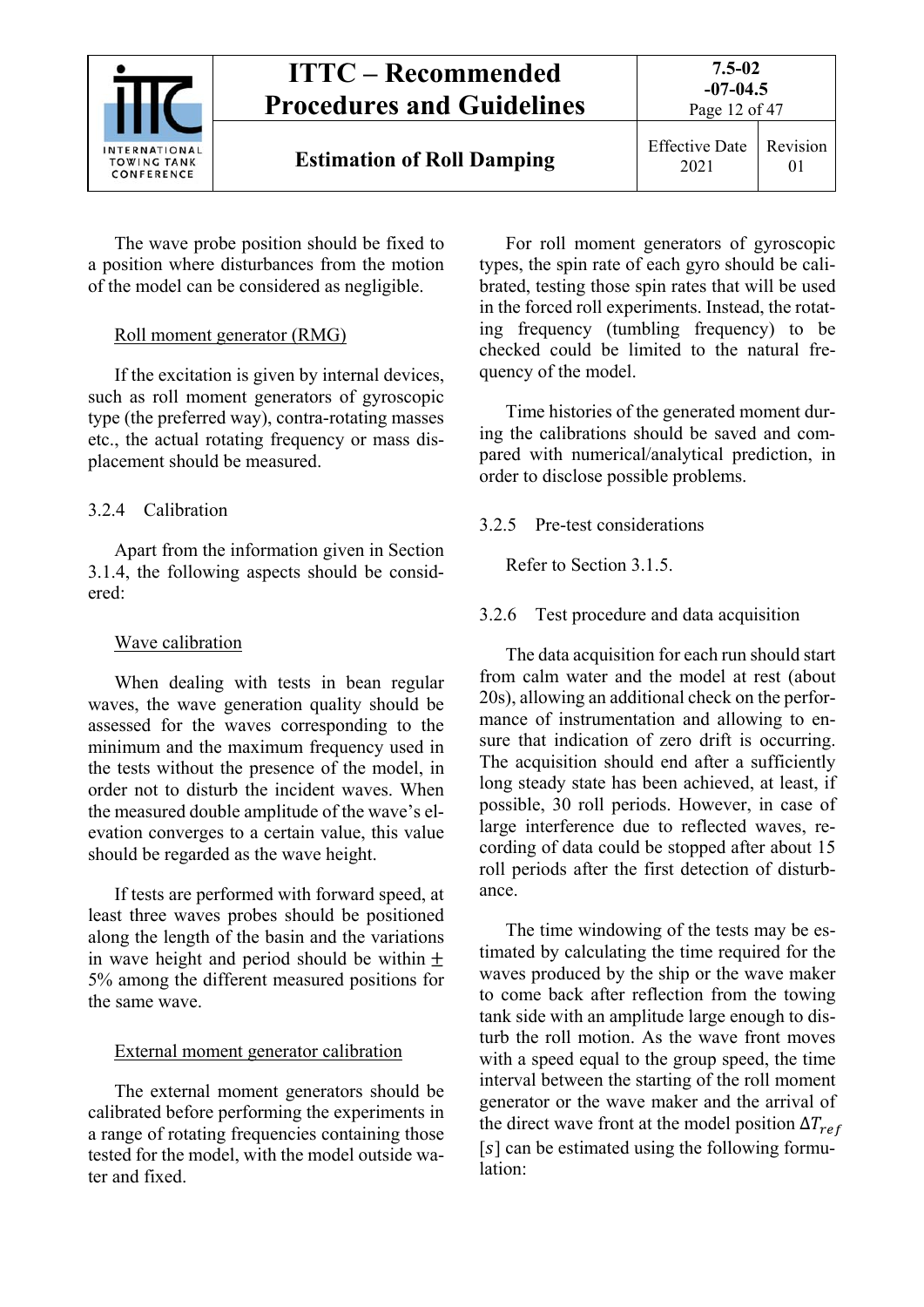The wave probe position should be fixed to a position where disturbances from the motion of the model can be considered as negligible.

Roll moment generator (RMG)

If the excitation is given by internal devices, such as roll moment generators of gyroscopic type (the preferred way), contra-rotating masses etc., the actual rotating frequency or mass displacement should be measured.

### 3.2.4 Calibration

Apart from the information given in Section 3.1.4, the following aspects should be considered:

Wave calibration

When dealing with tests in bean regular waves, the wave generation quality should be assessed for the waves corresponding to the minimum and the maximum frequency used in the tests without the presence of the model, in order not to disturb the incident waves. When the measured double amplitude of the wave's elevation converges to a certain value, this value should be regarded as the wave height.

If tests are performed with forward speed, at least three waves probes should be positioned along the length of the basin and the variations in wave height and period should be within $\pm$ 5% among the different measured positions for the same wave.

External moment generator calibration

The external moment generators should be calibrated before performing the experiments in a range of rotating frequencies containing those tested for the model, with the model outside water and fixed.

For roll moment generators of gyroscopic types, the spin rate of each gyro should be calibrated, testing those spin rates that will be used in the forced roll experiments. Instead, the rotating frequency (tumbling frequency) to be checked could be limited to the natural frequency of the model.

Time histories of the generated moment during the calibrations should be saved and compared with numerical/analytical prediction, in order to disclose possible problems.

### 3.2.5 Pre-test considerations

Refer to Section 3.1.5.

### 3.2.6 Test procedure and data acquisition

The data acquisition for each run should start from calm water and the model at rest (about 20s), allowing an additional check on the performance of instrumentation and allowing to ensure that indication of zero drift is occurring. The acquisition should end after a sufficiently long steady state has been achieved, at least, if possible, 30 roll periods. However, in case of large interference due to reflected waves, recording of data could be stopped after about 15 roll periods after the first detection of disturbance.

The time windowing of the tests may be estimated by calculating the time required for the waves produced by the ship or the wave maker to come back after reflection from the towing tank side with an amplitude large enough to disturb the roll motion. As the wave front moves with a speed equal to the group speed, the time interval between the starting of the roll moment generator or the wave maker and the arrival of the direct wave front at the model position $\Delta T_{ref}$ $[s]$ can be estimated using the following formulation: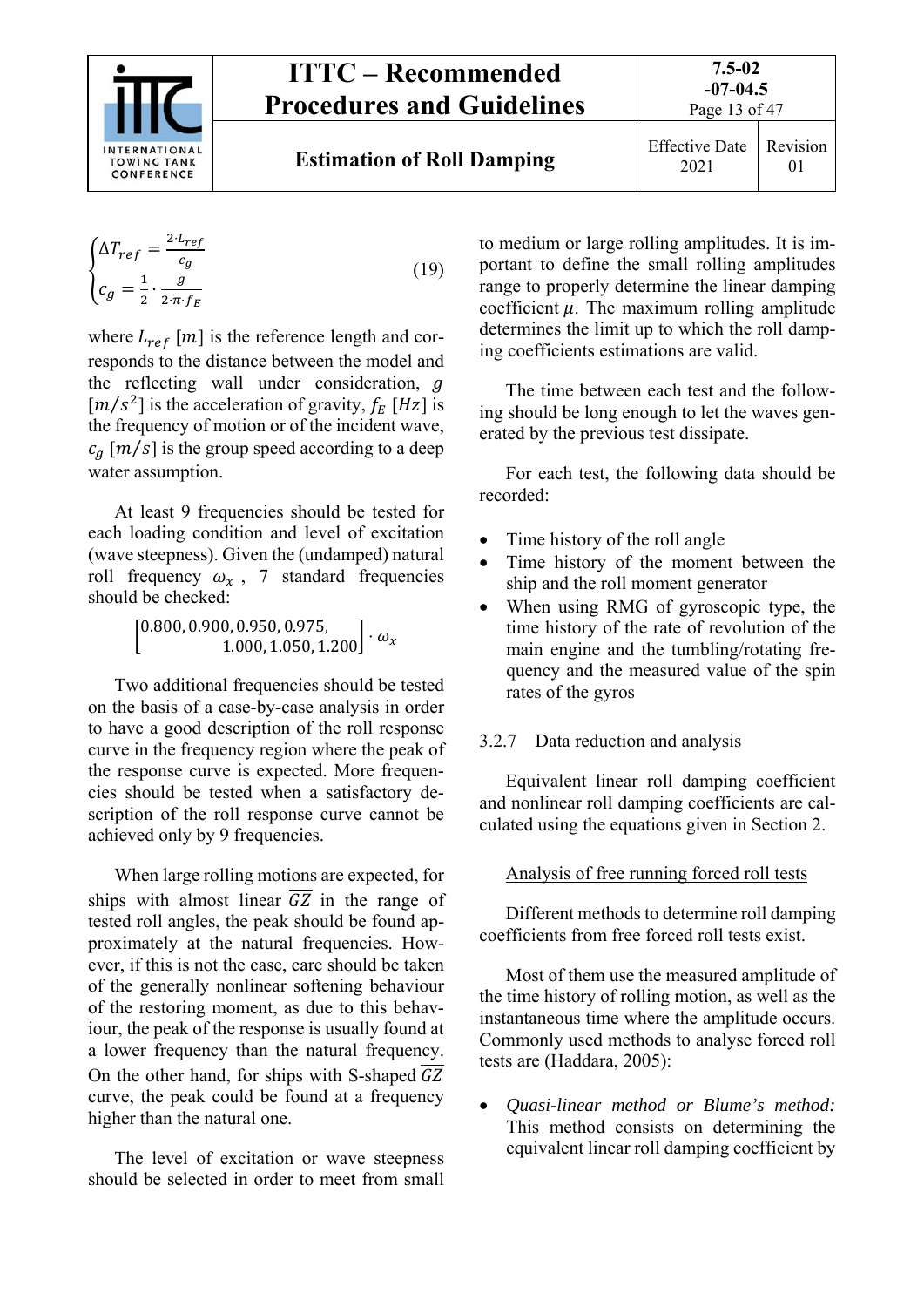$$\begin{cases} \Delta T_{ref} = \frac{2 \cdot L_{ref}}{c_g} \\ c_g = \frac{1}{2} \cdot \frac{g}{2 \cdot \pi \cdot f_E} \end{cases} \tag{19}$$

where $L_{ref}$ $[m]$ is the reference length and corresponds to the distance between the model and the reflecting wall under consideration, $g$ $[m/s^2]$ is the acceleration of gravity, $f_E$ $[Hz]$ is the frequency of motion or of the incident wave, $c_g$ $[m/s]$ is the group speed according to a deep water assumption.

At least 9 frequencies should be tested for each loading condition and level of excitation (wave steepness). Given the (undamped) natural roll frequency $\omega_x$, 7 standard frequencies should be checked:

$$\begin{bmatrix} 0.800, 0.900, 0.950, 0.975, \\ 1.000, 1.050, 1.200 \end{bmatrix} \cdot \omega_x$$

Two additional frequencies should be tested on the basis of a case-by-case analysis in order to have a good description of the roll response curve in the frequency region where the peak of the response curve is expected. More frequencies should be tested when a satisfactory description of the roll response curve cannot be achieved only by 9 frequencies.

When large rolling motions are expected, for ships with almost linear $\overline{GZ}$ in the range of tested roll angles, the peak should be found approximately at the natural frequencies. However, if this is not the case, care should be taken of the generally nonlinear softening behaviour of the restoring moment, as due to this behaviour, the peak of the response is usually found at a lower frequency than the natural frequency. On the other hand, for ships with S-shaped $\overline{GZ}$ curve, the peak could be found at a frequency higher than the natural one.

The level of excitation or wave steepness should be selected in order to meet from small to medium or large rolling amplitudes. It is important to define the small rolling amplitudes range to properly determine the linear damping coefficient $\mu$. The maximum rolling amplitude determines the limit up to which the roll damping coefficients estimations are valid.

The time between each test and the following should be long enough to let the waves generated by the previous test dissipate.

For each test, the following data should be recorded:

- Time history of the roll angle
- Time history of the moment between the ship and the roll moment generator
- When using RMG of gyroscopic type, the time history of the rate of revolution of the main engine and the tumbling/rotating frequency and the measured value of the spin rates of the gyros

### 3.2.7 Data reduction and analysis

Equivalent linear roll damping coefficient and nonlinear roll damping coefficients are calculated using the equations given in Section 2.

Analysis of free running forced roll tests

Different methods to determine roll damping coefficients from free forced roll tests exist.

Most of them use the measured amplitude of the time history of rolling motion, as well as the instantaneous time where the amplitude occurs. Commonly used methods to analyse forced roll tests are (Haddara, 2005):

- *Quasi-linear method or Blume's method:* This method consists on determining the equivalent linear roll damping coefficient by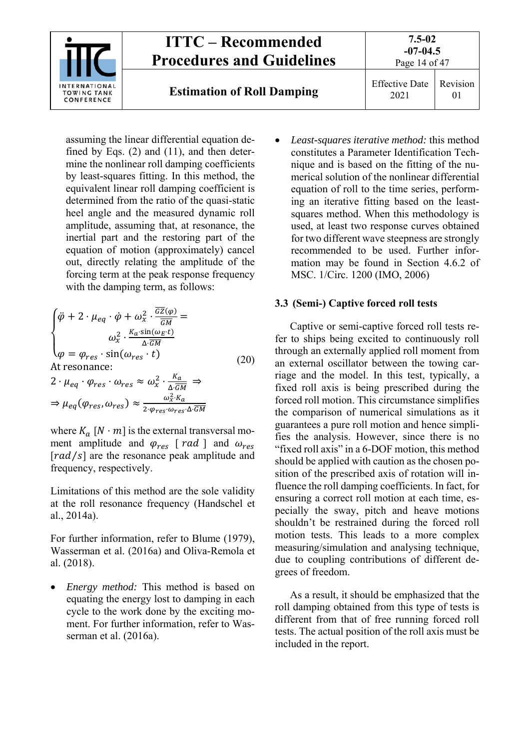assuming the linear differential equation defined by Eqs. (2) and (11), and then determine the nonlinear roll damping coefficients by least-squares fitting. In this method, the equivalent linear roll damping coefficient is determined from the ratio of the quasi-static heel angle and the measured dynamic roll amplitude, assuming that, at resonance, the inertial part and the restoring part of the equation of motion (approximately) cancel out, directly relating the amplitude of the forcing term at the peak response frequency with the damping term, as follows:

$$\begin{cases} \ddot{\varphi} + 2 \cdot \mu_{eq} \cdot \dot{\varphi} + \omega_x^2 \cdot \frac{\overline{GZ}(\varphi)}{\overline{GM}} = \\ \qquad \omega_x^2 \cdot \frac{K_a \cdot \sin(\omega_E \cdot t)}{\Delta \cdot \overline{GM}} \\ \varphi = \varphi_{res} \cdot \sin(\omega_{res} \cdot t) \end{cases} \tag{20}$$

At resonance:

$$2 \cdot \mu_{eq} \cdot \varphi_{res} \cdot \omega_{res} \approx \omega_x^2 \cdot \frac{K_a}{\Delta \cdot \overline{GM}} \Rightarrow$$

$$\Rightarrow \mu_{eq}(\varphi_{res}, \omega_{res}) \approx \frac{\omega_x^2 \cdot K_a}{2 \cdot \varphi_{res} \cdot \omega_{res} \cdot \Delta \cdot \overline{GM}}$$

where $K_a$ $[N \cdot m]$ is the external transversal moment amplitude and $\varphi_{res}$ $[rad]$ and $\omega_{res}$ $[rad/s]$ are the resonance peak amplitude and frequency, respectively.

Limitations of this method are the sole validity at the roll resonance frequency (Handschel et al., 2014a).

For further information, refer to Blume (1979), Wasserman et al. (2016a) and Oliva-Remola et al. (2018).

- *Energy method:* This method is based on equating the energy lost to damping in each cycle to the work done by the exciting moment. For further information, refer to Wasserman et al. (2016a).
- *Least-squares iterative method:* this method constitutes a Parameter Identification Technique and is based on the fitting of the numerical solution of the nonlinear differential equation of roll to the time series, performing an iterative fitting based on the least-squares method. When this methodology is used, at least two response curves obtained for two different wave steepness are strongly recommended to be used. Further information may be found in Section 4.6.2 of MSC. 1/Circ. 1200 (IMO, 2006)

### 3.3 (Semi-) Captive forced roll tests

Captive or semi-captive forced roll tests refer to ships being excited to continuously roll through an externally applied roll moment from an external oscillator between the towing carriage and the model. In this test, typically, a fixed roll axis is being prescribed during the forced roll motion. This circumstance simplifies the comparison of numerical simulations as it guarantees a pure roll motion and hence simplifies the analysis. However, since there is no "fixed roll axis" in a 6-DOF motion, this method should be applied with caution as the chosen position of the prescribed axis of rotation will influence the roll damping coefficients. In fact, for ensuring a correct roll motion at each time, especially the sway, pitch and heave motions shouldn't be restrained during the forced roll motion tests. This leads to a more complex measuring/simulation and analysing technique, due to coupling contributions of different degrees of freedom.

As a result, it should be emphasized that the roll damping obtained from this type of tests is different from that of free running forced roll tests. The actual position of the roll axis must be included in the report.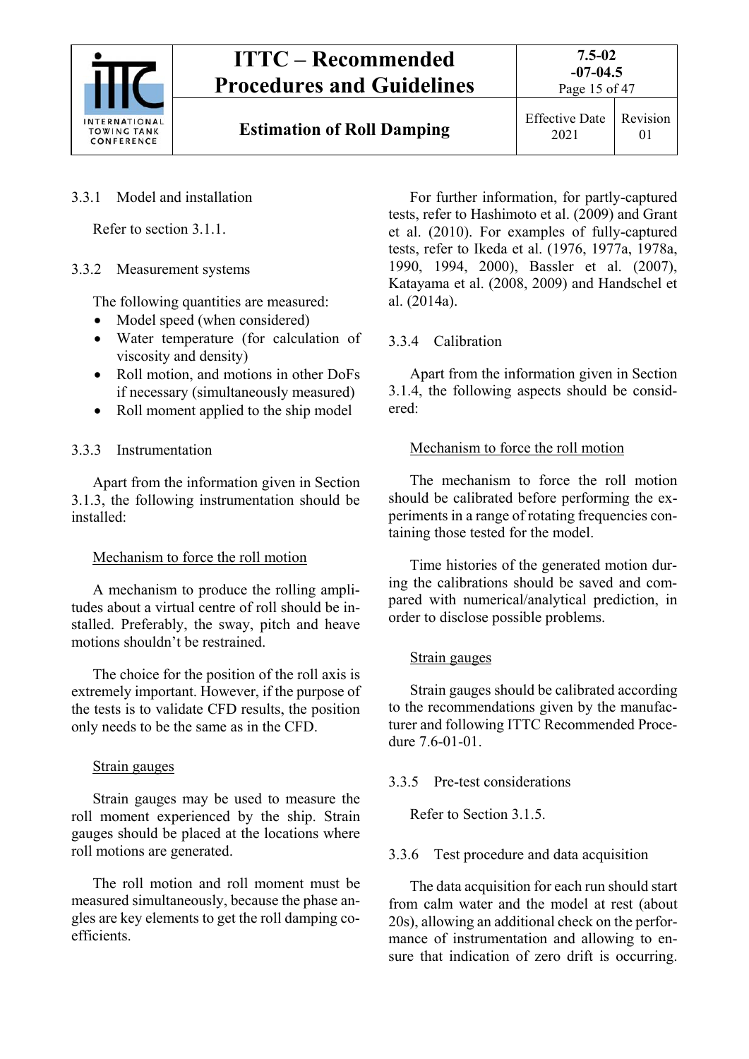#### 3.3.1 Model and installation

Refer to section 3.1.1.

#### 3.3.2 Measurement systems

The following quantities are measured:

- Model speed (when considered)
- Water temperature (for calculation of viscosity and density)
- Roll motion, and motions in other DoFs if necessary (simultaneously measured)
- Roll moment applied to the ship model

#### 3.3.3 Instrumentation

Apart from the information given in Section 3.1.3, the following instrumentation should be installed:

Mechanism to force the roll motion

A mechanism to produce the rolling amplitudes about a virtual centre of roll should be installed. Preferably, the sway, pitch and heave motions shouldn't be restrained.

The choice for the position of the roll axis is extremely important. However, if the purpose of the tests is to validate CFD results, the position only needs to be the same as in the CFD.

Strain gauges

Strain gauges may be used to measure the roll moment experienced by the ship. Strain gauges should be placed at the locations where roll motions are generated.

The roll motion and roll moment must be measured simultaneously, because the phase angles are key elements to get the roll damping coefficients.

For further information, for partly-captured tests, refer to Hashimoto et al. (2009) and Grant et al. (2010). For examples of fully-captured tests, refer to Ikeda et al. (1976, 1977a, 1978a, 1990, 1994, 2000), Bassler et al. (2007), Katayama et al. (2008, 2009) and Handschel et al. (2014a).

#### 3.3.4 Calibration

Apart from the information given in Section 3.1.4, the following aspects should be considered:

Mechanism to force the roll motion

The mechanism to force the roll motion should be calibrated before performing the experiments in a range of rotating frequencies containing those tested for the model.

Time histories of the generated motion during the calibrations should be saved and compared with numerical/analytical prediction, in order to disclose possible problems.

Strain gauges

Strain gauges should be calibrated according to the recommendations given by the manufacturer and following ITTC Recommended Procedure 7.6-01-01.

#### 3.3.5 Pre-test considerations

Refer to Section 3.1.5.

#### 3.3.6 Test procedure and data acquisition

The data acquisition for each run should start from calm water and the model at rest (about 20s), allowing an additional check on the performance of instrumentation and allowing to ensure that indication of zero drift is occurring.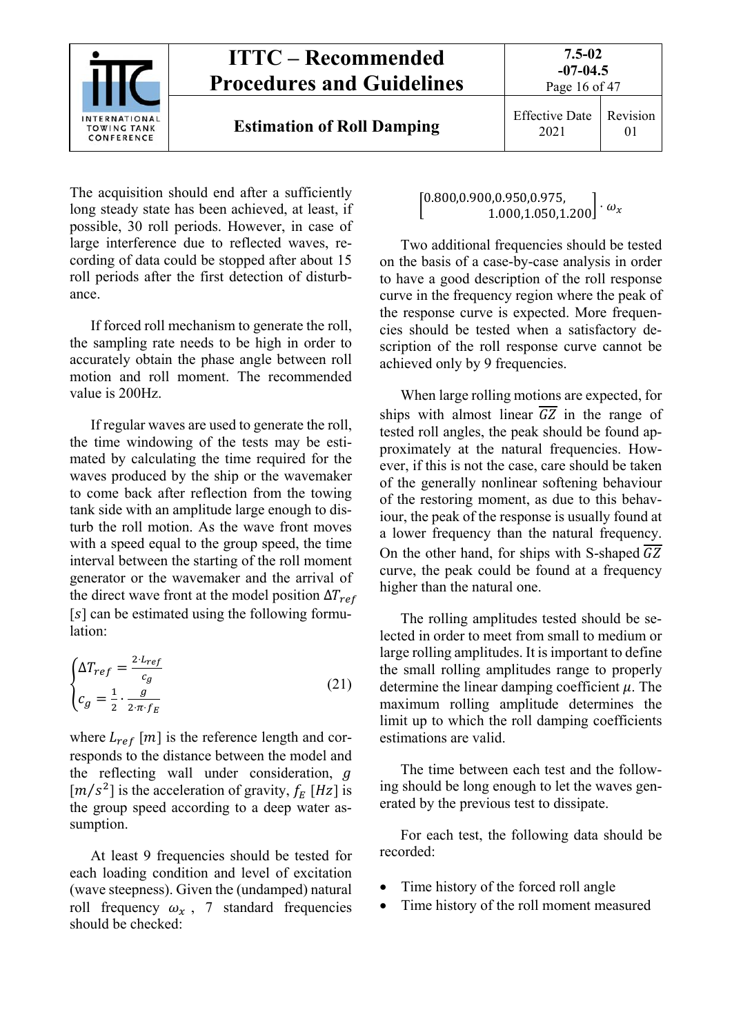The acquisition should end after a sufficiently long steady state has been achieved, at least, if possible, 30 roll periods. However, in case of large interference due to reflected waves, recording of data could be stopped after about 15 roll periods after the first detection of disturbance.

If forced roll mechanism to generate the roll, the sampling rate needs to be high in order to accurately obtain the phase angle between roll motion and roll moment. The recommended value is 200Hz.

If regular waves are used to generate the roll, the time windowing of the tests may be estimated by calculating the time required for the waves produced by the ship or the wavemaker to come back after reflection from the towing tank side with an amplitude large enough to disturb the roll motion. As the wave front moves with a speed equal to the group speed, the time interval between the starting of the roll moment generator or the wavemaker and the arrival of the direct wave front at the model position $\Delta T_{ref}$ $[s]$ can be estimated using the following formulation:

$$\begin{cases} \Delta T_{ref} = \frac{2 \cdot L_{ref}}{c_g} \\ c_g = \frac{1}{2} \cdot \frac{g}{2 \cdot \pi \cdot f_E} \end{cases} \tag{21}$$

where $L_{ref}$ $[m]$ is the reference length and corresponds to the distance between the model and the reflecting wall under consideration, $g$ $[m/s^2]$ is the acceleration of gravity, $f_E$ $[Hz]$ is the group speed according to a deep water assumption.

At least 9 frequencies should be tested for each loading condition and level of excitation (wave steepness). Given the (undamped) natural roll frequency $\omega_x$, 7 standard frequencies should be checked:

$$\begin{bmatrix} 0.800, 0.900, 0.950, 0.975, \\ 1.000, 1.050, 1.200 \end{bmatrix} \cdot \omega_x$$

Two additional frequencies should be tested on the basis of a case-by-case analysis in order to have a good description of the roll response curve in the frequency region where the peak of the response curve is expected. More frequencies should be tested when a satisfactory description of the roll response curve cannot be achieved only by 9 frequencies.

When large rolling motions are expected, for ships with almost linear $\overline{GZ}$ in the range of tested roll angles, the peak should be found approximately at the natural frequencies. However, if this is not the case, care should be taken of the generally nonlinear softening behaviour of the restoring moment, as due to this behaviour, the peak of the response is usually found at a lower frequency than the natural frequency. On the other hand, for ships with S-shaped $\overline{GZ}$ curve, the peak could be found at a frequency higher than the natural one.

The rolling amplitudes tested should be selected in order to meet from small to medium or large rolling amplitudes. It is important to define the small rolling amplitudes range to properly determine the linear damping coefficient $\mu$. The maximum rolling amplitude determines the limit up to which the roll damping coefficients estimations are valid.

The time between each test and the following should be long enough to let the waves generated by the previous test to dissipate.

For each test, the following data should be recorded:

- Time history of the forced roll angle
- Time history of the roll moment measured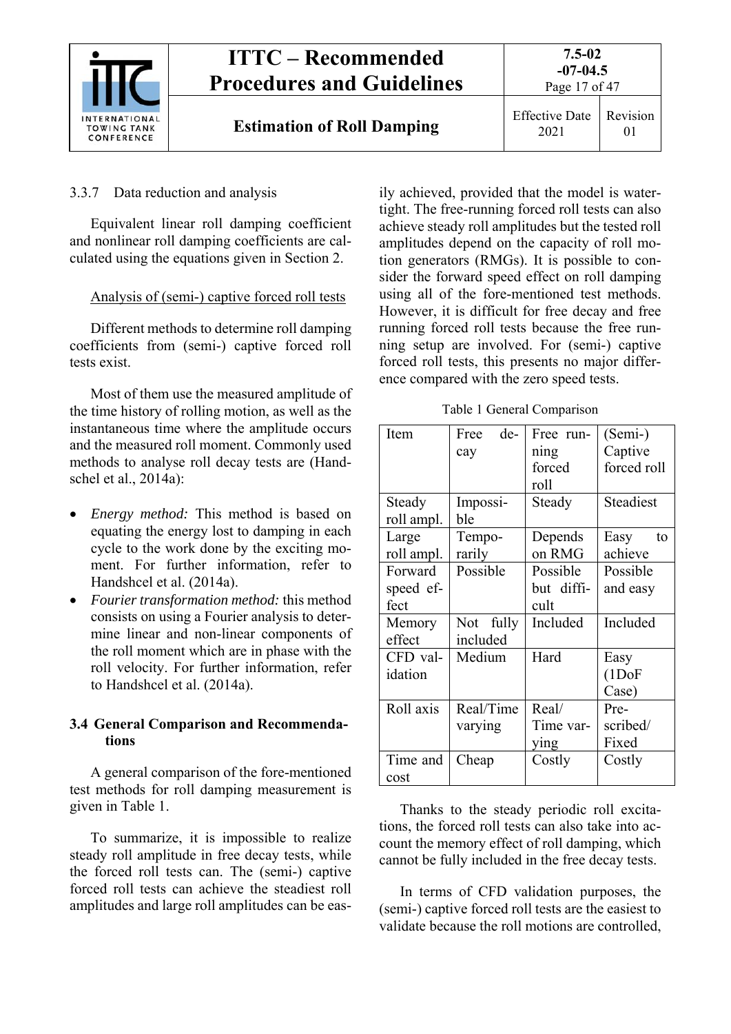#### 3.3.7 Data reduction and analysis

Equivalent linear roll damping coefficient and nonlinear roll damping coefficients are calculated using the equations given in Section 2.

Analysis of (semi-) captive forced roll tests

Different methods to determine roll damping coefficients from (semi-) captive forced roll tests exist.

Most of them use the measured amplitude of the time history of rolling motion, as well as the instantaneous time where the amplitude occurs and the measured roll moment. Commonly used methods to analyse roll decay tests are (Handschel et al., 2014a):

- *Energy method:* This method is based on equating the energy lost to damping in each cycle to the work done by the exciting moment. For further information, refer to Handshcel et al. (2014a).
- *Fourier transformation method:* this method consists on using a Fourier analysis to determine linear and non-linear components of the roll moment which are in phase with the roll velocity. For further information, refer to Handshcel et al. (2014a).

### 3.4 General Comparison and Recommendations

A general comparison of the fore-mentioned test methods for roll damping measurement is given in Table 1.

To summarize, it is impossible to realize steady roll amplitude in free decay tests, while the forced roll tests can. The (semi-) captive forced roll tests can achieve the steadiest roll amplitudes and large roll amplitudes can be easily achieved, provided that the model is watertight. The free-running forced roll tests can also achieve steady roll amplitudes but the tested roll amplitudes depend on the capacity of roll motion generators (RMGs). It is possible to consider the forward speed effect on roll damping using all of the fore-mentioned test methods. However, it is difficult for free decay and free running forced roll tests because the free running setup are involved. For (semi-) captive forced roll tests, this presents no major difference compared with the zero speed tests.

Table 1 General Comparison

| Item | Free decay | Free running forced roll | (Semi-) Captive forced roll |
|---|---|---|---|
| Steady roll ampl. | Impossible | Steady | Steadiest |
| Large roll ampl. | Temporarily | Depends on RMG | Easy to achieve |
| Forward speed effect | Possible | Possible but difficult | Possible and easy |
| Memory effect | Not fully included | Included | Included |
| CFD validation | Medium | Hard | Easy (1DoF Case) |
| Roll axis | Real/Time varying | Real/ Time varying | Prescribed/ Fixed |
| Time and cost | Cheap | Costly | Costly |

Thanks to the steady periodic roll excitations, the forced roll tests can also take into account the memory effect of roll damping, which cannot be fully included in the free decay tests.

In terms of CFD validation purposes, the (semi-) captive forced roll tests are the easiest to validate because the roll motions are controlled,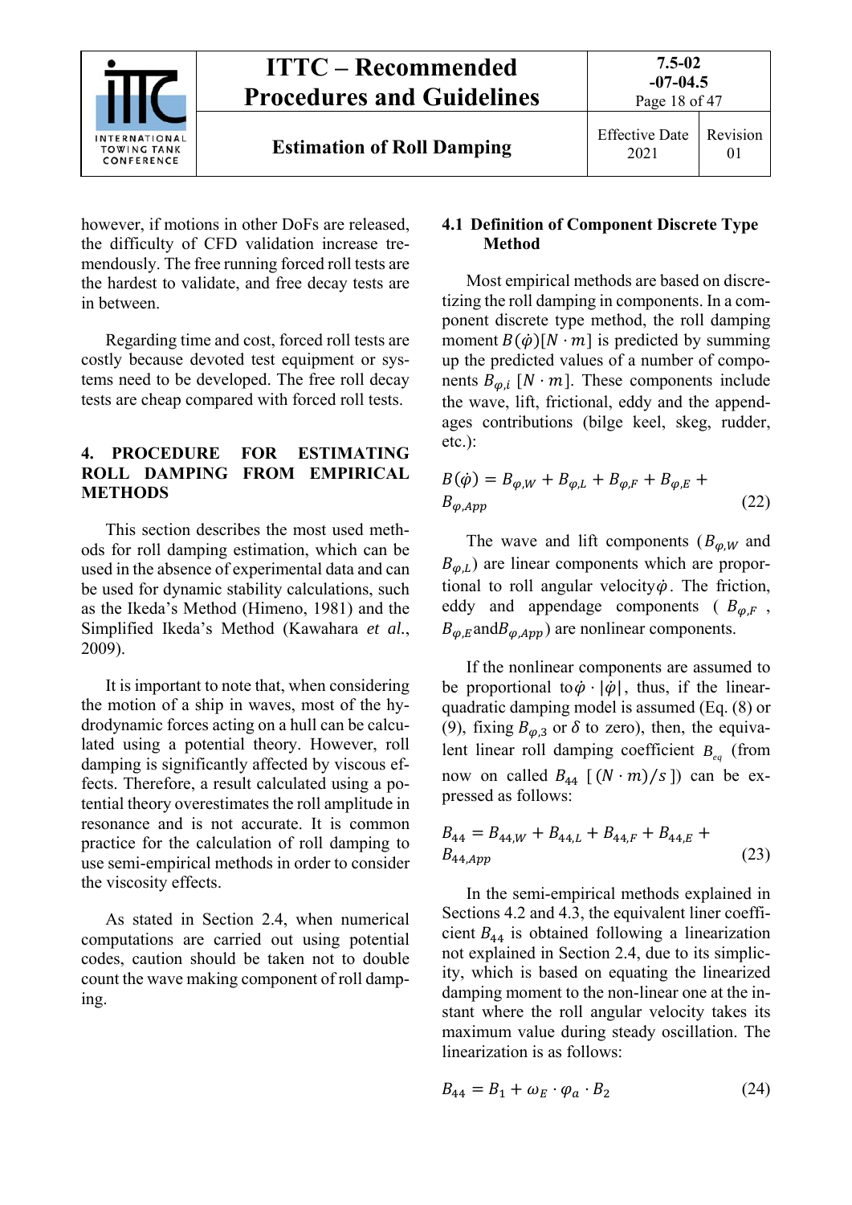however, if motions in other DoFs are released, the difficulty of CFD validation increase tremendously. The free running forced roll tests are the hardest to validate, and free decay tests are in between.

Regarding time and cost, forced roll tests are costly because devoted test equipment or systems need to be developed. The free roll decay tests are cheap compared with forced roll tests.

## 4. PROCEDURE FOR ESTIMATING ROLL DAMPING FROM EMPIRICAL METHODS

This section describes the most used methods for roll damping estimation, which can be used in the absence of experimental data and can be used for dynamic stability calculations, such as the Ikeda's Method (Himeno, 1981) and the Simplified Ikeda's Method (Kawahara *et al.*, 2009).

It is important to note that, when considering the motion of a ship in waves, most of the hydrodynamic forces acting on a hull can be calculated using a potential theory. However, roll damping is significantly affected by viscous effects. Therefore, a result calculated using a potential theory overestimates the roll amplitude in resonance and is not accurate. It is common practice for the calculation of roll damping to use semi-empirical methods in order to consider the viscosity effects.

As stated in Section 2.4, when numerical computations are carried out using potential codes, caution should be taken not to double count the wave making component of roll damping.

### 4.1 Definition of Component Discrete Type Method

Most empirical methods are based on discretizing the roll damping in components. In a component discrete type method, the roll damping moment $B(\dot{\varphi})[N \cdot m]$ is predicted by summing up the predicted values of a number of components $B_{\varphi,i}$ $[N \cdot m]$. These components include the wave, lift, frictional, eddy and the appendages contributions (bilge keel, skeg, rudder, etc.):

$$B(\dot{\varphi}) = B_{\varphi,W} + B_{\varphi,L} + B_{\varphi,F} + B_{\varphi,E} + B_{\varphi,App} \tag{22}$$

The wave and lift components ($B_{\varphi,W}$ and $B_{\varphi,L}$) are linear components which are proportional to roll angular velocity $\dot{\varphi}$. The friction, eddy and appendage components ($B_{\varphi,F}$, $B_{\varphi,E}$ and $B_{\varphi,App}$) are nonlinear components.

If the nonlinear components are assumed to be proportional to $\dot{\varphi} \cdot |\dot{\varphi}|$, thus, if the linear-quadratic damping model is assumed (Eq. (8) or (9), fixing $B_{\varphi,3}$ or $\delta$ to zero), then, the equivalent linear roll damping coefficient $B_{eq}$ (from now on called $B_{44}$ $[(N \cdot m)/s]$) can be expressed as follows:

$$B_{44} = B_{44,W} + B_{44,L} + B_{44,F} + B_{44,E} + B_{44,App} \tag{23}$$

In the semi-empirical methods explained in Sections 4.2 and 4.3, the equivalent liner coefficient $B_{44}$ is obtained following a linearization not explained in Section 2.4, due to its simplicity, which is based on equating the linearized damping moment to the non-linear one at the instant where the roll angular velocity takes its maximum value during steady oscillation. The linearization is as follows:

$$B_{44} = B_1 + \omega_E \cdot \varphi_a \cdot B_2 \tag{24}$$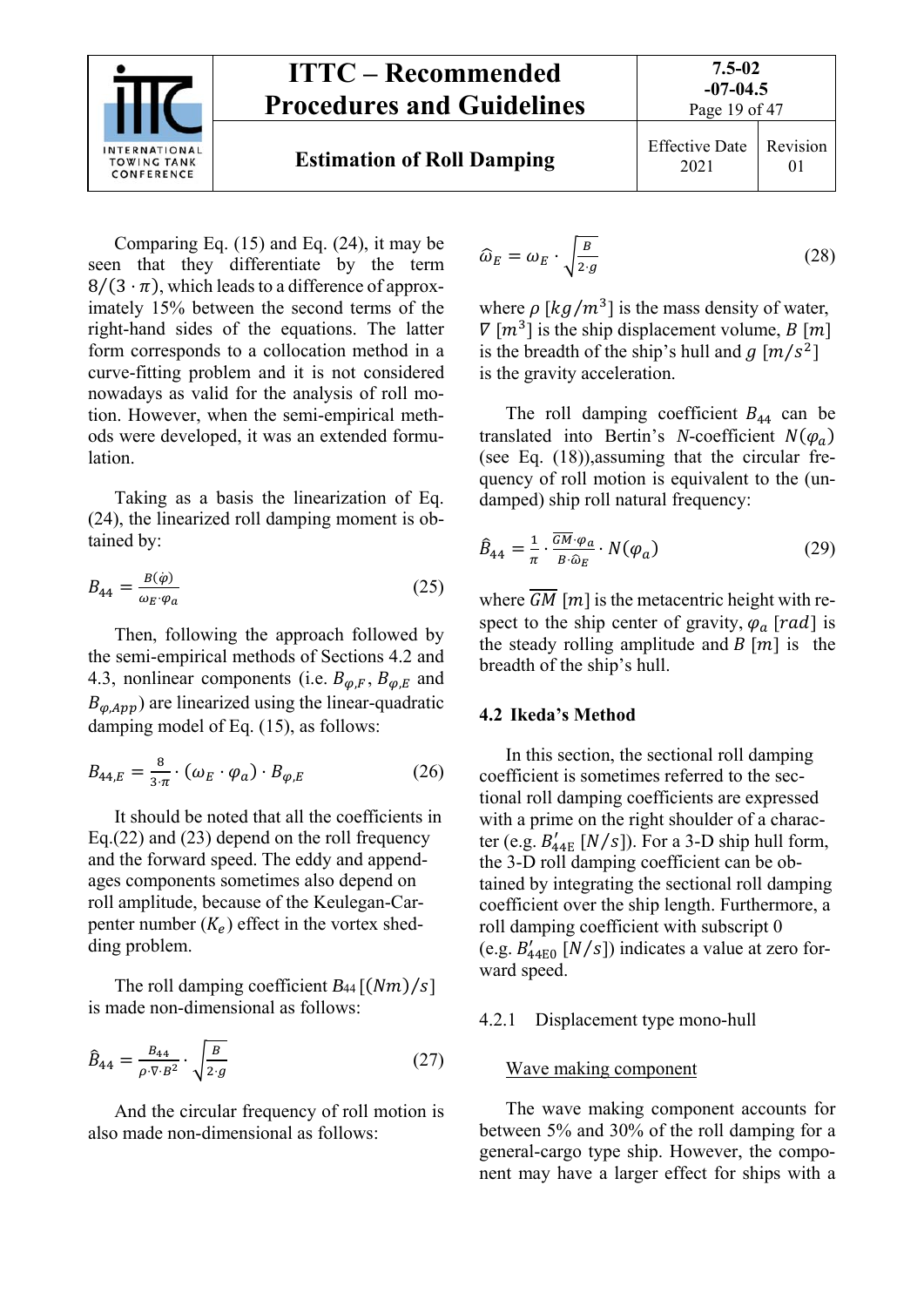Comparing Eq. (15) and Eq. (24), it may be seen that they differentiate by the term $8/(3 \cdot \pi)$, which leads to a difference of approximately 15% between the second terms of the right-hand sides of the equations. The latter form corresponds to a collocation method in a curve-fitting problem and it is not considered nowadays as valid for the analysis of roll motion. However, when the semi-empirical methods were developed, it was an extended formulation.

Taking as a basis the linearization of Eq. (24), the linearized roll damping moment is obtained by:

$$B_{44} = \frac{B(\dot{\varphi})}{\omega_E \cdot \varphi_a} \tag{25}$$

Then, following the approach followed by the semi-empirical methods of Sections 4.2 and 4.3, nonlinear components (i.e. $B_{\varphi,F}$, $B_{\varphi,E}$ and $B_{\varphi,App}$) are linearized using the linear-quadratic damping model of Eq. (15), as follows:

$$B_{44,E} = \frac{8}{3 \cdot \pi} \cdot (\omega_E \cdot \varphi_a) \cdot B_{\varphi,E} \tag{26}$$

It should be noted that all the coefficients in Eq.(22) and (23) depend on the roll frequency and the forward speed. The eddy and appendages components sometimes also depend on roll amplitude, because of the Keulegan-Carpenter number ($K_e$) effect in the vortex shedding problem.

The roll damping coefficient $B_{44}$ $[(Nm)/s]$ is made non-dimensional as follows:

$$\hat{B}_{44} = \frac{B_{44}}{\rho \cdot \nabla \cdot B^2} \cdot \sqrt{\frac{B}{2 \cdot g}} \tag{27}$$

And the circular frequency of roll motion is also made non-dimensional as follows:

$$\hat{\omega}_E = \omega_E \cdot \sqrt{\frac{B}{2 \cdot g}} \tag{28}$$

where $\rho$ $[kg/m^3]$ is the mass density of water, $\nabla$ $[m^3]$ is the ship displacement volume, $B$ $[m]$ is the breadth of the ship's hull and $g$ $[m/s^2]$ is the gravity acceleration.

The roll damping coefficient $B_{44}$ can be translated into Bertin's $N$-coefficient $N(\varphi_a)$ (see Eq. (18)),assuming that the circular frequency of roll motion is equivalent to the (undamped) ship roll natural frequency:

$$\hat{B}_{44} = \frac{1}{\pi} \cdot \frac{\overline{GM} \cdot \varphi_a}{B \cdot \hat{\omega}_E} \cdot N(\varphi_a) \tag{29}$$

where $\overline{GM}$ $[m]$ is the metacentric height with respect to the ship center of gravity, $\varphi_a$ $[rad]$ is the steady rolling amplitude and $B$ $[m]$ is the breadth of the ship's hull.

### 4.2 Ikeda's Method

In this section, the sectional roll damping coefficient is sometimes referred to the sectional roll damping coefficients are expressed with a prime on the right shoulder of a character (e.g. $B'_{44\text{E}}$ $[N/s]$). For a 3-D ship hull form, the 3-D roll damping coefficient can be obtained by integrating the sectional roll damping coefficient over the ship length. Furthermore, a roll damping coefficient with subscript 0 (e.g. $B'_{44\text{E}0}$ $[N/s]$) indicates a value at zero forward speed.

#### 4.2.1 Displacement type mono-hull

Wave making component

The wave making component accounts for between 5% and 30% of the roll damping for a general-cargo type ship. However, the component may have a larger effect for ships with a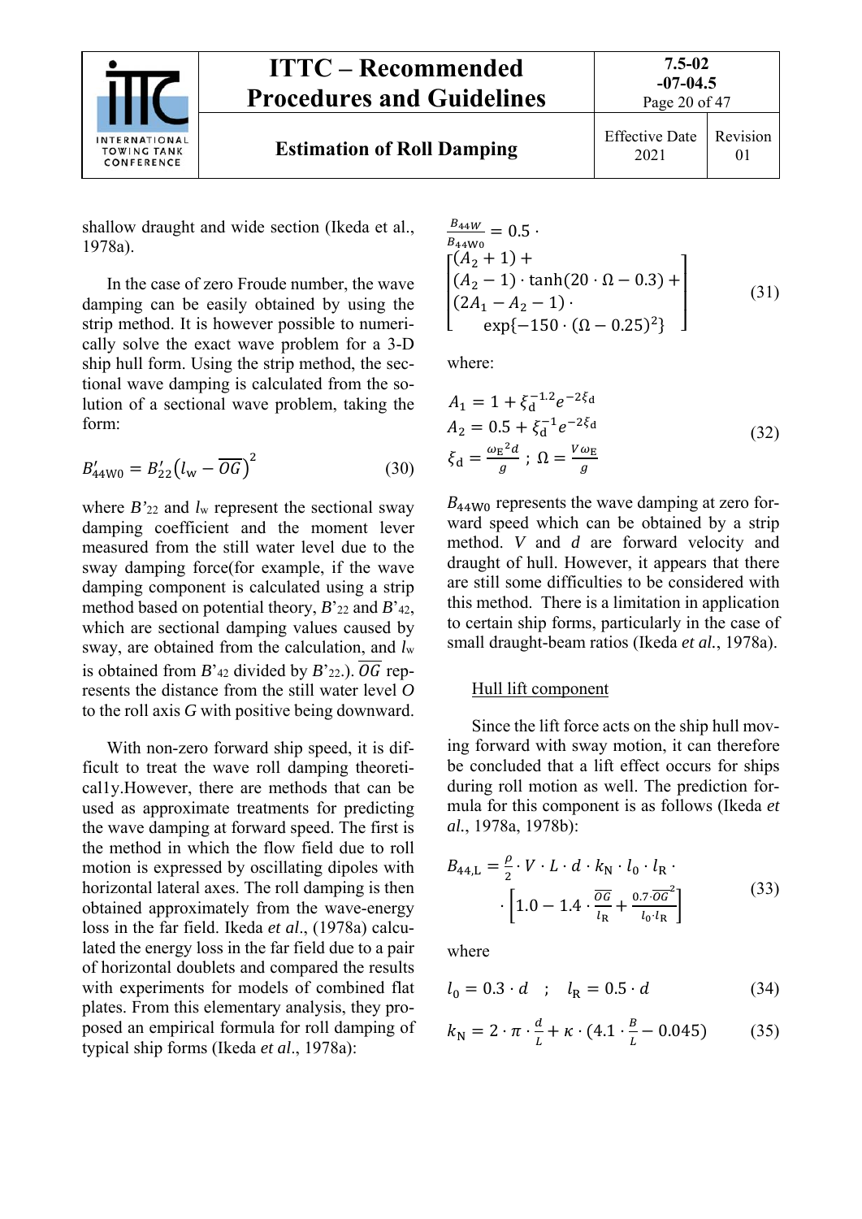shallow draught and wide section (Ikeda et al., 1978a).

In the case of zero Froude number, the wave damping can be easily obtained by using the strip method. It is however possible to numerically solve the exact wave problem for a 3-D ship hull form. Using the strip method, the sectional wave damping is calculated from the solution of a sectional wave problem, taking the form:

$$B'_{44\mathrm{W0}} = B'_{22}\left(l_{\mathrm{w}} - \overline{OG}\right)^2 \tag{30}$$

where $B'_{22}$ and $l_w$ represent the sectional sway damping coefficient and the moment lever measured from the still water level due to the sway damping force(for example, if the wave damping component is calculated using a strip method based on potential theory, $B'_{22}$ and $B'_{42}$, which are sectional damping values caused by sway, are obtained from the calculation, and $l_w$ is obtained from $B'_{42}$ divided by $B'_{22}$.). $\overline{OG}$ represents the distance from the still water level $O$ to the roll axis $G$ with positive being downward.

With non-zero forward ship speed, it is difficult to treat the wave roll damping theoretica1ly.However, there are methods that can be used as approximate treatments for predicting the wave damping at forward speed. The first is the method in which the flow field due to roll motion is expressed by oscillating dipoles with horizontal lateral axes. The roll damping is then obtained approximately from the wave-energy loss in the far field. Ikeda *et al*., (1978a) calculated the energy loss in the far field due to a pair of horizontal doublets and compared the results with experiments for models of combined flat plates. From this elementary analysis, they proposed an empirical formula for roll damping of typical ship forms (Ikeda *et al*., 1978a):

$$\frac{B_{44W}}{B_{44\mathrm{W0}}} = 0.5 \cdot \begin{bmatrix} (A_2 + 1) + \\ (A_2 - 1) \cdot \tanh(20 \cdot \Omega - 0.3) + \\ (2A_1 - A_2 - 1) \cdot \\ \quad \exp\{-150 \cdot (\Omega - 0.25)^2\} \end{bmatrix} \tag{31}$$

where:

$$\begin{aligned} A_1 &= 1 + \xi_{\mathrm{d}}^{-1.2} e^{-2\xi_{\mathrm{d}}} \\ A_2 &= 0.5 + \xi_{\mathrm{d}}^{-1} e^{-2\xi_{\mathrm{d}}} \\ \xi_{\mathrm{d}} &= \frac{\omega_{\mathrm{E}}{}^2 d}{g} \;;\; \Omega = \frac{V\omega_{\mathrm{E}}}{g} \end{aligned} \tag{32}$$

$B_{44\mathrm{W0}}$ represents the wave damping at zero forward speed which can be obtained by a strip method. $V$ and $d$ are forward velocity and draught of hull. However, it appears that there are still some difficulties to be considered with this method. There is a limitation in application to certain ship forms, particularly in the case of small draught-beam ratios (Ikeda *et al.*, 1978a).

<u>Hull lift component</u>

Since the lift force acts on the ship hull moving forward with sway motion, it can therefore be concluded that a lift effect occurs for ships during roll motion as well. The prediction formula for this component is as follows (Ikeda *et al.*, 1978a, 1978b):

$$B_{44,\mathrm{L}} = \frac{\rho}{2} \cdot V \cdot L \cdot d \cdot k_{\mathrm{N}} \cdot l_0 \cdot l_{\mathrm{R}} \cdot \cdot \left[1.0 - 1.4 \cdot \frac{\overline{OG}}{l_{\mathrm{R}}} + \frac{0.7 \cdot \overline{OG}^2}{l_0 \cdot l_{\mathrm{R}}}\right] \tag{33}$$

where

$$l_0 = 0.3 \cdot d \quad ; \quad l_{\mathrm{R}} = 0.5 \cdot d \tag{34}$$

$$k_{\mathrm{N}} = 2 \cdot \pi \cdot \frac{d}{L} + \kappa \cdot \left(4.1 \cdot \frac{B}{L} - 0.045\right) \tag{35}$$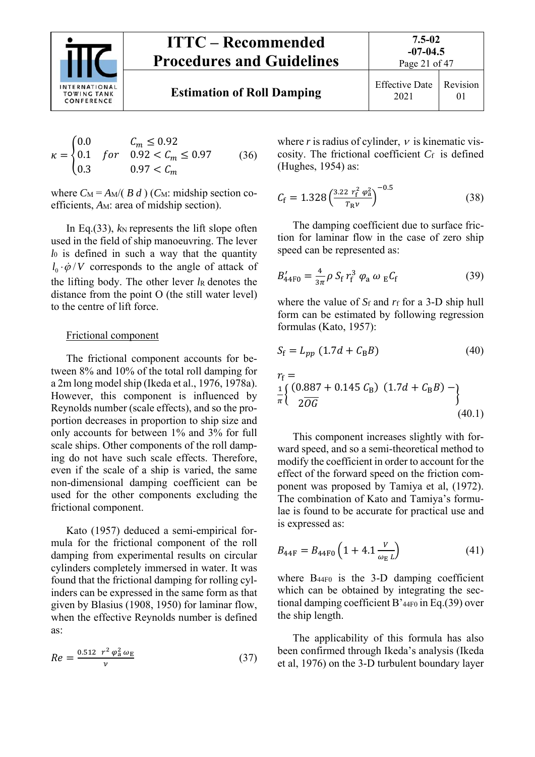$$\kappa = \begin{cases} 0.0 & C_m \leq 0.92 \\ 0.1 \quad for & 0.92 < C_m \leq 0.97 \\ 0.3 & 0.97 < C_m \end{cases} \tag{36}$$

where $C_M = A_M/(B\ d)$ ($C_M$: midship section coefficients, $A_M$: area of midship section).

In Eq.(33), $k_N$ represents the lift slope often used in the field of ship manoeuvring. The lever $l_0$ is defined in such a way that the quantity $l_0 \cdot \dot{\varphi}/V$ corresponds to the angle of attack of the lifting body. The other lever $l_R$ denotes the distance from the point O (the still water level) to the centre of lift force.

Frictional component

The frictional component accounts for between 8% and 10% of the total roll damping for a 2m long model ship (Ikeda et al., 1976, 1978a). However, this component is influenced by Reynolds number (scale effects), and so the proportion decreases in proportion to ship size and only accounts for between 1% and 3% for full scale ships. Other components of the roll damping do not have such scale effects. Therefore, even if the scale of a ship is varied, the same non-dimensional damping coefficient can be used for the other components excluding the frictional component.

Kato (1957) deduced a semi-empirical formula for the frictional component of the roll damping from experimental results on circular cylinders completely immersed in water. It was found that the frictional damping for rolling cylinders can be expressed in the same form as that given by Blasius (1908, 1950) for laminar flow, when the effective Reynolds number is defined as:

$$Re = \frac{0.512\ \ r^2\ \varphi_a^2\ \omega_E}{\nu} \tag{37}$$

where $r$ is radius of cylinder, $\nu$ is kinematic viscosity. The frictional coefficient $C_f$ is defined (Hughes, 1954) as:

$$C_f = 1.328\left(\frac{3.22\ r_f^2\ \varphi_a^2}{T_R \nu}\right)^{-0.5} \tag{38}$$

The damping coefficient due to surface friction for laminar flow in the case of zero ship speed can be represented as:

$$B'_{44F0} = \frac{4}{3\pi}\rho\ S_f\ r_f^3\ \varphi_a\ \omega_E C_f \tag{39}$$

where the value of $S_f$ and $r_f$ for a 3-D ship hull form can be estimated by following regression formulas (Kato, 1957):

$$S_f = L_{pp}\ (1.7d + C_B B) \tag{40}$$

$$r_f = \frac{1}{\pi}\left\{\frac{(0.887 + 0.145\ C_B)\ (1.7d + C_B B) -}{2\overline{OG}}\right\} \tag{40.1}$$

This component increases slightly with forward speed, and so a semi-theoretical method to modify the coefficient in order to account for the effect of the forward speed on the friction component was proposed by Tamiya et al, (1972). The combination of Kato and Tamiya's formulae is found to be accurate for practical use and is expressed as:

$$B_{44F} = B_{44F0}\left(1 + 4.1\frac{V}{\omega_E\ L}\right) \tag{41}$$

where $B_{44F0}$ is the 3-D damping coefficient which can be obtained by integrating the sectional damping coefficient $B'_{44F0}$ in Eq.(39) over the ship length.

The applicability of this formula has also been confirmed through Ikeda's analysis (Ikeda et al, 1976) on the 3-D turbulent boundary layer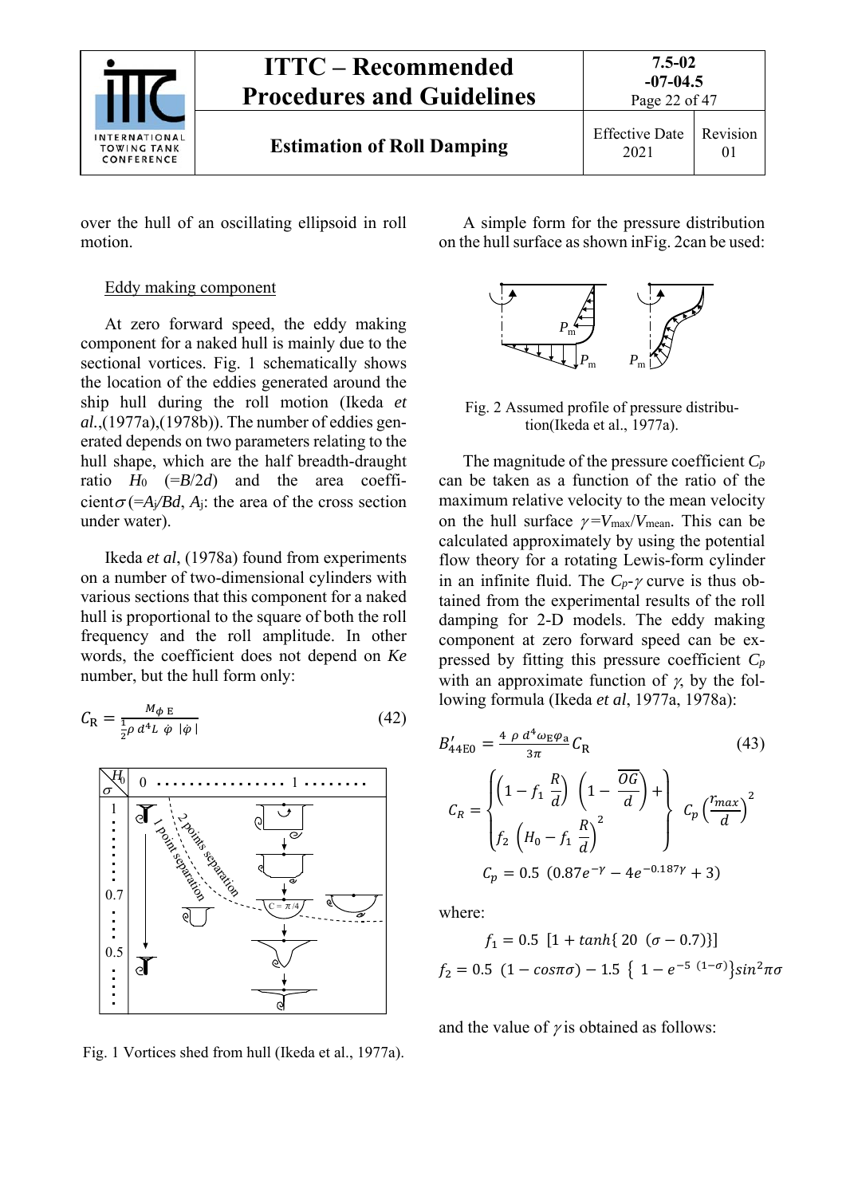over the hull of an oscillating ellipsoid in roll motion.

Eddy making component

At zero forward speed, the eddy making component for a naked hull is mainly due to the sectional vortices. Fig. 1 schematically shows the location of the eddies generated around the ship hull during the roll motion (Ikeda *et al.*,(1977a),(1978b)). The number of eddies generated depends on two parameters relating to the hull shape, which are the half breadth-draught ratio $H_0$ (=$B/2d$) and the area coefficient $\sigma$ (=$A_j/Bd$, $A_j$: the area of the cross section under water).

Ikeda *et al*, (1978a) found from experiments on a number of two-dimensional cylinders with various sections that this component for a naked hull is proportional to the square of both the roll frequency and the roll amplitude. In other words, the coefficient does not depend on *Ke* number, but the hull form only:

$$C_R = \frac{M_{\phi E}}{\frac{1}{2}\rho\, d^4 L\ \dot{\varphi}\ |\dot{\varphi}|} \tag{42}$$

Fig. 1 Vortices shed from hull (Ikeda et al., 1977a).

A simple form for the pressure distribution on the hull surface as shown in Fig. 2 can be used:

Fig. 2 Assumed profile of pressure distribution(Ikeda et al., 1977a).

The magnitude of the pressure coefficient $C_p$ can be taken as a function of the ratio of the maximum relative velocity to the mean velocity on the hull surface $\gamma = V_{max}/V_{mean}$. This can be calculated approximately by using the potential flow theory for a rotating Lewis-form cylinder in an infinite fluid. The $C_p$-$\gamma$ curve is thus obtained from the experimental results of the roll damping for 2-D models. The eddy making component at zero forward speed can be expressed by fitting this pressure coefficient $C_p$ with an approximate function of $\gamma$, by the following formula (Ikeda *et al*, 1977a, 1978a):

$$B'_{44E0} = \frac{4\ \rho\ d^4 \omega_E \varphi_a}{3\pi} C_R \tag{43}$$

$$C_R = \begin{Bmatrix} \left(1 - f_1\ \frac{R}{d}\right)\ \left(1 - \frac{\overline{OG}}{d}\right) + \\ f_2\ \left(H_0 - f_1\ \frac{R}{d}\right)^2 \end{Bmatrix}\ C_p \left(\frac{r_{max}}{d}\right)^2$$

$$C_p = 0.5\ \left(0.87 e^{-\gamma} - 4 e^{-0.187\gamma} + 3\right)$$

where:

$$f_1 = 0.5\ \left[1 + \tanh\{20\ (\sigma - 0.7)\}\right]$$

$$f_2 = 0.5\ (1 - \cos\pi\sigma) - 1.5\ \left\{\ 1 - e^{-5\ (1-\sigma)}\right\} \sin^2\pi\sigma$$

and the value of $\gamma$ is obtained as follows: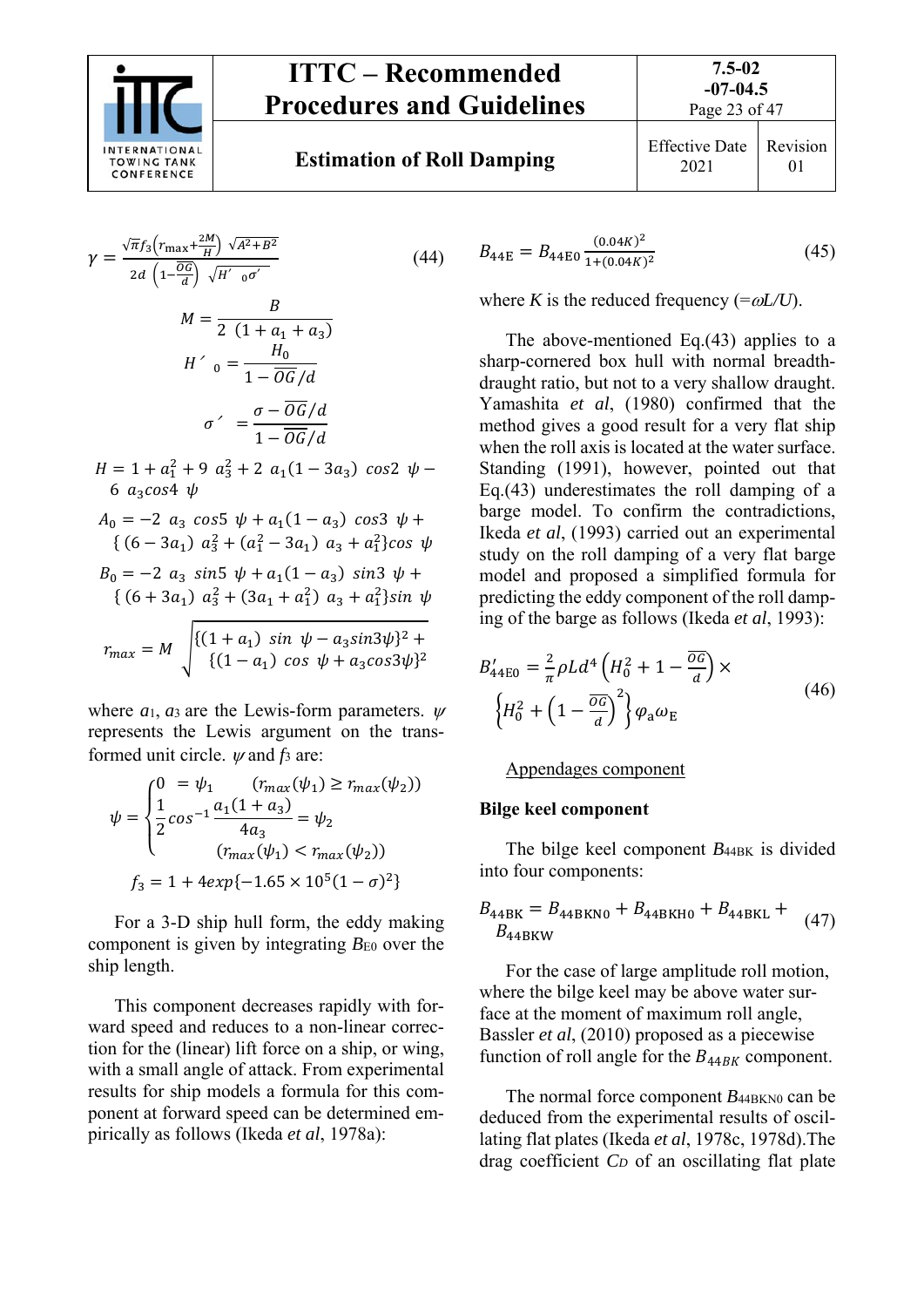$$\gamma = \frac{\sqrt{\pi} f_3 \left(r_{\max} + \frac{2M}{H}\right) \sqrt{A^2 + B^2}}{2d \left(1 - \frac{\overline{OG}}{d}\right) \sqrt{H'_0 \sigma'}} \tag{44}$$

$$M = \frac{B}{2\ (1 + a_1 + a_3)}$$

$$H'_0 = \frac{H_0}{1 - \overline{OG}/d}$$

$$\sigma' = \frac{\sigma - \overline{OG}/d}{1 - \overline{OG}/d}$$

$$H = 1 + a_1^2 + 9\ a_3^2 + 2\ a_1(1 - 3a_3)\ \cos 2\ \psi - 6\ a_3 \cos 4\ \psi$$

$$A_0 = -2\ a_3\ \cos 5\ \psi + a_1(1 - a_3)\ \cos 3\ \psi + \{(6 - 3a_1)\ a_3^2 + (a_1^2 - 3a_1)\ a_3 + a_1^2\} \cos\ \psi$$

$$B_0 = -2\ a_3\ \sin 5\ \psi + a_1(1 - a_3)\ \sin 3\ \psi + \{(6 + 3a_1)\ a_3^2 + (3a_1 + a_1^2)\ a_3 + a_1^2\} \sin\ \psi$$

$$r_{max} = M \sqrt{\{(1 + a_1)\ \sin\ \psi - a_3 \sin 3\psi\}^2 + \{(1 - a_1)\ \cos\ \psi + a_3 \cos 3\psi\}^2}$$

where $a_1$, $a_3$ are the Lewis-form parameters. $\psi$ represents the Lewis argument on the transformed unit circle. $\psi$ and $f_3$ are:

$$\psi = \begin{cases} 0 = \psi_1 & (r_{max}(\psi_1) \geq r_{max}(\psi_2)) \\ \frac{1}{2} \cos^{-1} \frac{a_1(1 + a_3)}{4a_3} = \psi_2 & \\ & (r_{max}(\psi_1) < r_{max}(\psi_2)) \end{cases}$$

$$f_3 = 1 + 4 exp\{-1.65 \times 10^5 (1 - \sigma)^2\}$$

For a 3-D ship hull form, the eddy making component is given by integrating $B_{E0}$ over the ship length.

This component decreases rapidly with forward speed and reduces to a non-linear correction for the (linear) lift force on a ship, or wing, with a small angle of attack. From experimental results for ship models a formula for this component at forward speed can be determined empirically as follows (Ikeda *et al*, 1978a):

$$B_{44\text{E}} = B_{44\text{E0}} \frac{(0.04K)^2}{1 + (0.04K)^2} \tag{45}$$

where $K$ is the reduced frequency (=$\omega L/U$).

The above-mentioned Eq.(43) applies to a sharp-cornered box hull with normal breadth-draught ratio, but not to a very shallow draught. Yamashita *et al*, (1980) confirmed that the method gives a good result for a very flat ship when the roll axis is located at the water surface. Standing (1991), however, pointed out that Eq.(43) underestimates the roll damping of a barge model. To confirm the contradictions, Ikeda *et al*, (1993) carried out an experimental study on the roll damping of a very flat barge model and proposed a simplified formula for predicting the eddy component of the roll damping of the barge as follows (Ikeda *et al*, 1993):

$$B'_{44\text{E0}} = \frac{2}{\pi} \rho L d^4 \left(H_0^2 + 1 - \frac{\overline{OG}}{d}\right) \times \left\{H_0^2 + \left(1 - \frac{\overline{OG}}{d}\right)^2\right\} \varphi_{\text{a}} \omega_{\text{E}} \tag{46}$$

Appendages component

**Bilge keel component**

The bilge keel component $B_{44\text{BK}}$ is divided into four components:

$$B_{44\text{BK}} = B_{44\text{BKN0}} + B_{44\text{BKH0}} + B_{44\text{BKL}} + B_{44\text{BKW}} \tag{47}$$

For the case of large amplitude roll motion, where the bilge keel may be above water surface at the moment of maximum roll angle, Bassler *et al*, (2010) proposed as a piecewise function of roll angle for the $B_{44BK}$ component.

The normal force component $B_{44\text{BKN0}}$ can be deduced from the experimental results of oscillating flat plates (Ikeda *et al*, 1978c, 1978d).The drag coefficient $C_D$ of an oscillating flat plate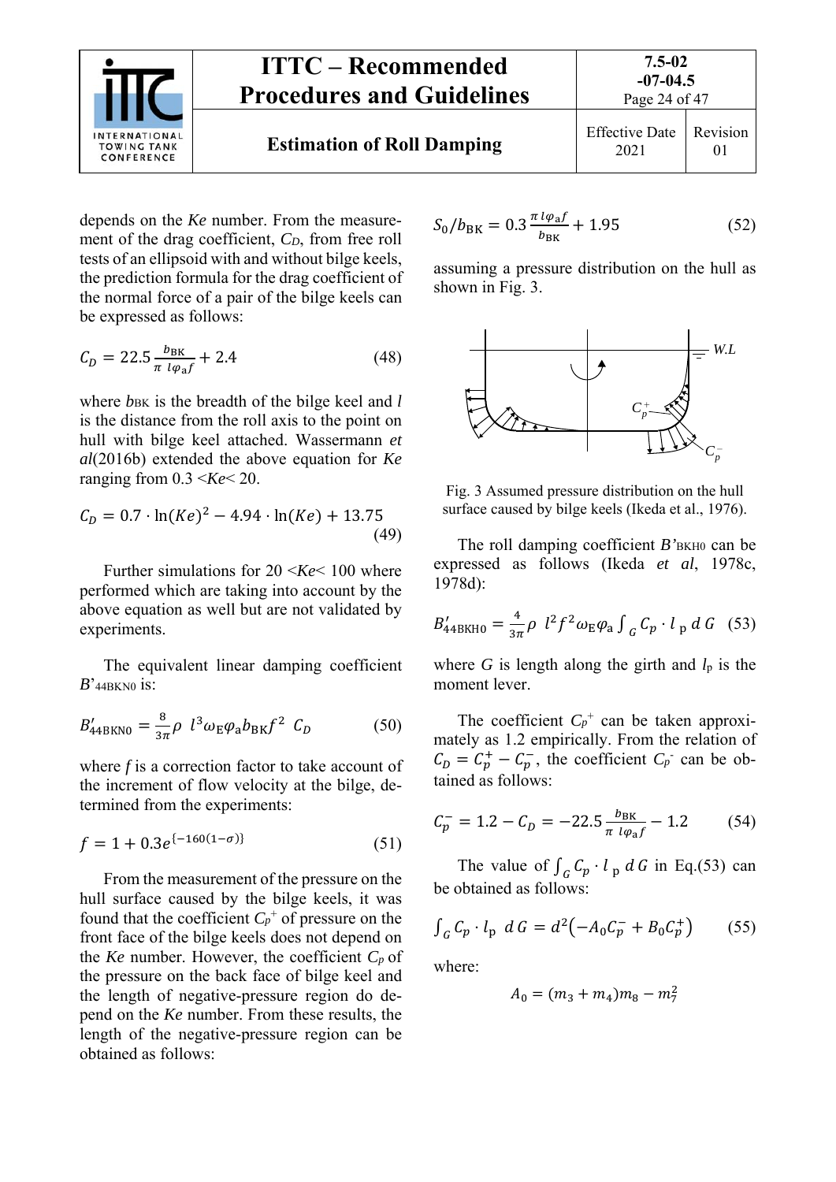depends on the *Ke* number. From the measurement of the drag coefficient, $C_D$, from free roll tests of an ellipsoid with and without bilge keels, the prediction formula for the drag coefficient of the normal force of a pair of the bilge keels can be expressed as follows:

$$C_D = 22.5\frac{b_{\mathrm{BK}}}{\pi\ l\varphi_{\mathrm{a}}f} + 2.4 \tag{48}$$

where $b_{\mathrm{BK}}$ is the breadth of the bilge keel and $l$ is the distance from the roll axis to the point on hull with bilge keel attached. Wassermann *et al*(2016b) extended the above equation for *Ke* ranging from 0.3 <*Ke*< 20.

$$C_D = 0.7\cdot\ln(Ke)^2 - 4.94\cdot\ln(Ke) + 13.75 \tag{49}$$

Further simulations for 20 <*Ke*< 100 where performed which are taking into account by the above equation as well but are not validated by experiments.

The equivalent linear damping coefficient $B'_{44\mathrm{BKN0}}$ is:

$$B'_{44\mathrm{BKN0}} = \frac{8}{3\pi}\rho\ l^3\omega_{\mathrm{E}}\varphi_{\mathrm{a}}b_{\mathrm{BK}}f^2\ C_D \tag{50}$$

where $f$ is a correction factor to take account of the increment of flow velocity at the bilge, determined from the experiments:

$$f = 1 + 0.3e^{\{-160(1-\sigma)\}} \tag{51}$$

From the measurement of the pressure on the hull surface caused by the bilge keels, it was found that the coefficient $C_p^+$ of pressure on the front face of the bilge keels does not depend on the *Ke* number. However, the coefficient $C_p$ of the pressure on the back face of bilge keel and the length of negative-pressure region do depend on the *Ke* number. From these results, the length of the negative-pressure region can be obtained as follows:

$$S_0/b_{\mathrm{BK}} = 0.3\frac{\pi\ l\varphi_{\mathrm{a}}f}{b_{\mathrm{BK}}} + 1.95 \tag{52}$$

assuming a pressure distribution on the hull as shown in Fig. 3.

Fig. 3 Assumed pressure distribution on the hull surface caused by bilge keels (Ikeda et al., 1976).

The roll damping coefficient $B'_{\mathrm{BKH0}}$ can be expressed as follows (Ikeda *et al*, 1978c, 1978d):

$$B'_{44\mathrm{BKH0}} = \frac{4}{3\pi}\rho\ l^2f^2\omega_{\mathrm{E}}\varphi_{\mathrm{a}}\int_G C_p\cdot l_{\mathrm{p}}\ dG \tag{53}$$

where $G$ is length along the girth and $l_{\mathrm{p}}$ is the moment lever.

The coefficient $C_p^+$ can be taken approximately as 1.2 empirically. From the relation of $C_D = C_p^+ - C_p^-$, the coefficient $C_p^-$ can be obtained as follows:

$$C_p^- = 1.2 - C_D = -22.5\frac{b_{\mathrm{BK}}}{\pi\ l\varphi_{\mathrm{a}}f} - 1.2 \tag{54}$$

The value of $\int_G C_p\cdot l_{\mathrm{p}}\ dG$ in Eq.(53) can be obtained as follows:

$$\int_G C_p\cdot l_{\mathrm{p}}\ dG = d^2\left(-A_0C_p^- + B_0C_p^+\right) \tag{55}$$

where:

$$A_0 = (m_3 + m_4)m_8 - m_7^2$$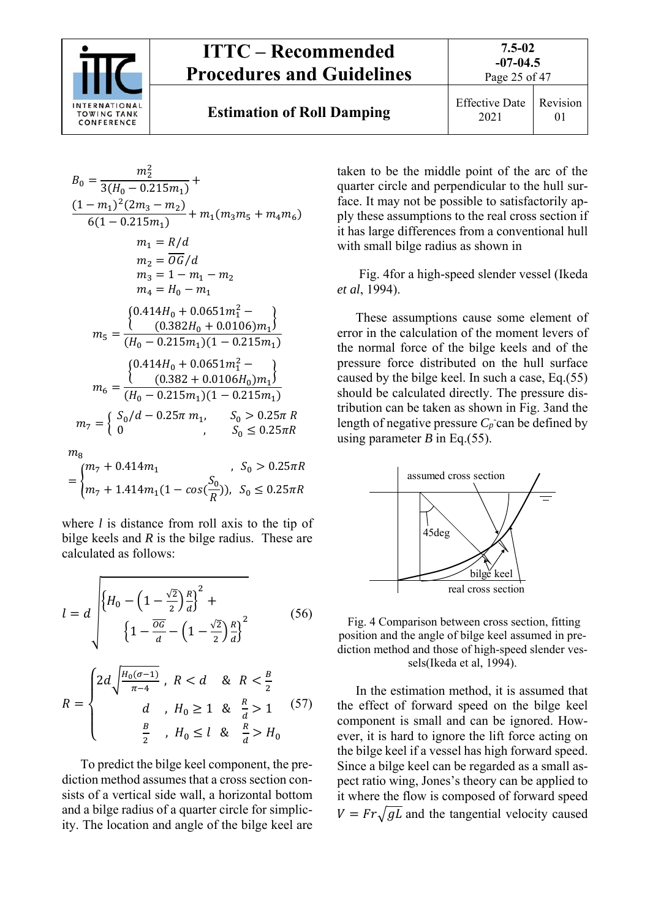$$B_0 = \frac{m_2^2}{3(H_0 - 0.215m_1)} + \frac{(1-m_1)^2(2m_3 - m_2)}{6(1-0.215m_1)} + m_1(m_3m_5 + m_4m_6)$$

$$m_1 = R/d$$

$$m_2 = \overline{OG}/d$$

$$m_3 = 1 - m_1 - m_2$$

$$m_4 = H_0 - m_1$$

$$m_5 = \frac{\begin{Bmatrix} 0.414H_0 + 0.0651m_1^2 - \\ (0.382H_0 + 0.0106)m_1 \end{Bmatrix}}{(H_0 - 0.215m_1)(1 - 0.215m_1)}$$

$$m_6 = \frac{\begin{Bmatrix} 0.414H_0 + 0.0651m_1^2 - \\ (0.382 + 0.0106H_0)m_1 \end{Bmatrix}}{(H_0 - 0.215m_1)(1 - 0.215m_1)}$$

$$m_7 = \begin{cases} S_0/d - 0.25\pi\, m_1, & S_0 > 0.25\pi\, R \\ 0 & , \quad S_0 \le 0.25\pi R \end{cases}$$

$$m_8 = \begin{cases} m_7 + 0.414m_1 & , \; S_0 > 0.25\pi R \\ m_7 + 1.414m_1(1 - cos(\frac{S_0}{R})), & S_0 \le 0.25\pi R \end{cases}$$

where $l$ is distance from roll axis to the tip of bilge keels and $R$ is the bilge radius. These are calculated as follows:

$$l = d\sqrt{\left\{H_0 - \left(1 - \frac{\sqrt{2}}{2}\right)\frac{R}{d}\right\}^2 + \left\{1 - \frac{\overline{OG}}{d} - \left(1 - \frac{\sqrt{2}}{2}\right)\frac{R}{d}\right\}^2} \tag{56}$$

$$R = \begin{cases} 2d\sqrt{\frac{H_0(\sigma-1)}{\pi-4}} \; , \; R < d \;\; \& \;\; R < \frac{B}{2} \\ d \quad , \; H_0 \ge 1 \;\; \& \;\; \frac{R}{d} > 1 \\ \frac{B}{2} \quad , \; H_0 \le l \;\; \& \;\; \frac{R}{d} > H_0 \end{cases} \tag{57}$$

To predict the bilge keel component, the prediction method assumes that a cross section consists of a vertical side wall, a horizontal bottom and a bilge radius of a quarter circle for simplicity. The location and angle of the bilge keel are taken to be the middle point of the arc of the quarter circle and perpendicular to the hull surface. It may not be possible to satisfactorily apply these assumptions to the real cross section if it has large differences from a conventional hull with small bilge radius as shown in

Fig. 4for a high-speed slender vessel (Ikeda *et al*, 1994).

These assumptions cause some element of error in the calculation of the moment levers of the normal force of the bilge keels and of the pressure force distributed on the hull surface caused by the bilge keel. In such a case, Eq.(55) should be calculated directly. The pressure distribution can be taken as shown in Fig. 3and the length of negative pressure $C_p^-$can be defined by using parameter $B$ in Eq.(55).

Fig. 4 Comparison between cross section, fitting position and the angle of bilge keel assumed in prediction method and those of high-speed slender vessels(Ikeda et al, 1994).

In the estimation method, it is assumed that the effect of forward speed on the bilge keel component is small and can be ignored. However, it is hard to ignore the lift force acting on the bilge keel if a vessel has high forward speed. Since a bilge keel can be regarded as a small aspect ratio wing, Jones's theory can be applied to it where the flow is composed of forward speed $V = Fr\sqrt{gL}$ and the tangential velocity caused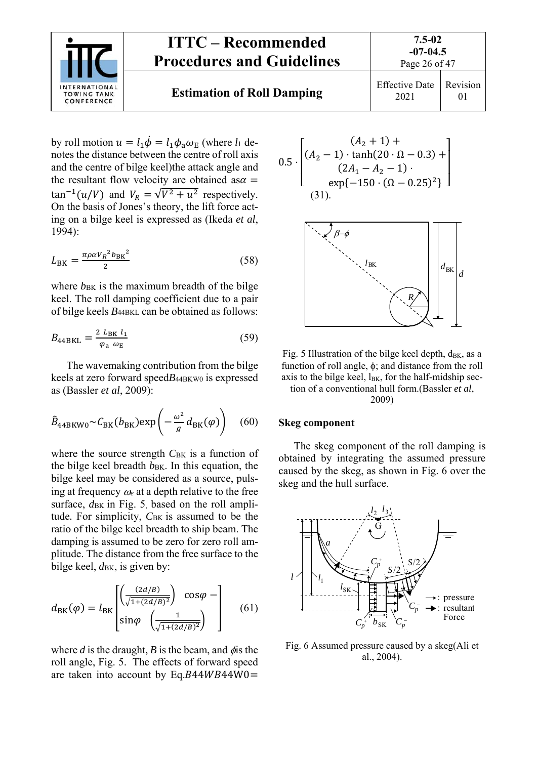by roll motion $u = l_1\dot{\phi} = l_1\phi_a\omega_E$ (where $l_1$ denotes the distance between the centre of roll axis and the centre of bilge keel)the attack angle and the resultant flow velocity are obtained as$\alpha = \tan^{-1}(u/V)$ and $V_R = \sqrt{V^2 + u^2}$ respectively. On the basis of Jones's theory, the lift force acting on a bilge keel is expressed as (Ikeda *et al*, 1994):

$$L_{\mathrm{BK}} = \frac{\pi\rho\alpha {V_R}^2 {b_{\mathrm{BK}}}^2}{2} \tag{58}$$

where $b_{\mathrm{BK}}$ is the maximum breadth of the bilge keel. The roll damping coefficient due to a pair of bilge keels $B_{44\mathrm{BKL}}$ can be obtained as follows:

$$B_{44\mathrm{BKL}} = \frac{2\ L_{\mathrm{BK}}\ l_1}{\varphi_{\mathrm{a}}\ \omega_{\mathrm{E}}} \tag{59}$$

The wavemaking contribution from the bilge keels at zero forward speed$B_{44\mathrm{BKW0}}$ is expressed as (Bassler *et al*, 2009):

$$\hat{B}_{44\mathrm{BKW0}} \sim C_{\mathrm{BK}}(b_{\mathrm{BK}})\exp\left(-\frac{\omega^2}{g}d_{\mathrm{BK}}(\varphi)\right) \tag{60}$$

where the source strength $C_{\mathrm{BK}}$ is a function of the bilge keel breadth $b_{\mathrm{BK}}$. In this equation, the bilge keel may be considered as a source, pulsing at frequency $\omega_e$ at a depth relative to the free surface, $d_{\mathrm{BK}}$ in Fig. 5, based on the roll amplitude. For simplicity, $C_{\mathrm{BK}}$ is assumed to be the ratio of the bilge keel breadth to ship beam. The damping is assumed to be zero for zero roll amplitude. The distance from the free surface to the bilge keel, $d_{\mathrm{BK}}$, is given by:

$$d_{\mathrm{BK}}(\varphi) = l_{\mathrm{BK}}\left[\left(\frac{(2d/B)}{\sqrt{1+(2d/B)^2}}\right)\ \cos\varphi - \sin\varphi\ \left(\frac{1}{\sqrt{1+(2d/B)^2}}\right)\right] \tag{61}$$

where $d$ is the draught, $B$ is the beam, and $\phi$is the roll angle, Fig. 5. The effects of forward speed are taken into account by Eq.$B44WB44\mathrm{W0} =$

$$0.5 \cdot \begin{bmatrix} (A_2 + 1) + \\ (A_2 - 1) \cdot \tanh(20 \cdot \Omega - 0.3) + \\ (2A_1 - A_2 - 1) \cdot \\ \exp\{-150 \cdot (\Omega - 0.25)^2\} \end{bmatrix}$$

(31).

Fig. 5 Illustration of the bilge keel depth, $d_{\mathrm{BK}}$, as a function of roll angle, $\phi$; and distance from the roll axis to the bilge keel, $l_{\mathrm{BK}}$, for the half-midship section of a conventional hull form.(Bassler *et al*, 2009)

## Skeg component

The skeg component of the roll damping is obtained by integrating the assumed pressure caused by the skeg, as shown in Fig. 6 over the skeg and the hull surface.

Fig. 6 Assumed pressure caused by a skeg(Ali et al., 2004).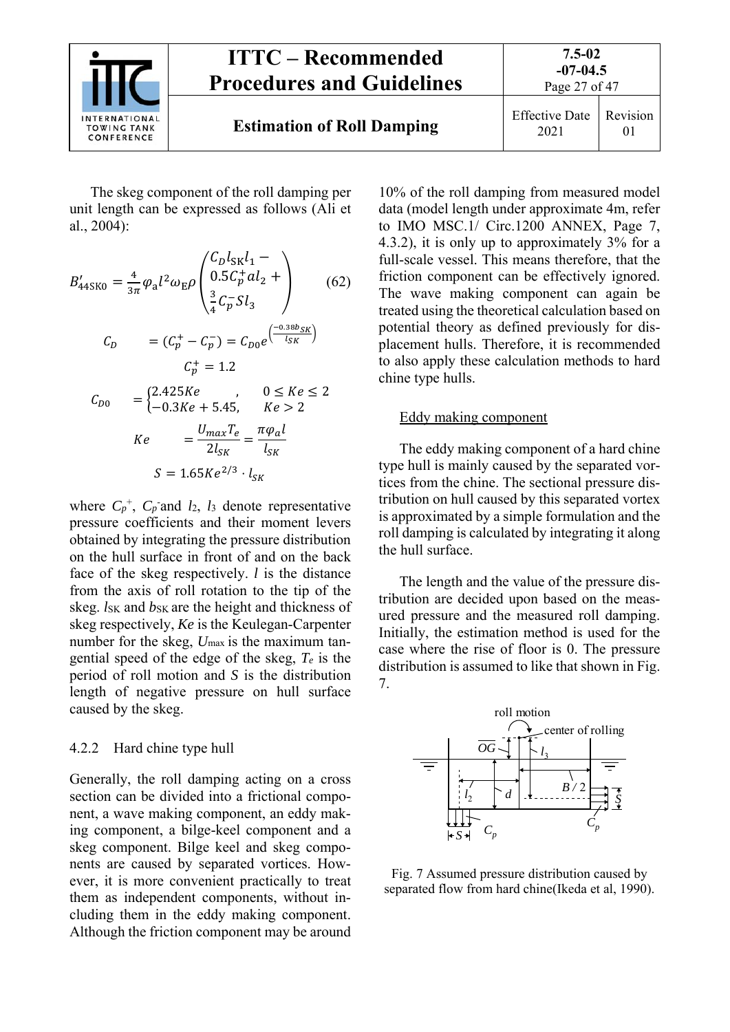The skeg component of the roll damping per unit length can be expressed as follows (Ali et al., 2004):

$$B'_{44\text{SK}0} = \frac{4}{3\pi}\varphi_a l^2 \omega_E \rho \begin{pmatrix} C_D l_{\text{SK}} l_1 - \\ 0.5 C_p^+ a l_2 + \\ \frac{3}{4} C_p^- S l_3 \end{pmatrix} \quad (62)$$

$$C_D = (C_p^+ - C_p^-) = C_{D0} e^{\left(\frac{-0.38 b_{SK}}{l_{SK}}\right)}$$

$$C_p^+ = 1.2$$

$$C_{D0} = \begin{cases} 2.425 Ke & , \quad 0 \le Ke \le 2 \\ -0.3 Ke + 5.45, & Ke > 2 \end{cases}$$

$$Ke = \frac{U_{max} T_e}{2 l_{SK}} = \frac{\pi \varphi_a l}{l_{SK}}$$

$$S = 1.65 Ke^{2/3} \cdot l_{SK}$$

where $C_p^+$, $C_p^-$ and $l_2$, $l_3$ denote representative pressure coefficients and their moment levers obtained by integrating the pressure distribution on the hull surface in front of and on the back face of the skeg respectively. $l$ is the distance from the axis of roll rotation to the tip of the skeg. $l_{SK}$ and $b_{SK}$ are the height and thickness of skeg respectively, $Ke$ is the Keulegan-Carpenter number for the skeg, $U_{max}$ is the maximum tangential speed of the edge of the skeg, $T_e$ is the period of roll motion and $S$ is the distribution length of negative pressure on hull surface caused by the skeg.

### 4.2.2 Hard chine type hull

Generally, the roll damping acting on a cross section can be divided into a frictional component, a wave making component, an eddy making component, a bilge-keel component and a skeg component. Bilge keel and skeg components are caused by separated vortices. However, it is more convenient practically to treat them as independent components, without including them in the eddy making component. Although the friction component may be around 10% of the roll damping from measured model data (model length under approximate 4m, refer to IMO MSC.1/ Circ.1200 ANNEX, Page 7, 4.3.2), it is only up to approximately 3% for a full-scale vessel. This means therefore, that the friction component can be effectively ignored. The wave making component can again be treated using the theoretical calculation based on potential theory as defined previously for displacement hulls. Therefore, it is recommended to also apply these calculation methods to hard chine type hulls.

Eddy making component

The eddy making component of a hard chine type hull is mainly caused by the separated vortices from the chine. The sectional pressure distribution on hull caused by this separated vortex is approximated by a simple formulation and the roll damping is calculated by integrating it along the hull surface.

The length and the value of the pressure distribution are decided upon based on the measured pressure and the measured roll damping. Initially, the estimation method is used for the case where the rise of floor is 0. The pressure distribution is assumed to like that shown in Fig. 7.

Fig. 7 Assumed pressure distribution caused by separated flow from hard chine(Ikeda et al, 1990).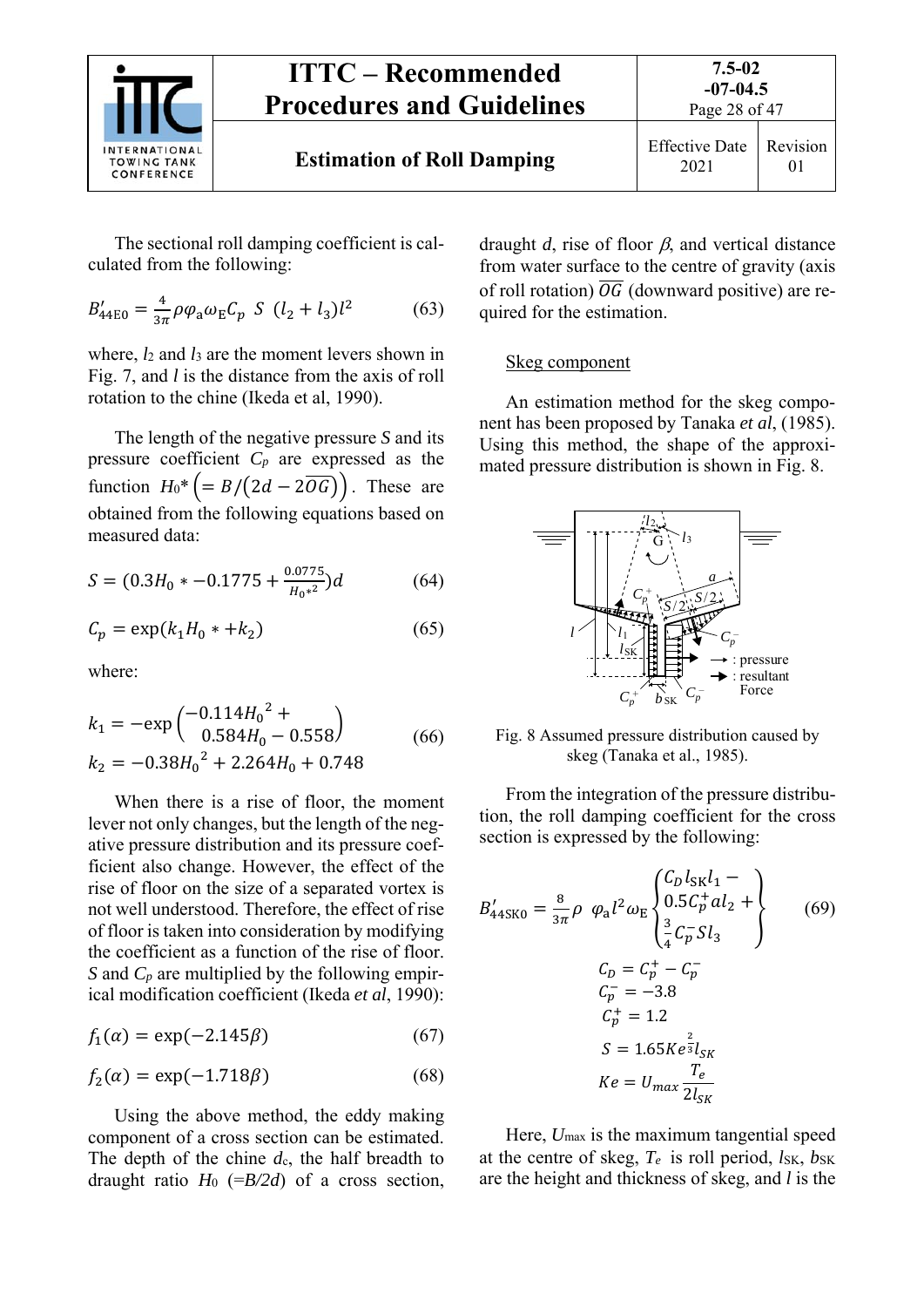The sectional roll damping coefficient is calculated from the following:

$$B'_{44\mathrm{E}0} = \frac{4}{3\pi}\rho\varphi_{\mathrm{a}}\omega_{\mathrm{E}}C_p \; S \; (l_2 + l_3)l^2 \tag{63}$$

where, $l_2$ and $l_3$ are the moment levers shown in Fig. 7, and $l$ is the distance from the axis of roll rotation to the chine (Ikeda et al, 1990).

The length of the negative pressure $S$ and its pressure coefficient $C_p$ are expressed as the function $H_0{*}\left(= B/\left(2d - 2\overline{OG}\right)\right)$. These are obtained from the following equations based on measured data:

$$S = (0.3H_0 * -0.1775 + \frac{0.0775}{H_0{*}^2})d \tag{64}$$

$$C_p = \exp(k_1 H_0 * + k_2) \tag{65}$$

where:

$$k_1 = -\exp\begin{pmatrix}-0.114{H_0}^2 + \\ 0.584H_0 - 0.558\end{pmatrix}$$
$$k_2 = -0.38{H_0}^2 + 2.264H_0 + 0.748 \tag{66}$$

When there is a rise of floor, the moment lever not only changes, but the length of the negative pressure distribution and its pressure coefficient also change. However, the effect of the rise of floor on the size of a separated vortex is not well understood. Therefore, the effect of rise of floor is taken into consideration by modifying the coefficient as a function of the rise of floor. $S$ and $C_p$ are multiplied by the following empirical modification coefficient (Ikeda *et al*, 1990):

$$f_1(\alpha) = \exp(-2.145\beta) \tag{67}$$

$$f_2(\alpha) = \exp(-1.718\beta) \tag{68}$$

Using the above method, the eddy making component of a cross section can be estimated. The depth of the chine $d_c$, the half breadth to draught ratio $H_0$ (=$B/2d$) of a cross section, draught $d$, rise of floor $\beta$, and vertical distance from water surface to the centre of gravity (axis of roll rotation) $\overline{OG}$ (downward positive) are required for the estimation.

Skeg component

An estimation method for the skeg component has been proposed by Tanaka *et al*, (1985). Using this method, the shape of the approximated pressure distribution is shown in Fig. 8.

Fig. 8 Assumed pressure distribution caused by skeg (Tanaka et al., 1985).

From the integration of the pressure distribution, the roll damping coefficient for the cross section is expressed by the following:

$$B'_{44\mathrm{SK}0} = \frac{8}{3\pi}\rho \;\; \varphi_{\mathrm{a}} l^2 \omega_{\mathrm{E}} \begin{Bmatrix} C_D l_{\mathrm{SK}} l_1 - \\ 0.5 C_p^+ a l_2 + \\ \frac{3}{4} C_p^- S l_3 \end{Bmatrix} \tag{69}$$

$$C_D = C_p^+ - C_p^-$$
$$C_p^- = -3.8$$
$$C_p^+ = 1.2$$
$$S = 1.65 Ke^{\frac{2}{3}} l_{SK}$$
$$Ke = U_{max}\frac{T_e}{2l_{SK}}$$

Here, $U_{\max}$ is the maximum tangential speed at the centre of skeg, $T_e$ is roll period, $l_{\mathrm{SK}}$, $b_{\mathrm{SK}}$ are the height and thickness of skeg, and $l$ is the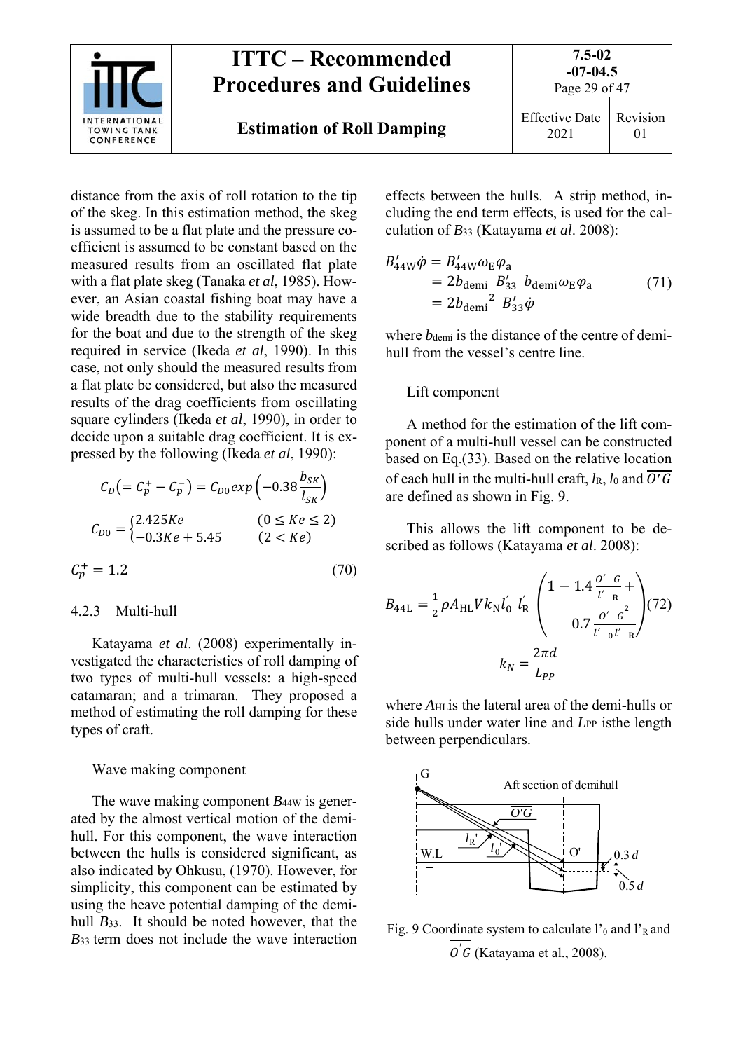distance from the axis of roll rotation to the tip of the skeg. In this estimation method, the skeg is assumed to be a flat plate and the pressure coefficient is assumed to be constant based on the measured results from an oscillated flat plate with a flat plate skeg (Tanaka *et al*, 1985). However, an Asian coastal fishing boat may have a wide breadth due to the stability requirements for the boat and due to the strength of the skeg required in service (Ikeda *et al*, 1990). In this case, not only should the measured results from a flat plate be considered, but also the measured results of the drag coefficients from oscillating square cylinders (Ikeda *et al*, 1990), in order to decide upon a suitable drag coefficient. It is expressed by the following (Ikeda *et al*, 1990):

$$C_D\left(= C_p^+ - C_p^-\right) = C_{D0}\exp\left(-0.38\frac{b_{SK}}{l_{SK}}\right)$$

$$C_{D0} = \begin{cases} 2.425Ke & (0 \le Ke \le 2) \\ -0.3Ke + 5.45 & (2 < Ke) \end{cases}$$

$$C_p^+ = 1.2 \tag{70}$$

### 4.2.3 Multi-hull

Katayama *et al*. (2008) experimentally investigated the characteristics of roll damping of two types of multi-hull vessels: a high-speed catamaran; and a trimaran. They proposed a method of estimating the roll damping for these types of craft.

Wave making component

The wave making component $B_{44W}$ is generated by the almost vertical motion of the demi-hull. For this component, the wave interaction between the hulls is considered significant, as also indicated by Ohkusu, (1970). However, for simplicity, this component can be estimated by using the heave potential damping of the demi-hull $B_{33}$. It should be noted however, that the $B_{33}$ term does not include the wave interaction effects between the hulls. A strip method, including the end term effects, is used for the calculation of $B_{33}$ (Katayama *et al*. 2008):

$$\begin{aligned} B'_{44W}\dot{\varphi} &= B'_{44W}\omega_E\varphi_a \\ &= 2b_{\text{demi}}\ B'_{33}\ b_{\text{demi}}\omega_E\varphi_a \\ &= 2{b_{\text{demi}}}^2\ B'_{33}\dot{\varphi} \end{aligned} \tag{71}$$

where $b_{\text{demi}}$ is the distance of the centre of demi-hull from the vessel's centre line.

Lift component

A method for the estimation of the lift component of a multi-hull vessel can be constructed based on Eq.(33). Based on the relative location of each hull in the multi-hull craft, $l_R$, $l_0$ and $\overline{O'G}$ are defined as shown in Fig. 9.

This allows the lift component to be described as follows (Katayama *et al*. 2008):

$$B_{44L} = \frac{1}{2}\rho A_{HL} V k_N l'_0\ l'_R \left(1 - 1.4\frac{\overline{O'G}}{l'_R} + 0.7\frac{\overline{O'G}^2}{l'_0 l'_R}\right) \tag{72}$$

$$k_N = \frac{2\pi d}{L_{PP}}$$

where $A_{HL}$ is the lateral area of the demi-hulls or side hulls under water line and $L_{PP}$ isthe length between perpendiculars.

Fig. 9 Coordinate system to calculate $l'_0$ and $l'_R$ and $\overline{O'G}$ (Katayama et al., 2008).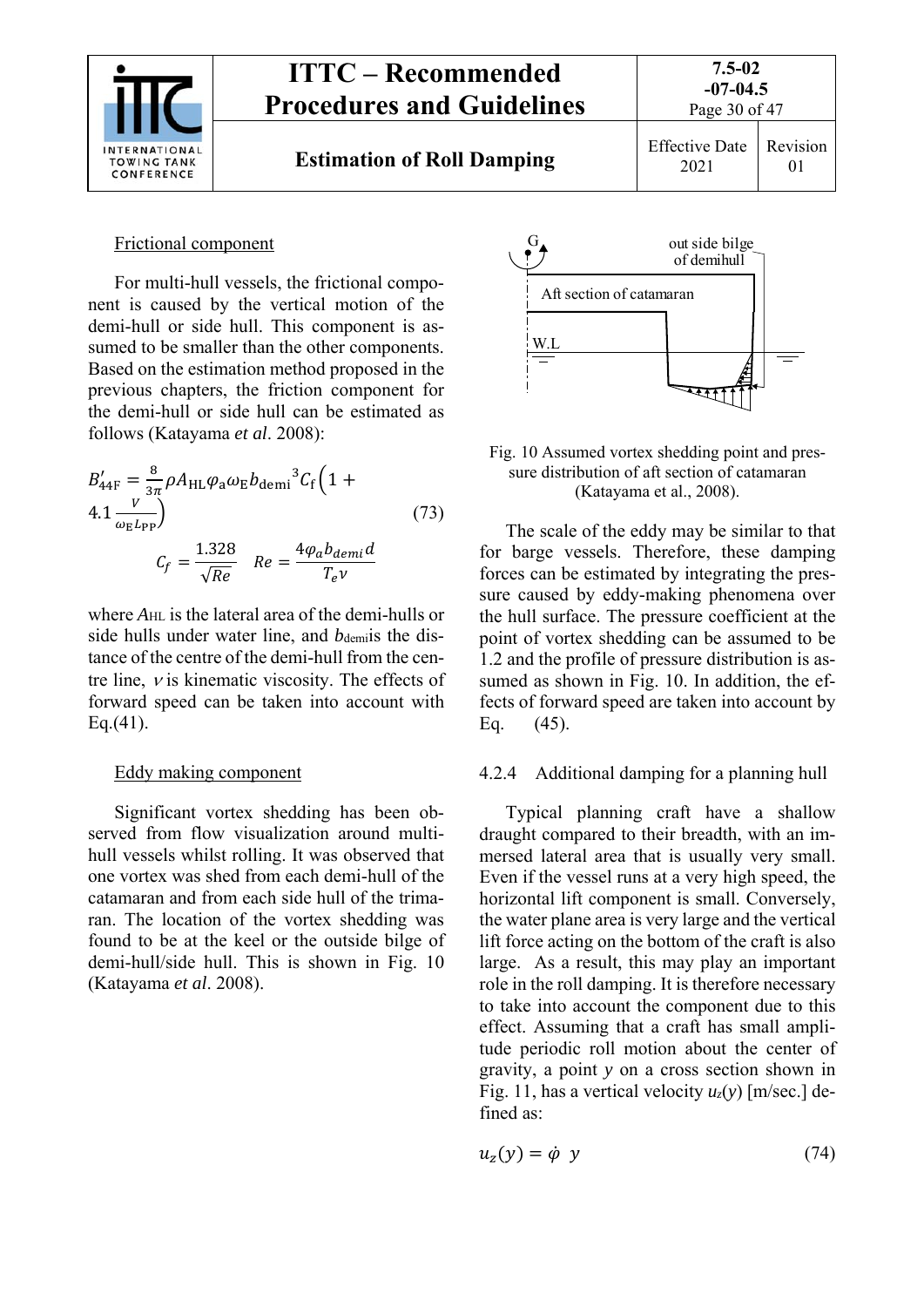Frictional component

For multi-hull vessels, the frictional component is caused by the vertical motion of the demi-hull or side hull. This component is assumed to be smaller than the other components. Based on the estimation method proposed in the previous chapters, the friction component for the demi-hull or side hull can be estimated as follows (Katayama *et al*. 2008):

$$B'_{44\mathrm{F}} = \frac{8}{3\pi}\rho A_{\mathrm{HL}}\varphi_{\mathrm{a}}\omega_{\mathrm{E}}{b_{\mathrm{demi}}}^3 C_{\mathrm{f}}\left(1 + 4.1\frac{V}{\omega_{\mathrm{E}}L_{\mathrm{PP}}}\right) \tag{73}$$

$$C_f = \frac{1.328}{\sqrt{Re}} \quad Re = \frac{4\varphi_a b_{demi} d}{T_e \nu}$$

where $A_{\mathrm{HL}}$ is the lateral area of the demi-hulls or side hulls under water line, and $b_{\mathrm{demi}}$is the distance of the centre of the demi-hull from the centre line, $\nu$ is kinematic viscosity. The effects of forward speed can be taken into account with Eq.(41).

Eddy making component

Significant vortex shedding has been observed from flow visualization around multi-hull vessels whilst rolling. It was observed that one vortex was shed from each demi-hull of the catamaran and from each side hull of the trimaran. The location of the vortex shedding was found to be at the keel or the outside bilge of demi-hull/side hull. This is shown in Fig. 10 (Katayama *et al*. 2008).

Fig. 10 Assumed vortex shedding point and pressure distribution of aft section of catamaran (Katayama et al., 2008).

The scale of the eddy may be similar to that for barge vessels. Therefore, these damping forces can be estimated by integrating the pressure caused by eddy-making phenomena over the hull surface. The pressure coefficient at the point of vortex shedding can be assumed to be 1.2 and the profile of pressure distribution is assumed as shown in Fig. 10. In addition, the effects of forward speed are taken into account by Eq. (45).

#### 4.2.4 Additional damping for a planning hull

Typical planning craft have a shallow draught compared to their breadth, with an immersed lateral area that is usually very small. Even if the vessel runs at a very high speed, the horizontal lift component is small. Conversely, the water plane area is very large and the vertical lift force acting on the bottom of the craft is also large. As a result, this may play an important role in the roll damping. It is therefore necessary to take into account the component due to this effect. Assuming that a craft has small amplitude periodic roll motion about the center of gravity, a point $y$ on a cross section shown in Fig. 11, has a vertical velocity $u_z(y)$ [m/sec.] defined as:

$$u_z(y) = \dot{\varphi}\ \ y \tag{74}$$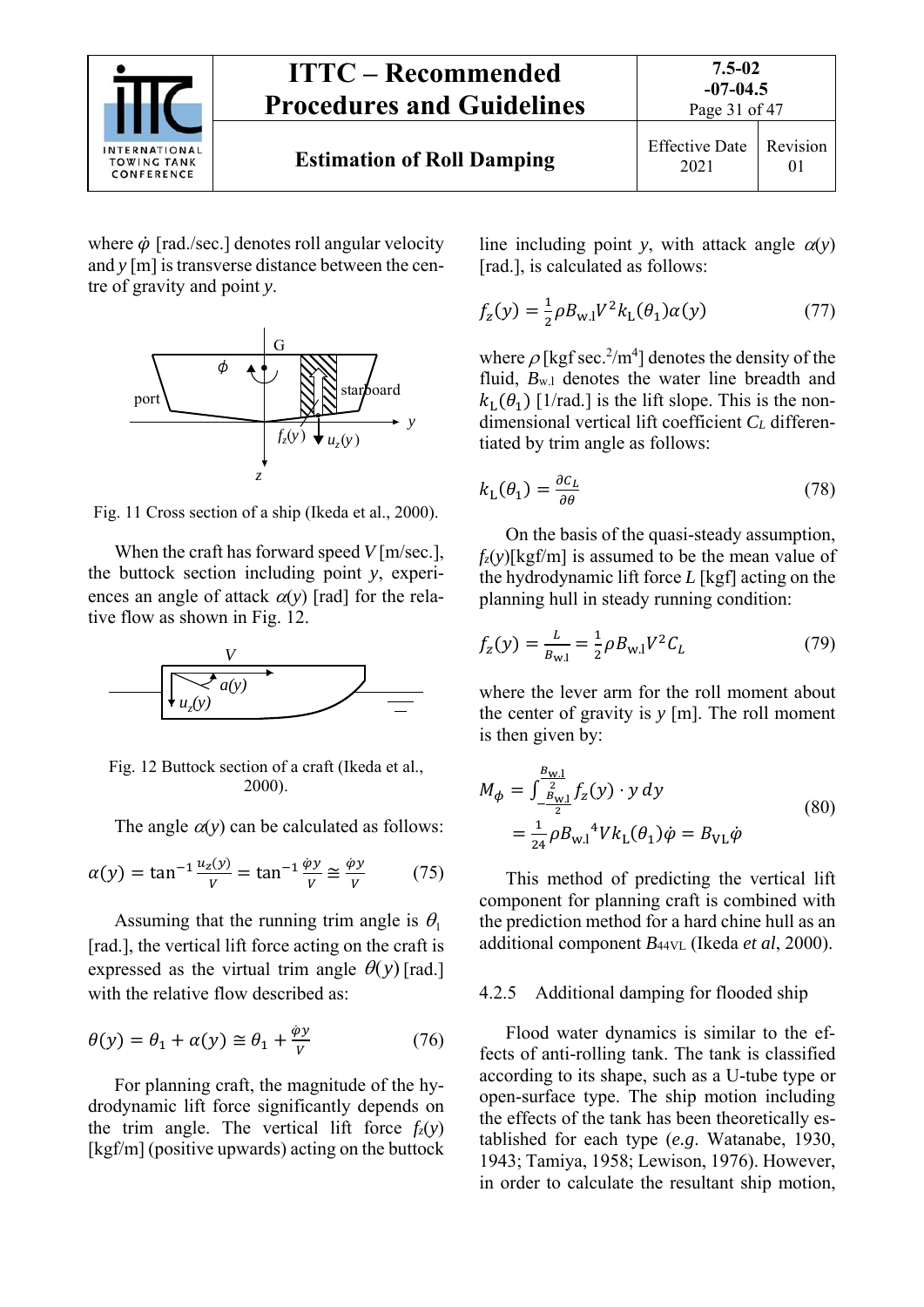where $\dot{\varphi}$ [rad./sec.] denotes roll angular velocity and $y$ [m] is transverse distance between the centre of gravity and point $y$.

Fig. 11 Cross section of a ship (Ikeda et al., 2000).

When the craft has forward speed $V$ [m/sec.], the buttock section including point $y$, experiences an angle of attack $\alpha(y)$ [rad] for the relative flow as shown in Fig. 12.

Fig. 12 Buttock section of a craft (Ikeda et al., 2000).

The angle $\alpha(y)$ can be calculated as follows:

$$\alpha(y) = \tan^{-1}\frac{u_z(y)}{V} = \tan^{-1}\frac{\dot{\varphi}y}{V} \cong \frac{\dot{\varphi}y}{V} \tag{75}$$

Assuming that the running trim angle is $\theta_1$ [rad.], the vertical lift force acting on the craft is expressed as the virtual trim angle $\theta(y)$ [rad.] with the relative flow described as:

$$\theta(y) = \theta_1 + \alpha(y) \cong \theta_1 + \frac{\dot{\varphi}y}{V} \tag{76}$$

For planning craft, the magnitude of the hydrodynamic lift force significantly depends on the trim angle. The vertical lift force $f_z(y)$ [kgf/m] (positive upwards) acting on the buttock line including point $y$, with attack angle $\alpha(y)$ [rad.], is calculated as follows:

$$f_z(y) = \frac{1}{2}\rho B_{\mathrm{w.l}} V^2 k_{\mathrm{L}}(\theta_1)\alpha(y) \tag{77}$$

where $\rho$ [kgf sec.$^2$/m$^4$] denotes the density of the fluid, $B_{\mathrm{w.l}}$ denotes the water line breadth and $k_{\mathrm{L}}(\theta_1)$ [1/rad.] is the lift slope. This is the non-dimensional vertical lift coefficient $C_L$ differentiated by trim angle as follows:

$$k_{\mathrm{L}}(\theta_1) = \frac{\partial C_L}{\partial \theta} \tag{78}$$

On the basis of the quasi-steady assumption, $f_z(y)$[kgf/m] is assumed to be the mean value of the hydrodynamic lift force $L$ [kgf] acting on the planning hull in steady running condition:

$$f_z(y) = \frac{L}{B_{\mathrm{w.l}}} = \frac{1}{2}\rho B_{\mathrm{w.l}} V^2 C_L \tag{79}$$

where the lever arm for the roll moment about the center of gravity is $y$ [m]. The roll moment is then given by:

$$\begin{aligned} M_\phi &= \int_{-\frac{B_{\mathrm{w.l}}}{2}}^{\frac{B_{\mathrm{w.l}}}{2}} f_z(y) \cdot y \, dy \\ &= \frac{1}{24}\rho {B_{\mathrm{w.l}}}^4 V k_{\mathrm{L}}(\theta_1)\dot{\varphi} = B_{\mathrm{VL}}\dot{\varphi} \end{aligned} \tag{80}$$

This method of predicting the vertical lift component for planning craft is combined with the prediction method for a hard chine hull as an additional component $B_{44\mathrm{VL}}$ (Ikeda *et al*, 2000).

### 4.2.5 Additional damping for flooded ship

Flood water dynamics is similar to the effects of anti-rolling tank. The tank is classified according to its shape, such as a U-tube type or open-surface type. The ship motion including the effects of the tank has been theoretically established for each type (*e.g.* Watanabe, 1930, 1943; Tamiya, 1958; Lewison, 1976). However, in order to calculate the resultant ship motion,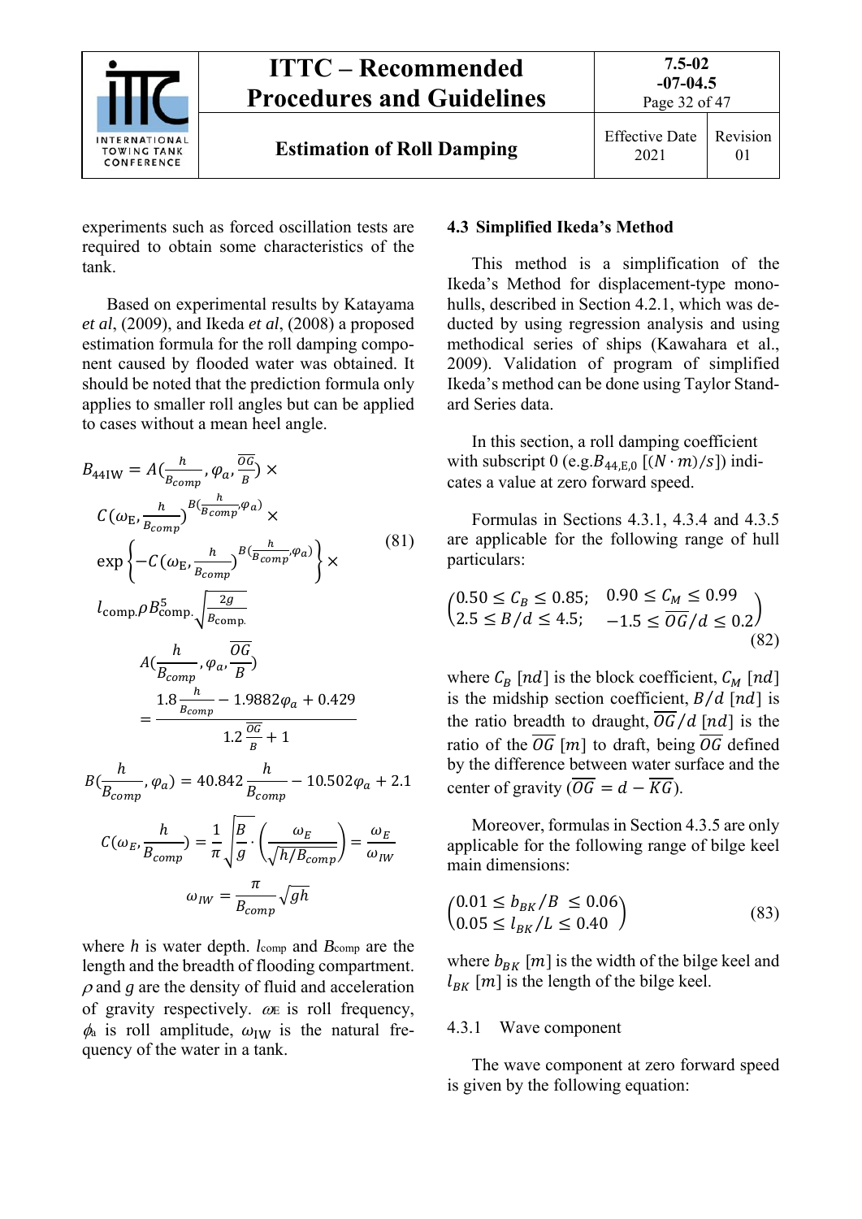experiments such as forced oscillation tests are required to obtain some characteristics of the tank.

Based on experimental results by Katayama *et al*, (2009), and Ikeda *et al*, (2008) a proposed estimation formula for the roll damping component caused by flooded water was obtained. It should be noted that the prediction formula only applies to smaller roll angles but can be applied to cases without a mean heel angle.

$$B_{44\mathrm{IW}} = A\left(\frac{h}{B_{comp}}, \varphi_a, \frac{\overline{OG}}{B}\right) \times C\left(\omega_{\mathrm{E}}, \frac{h}{B_{comp}}\right)^{B\left(\frac{h}{B_{comp}}, \varphi_a\right)} \times \exp\left\{-C\left(\omega_{\mathrm{E}}, \frac{h}{B_{comp}}\right)^{B\left(\frac{h}{B_{comp}}, \varphi_a\right)}\right\} \times l_{\mathrm{comp}} \rho B_{\mathrm{comp}}^5 \sqrt{\frac{2g}{B_{\mathrm{comp}}}} \tag{81}$$

$$A\left(\frac{h}{B_{comp}}, \varphi_a, \frac{\overline{OG}}{B}\right) = \frac{1.8\frac{h}{B_{comp}} - 1.9882\varphi_a + 0.429}{1.2\frac{\overline{OG}}{B} + 1}$$

$$B\left(\frac{h}{B_{comp}}, \varphi_a\right) = 40.842\frac{h}{B_{comp}} - 10.502\varphi_a + 2.1$$

$$C\left(\omega_E, \frac{h}{B_{comp}}\right) = \frac{1}{\pi}\sqrt{\frac{B}{g}} \cdot \left(\frac{\omega_E}{\sqrt{h/B_{comp}}}\right) = \frac{\omega_E}{\omega_{IW}}$$

$$\omega_{IW} = \frac{\pi}{B_{comp}}\sqrt{gh}$$

where $h$ is water depth. $l_{\mathrm{comp}}$ and $B_{\mathrm{comp}}$ are the length and the breadth of flooding compartment. $\rho$ and $g$ are the density of fluid and acceleration of gravity respectively. $\omega_{\mathrm{E}}$ is roll frequency, $\phi_{\mathrm{a}}$ is roll amplitude, $\omega_{\mathrm{IW}}$ is the natural frequency of the water in a tank.

## 4.3 Simplified Ikeda's Method

This method is a simplification of the Ikeda's Method for displacement-type monohulls, described in Section 4.2.1, which was deducted by using regression analysis and using methodical series of ships (Kawahara et al., 2009). Validation of program of simplified Ikeda's method can be done using Taylor Standard Series data.

In this section, a roll damping coefficient with subscript 0 (e.g. $B_{44,\mathrm{E},0}$ $[(N \cdot m)/s]$) indicates a value at zero forward speed.

Formulas in Sections 4.3.1, 4.3.4 and 4.3.5 are applicable for the following range of hull particulars:

$$\begin{pmatrix} 0.50 \le C_B \le 0.85; & 0.90 \le C_M \le 0.99 \\ 2.5 \le B/d \le 4.5; & -1.5 \le \overline{OG}/d \le 0.2 \end{pmatrix} \tag{82}$$

where $C_B$ $[nd]$ is the block coefficient, $C_M$ $[nd]$ is the midship section coefficient, $B/d$ $[nd]$ is the ratio breadth to draught, $\overline{OG}/d$ $[nd]$ is the ratio of the $\overline{OG}$ $[m]$ to draft, being $\overline{OG}$ defined by the difference between water surface and the center of gravity ($\overline{OG} = d - \overline{KG}$).

Moreover, formulas in Section 4.3.5 are only applicable for the following range of bilge keel main dimensions:

$$\begin{pmatrix} 0.01 \le b_{BK}/B \le 0.06 \\ 0.05 \le l_{BK}/L \le 0.40 \end{pmatrix} \tag{83}$$

where $b_{BK}$ $[m]$ is the width of the bilge keel and $l_{BK}$ $[m]$ is the length of the bilge keel.

### 4.3.1 Wave component

The wave component at zero forward speed is given by the following equation: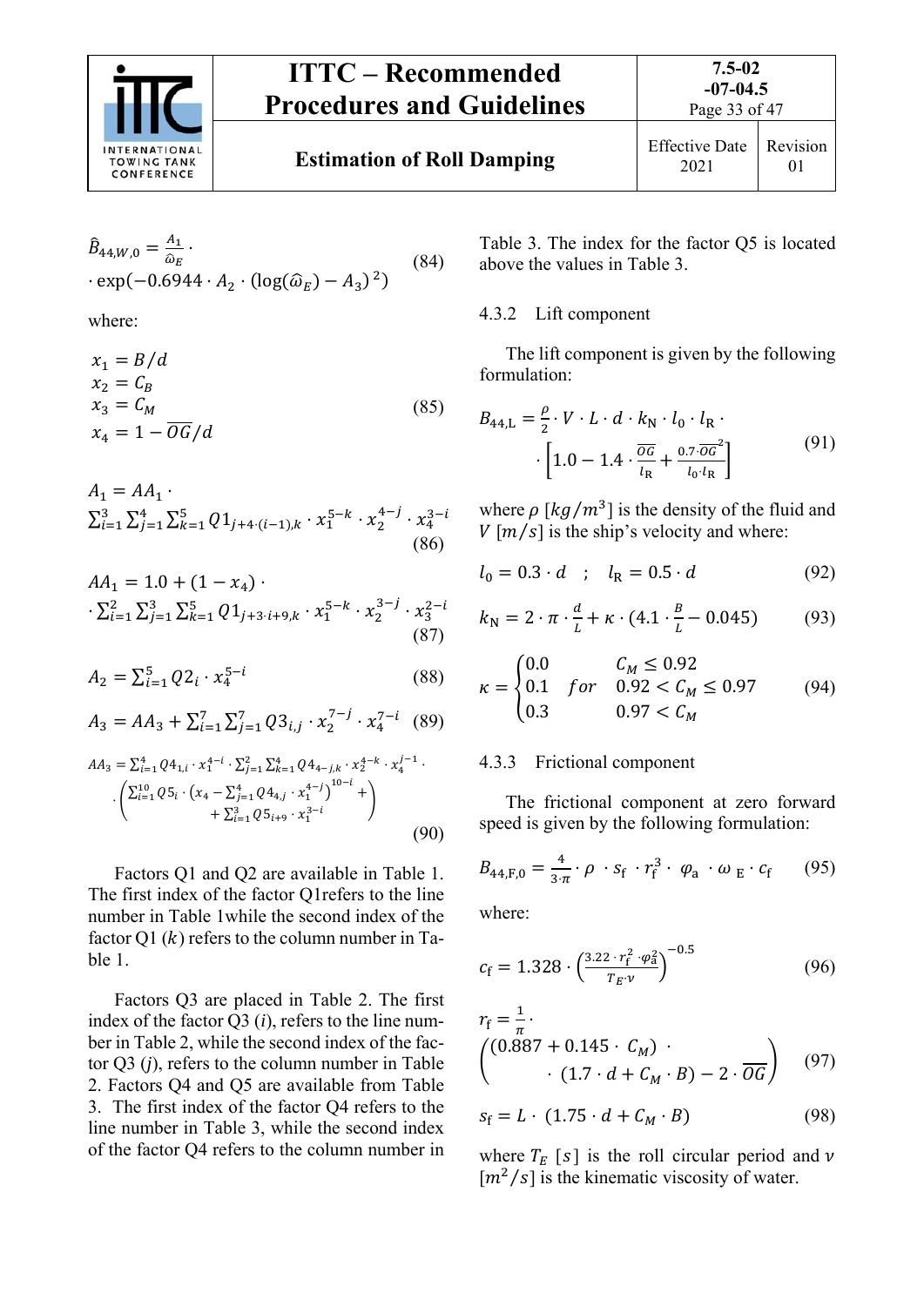$$\hat{B}_{44,W,0} = \frac{A_1}{\hat{\omega}_E} \cdot \exp(-0.6944 \cdot A_2 \cdot (\log(\hat{\omega}_E) - A_3)^2) \quad (84)$$

where:

$$\begin{aligned} x_1 &= B/d \\ x_2 &= C_B \\ x_3 &= C_M \\ x_4 &= 1 - \overline{OG}/d \end{aligned} \quad (85)$$

$$A_1 = AA_1 \cdot \sum_{i=1}^{3}\sum_{j=1}^{4}\sum_{k=1}^{5} Q1_{j+4\cdot(i-1),k} \cdot x_1^{5-k} \cdot x_2^{4-j} \cdot x_3^{3-i} \quad (86)$$

$$AA_1 = 1.0 + (1 - x_4) \cdot \sum_{i=1}^{2}\sum_{j=1}^{3}\sum_{k=1}^{5} Q1_{j+3\cdot i+9,k} \cdot x_1^{5-k} \cdot x_2^{3-j} \cdot x_3^{2-i} \quad (87)$$

$$A_2 = \sum_{i=1}^{5} Q2_i \cdot x_4^{5-i} \quad (88)$$

$$A_3 = AA_3 + \sum_{i=1}^{7}\sum_{j=1}^{7} Q3_{i,j} \cdot x_2^{7-j} \cdot x_4^{7-i} \quad (89)$$

$$AA_3 = \sum_{i=1}^{4} Q4_{1,i} \cdot x_1^{4-i} \cdot \sum_{j=1}^{2}\sum_{k=1}^{4} Q4_{4-j,k} \cdot x_2^{4-k} \cdot x_4^{j-1} \cdot \left( \begin{array}{r} \sum_{i=1}^{10} Q5_i \cdot \left(x_4 - \sum_{j=1}^{4} Q4_{4,j} \cdot x_1^{4-j}\right)^{10-i} + \\ + \sum_{i=1}^{3} Q5_{i+9} \cdot x_1^{3-i} \end{array} \right) \quad (90)$$

Factors Q1 and Q2 are available in Table 1. The first index of the factor Q1refers to the line number in Table 1while the second index of the factor Q1 ($k$) refers to the column number in Table 1.

Factors Q3 are placed in Table 2. The first index of the factor Q3 ($i$), refers to the line number in Table 2, while the second index of the factor Q3 ($j$), refers to the column number in Table 2. Factors Q4 and Q5 are available from Table 3. The first index of the factor Q4 refers to the line number in Table 3, while the second index of the factor Q4 refers to the column number in Table 3. The index for the factor Q5 is located above the values in Table 3.

### 4.3.2 Lift component

The lift component is given by the following formulation:

$$B_{44,\mathrm{L}} = \frac{\rho}{2} \cdot V \cdot L \cdot d \cdot k_{\mathrm{N}} \cdot l_0 \cdot l_{\mathrm{R}} \cdot \left[1.0 - 1.4 \cdot \frac{\overline{OG}}{l_{\mathrm{R}}} + \frac{0.7 \cdot \overline{OG}^2}{l_0 \cdot l_{\mathrm{R}}}\right] \quad (91)$$

where $\rho$ $[kg/m^3]$ is the density of the fluid and $V$ $[m/s]$ is the ship's velocity and where:

$$l_0 = 0.3 \cdot d \quad ; \quad l_{\mathrm{R}} = 0.5 \cdot d \quad (92)$$

$$k_{\mathrm{N}} = 2 \cdot \pi \cdot \frac{d}{L} + \kappa \cdot \left(4.1 \cdot \frac{B}{L} - 0.045\right) \quad (93)$$

$$\kappa = \begin{cases} 0.0 & C_M \leq 0.92 \\ 0.1 \quad for & 0.92 < C_M \leq 0.97 \\ 0.3 & 0.97 < C_M \end{cases} \quad (94)$$

### 4.3.3 Frictional component

The frictional component at zero forward speed is given by the following formulation:

$$B_{44,\mathrm{F},0} = \frac{4}{3 \cdot \pi} \cdot \rho \cdot s_{\mathrm{f}} \cdot r_{\mathrm{f}}^3 \cdot \varphi_{\mathrm{a}} \cdot \omega_{\mathrm{E}} \cdot c_{\mathrm{f}} \quad (95)$$

where:

$$c_{\mathrm{f}} = 1.328 \cdot \left(\frac{3.22 \cdot r_{\mathrm{f}}^2 \cdot \varphi_{\mathrm{a}}^2}{T_E \cdot \nu}\right)^{-0.5} \quad (96)$$

$$r_{\mathrm{f}} = \frac{1}{\pi} \cdot \left( \begin{array}{r} (0.887 + 0.145 \cdot C_M) \cdot \\ \cdot (1.7 \cdot d + C_M \cdot B) - 2 \cdot \overline{OG} \end{array} \right) \quad (97)$$

$$s_{\mathrm{f}} = L \cdot (1.75 \cdot d + C_M \cdot B) \quad (98)$$

where $T_E$ $[s]$ is the roll circular period and $\nu$ $[m^2/s]$ is the kinematic viscosity of water.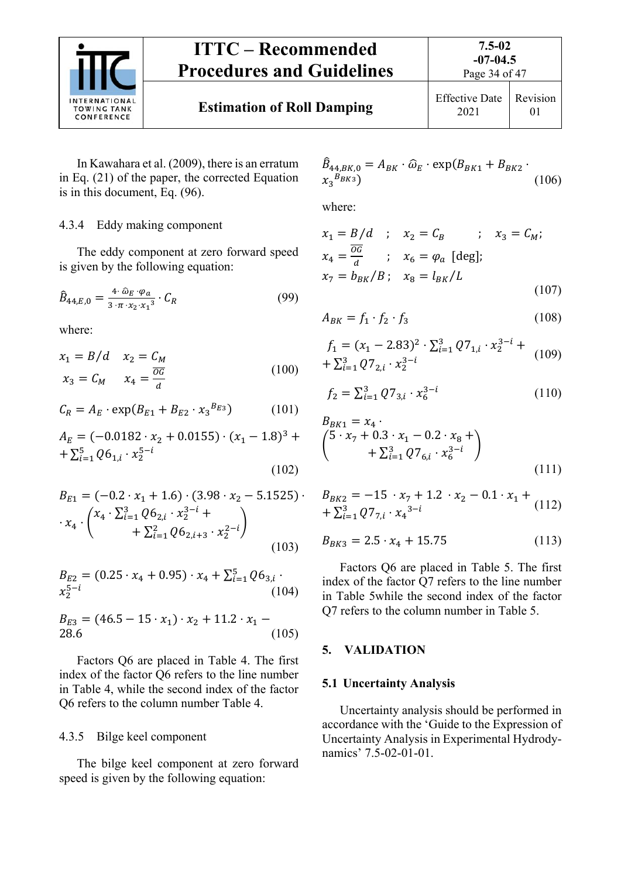In Kawahara et al. (2009), there is an erratum in Eq. (21) of the paper, the corrected Equation is in this document, Eq. (96).

#### 4.3.4 Eddy making component

The eddy component at zero forward speed is given by the following equation:

$$\hat{B}_{44,E,0} = \frac{4 \cdot \hat{\omega}_E \cdot \varphi_a}{3 \cdot \pi \cdot x_2 \cdot x_1{}^3} \cdot C_R \tag{99}$$

where:

$$x_1 = B/d \quad x_2 = C_M \qquad x_3 = C_M \quad x_4 = \frac{\overline{OG}}{d} \tag{100}$$

$$C_R = A_E \cdot \exp(B_{E1} + B_{E2} \cdot x_3{}^{B_{E3}}) \tag{101}$$

$$A_E = (-0.0182 \cdot x_2 + 0.0155) \cdot (x_1 - 1.8)^3 + \sum_{i=1}^{5} Q6_{1,i} \cdot x_2^{5-i} \tag{102}$$

$$B_{E1} = (-0.2 \cdot x_1 + 1.6) \cdot (3.98 \cdot x_2 - 5.1525) \cdot x_4 \cdot \left( x_4 \cdot \sum_{i=1}^{3} Q6_{2,i} \cdot x_2^{3-i} + \sum_{i=1}^{2} Q6_{2,i+3} \cdot x_2^{2-i} \right) \tag{103}$$

$$B_{E2} = (0.25 \cdot x_4 + 0.95) \cdot x_4 + \sum_{i=1}^{5} Q6_{3,i} \cdot x_2^{5-i} \tag{104}$$

$$B_{E3} = (46.5 - 15 \cdot x_1) \cdot x_2 + 11.2 \cdot x_1 - 28.6 \tag{105}$$

Factors Q6 are placed in Table 4. The first index of the factor Q6 refers to the line number in Table 4, while the second index of the factor Q6 refers to the column number Table 4.

#### 4.3.5 Bilge keel component

The bilge keel component at zero forward speed is given by the following equation:

$$\hat{B}_{44,BK,0} = A_{BK} \cdot \hat{\omega}_E \cdot \exp(B_{BK1} + B_{BK2} \cdot x_3{}^{B_{BK3}}) \tag{106}$$

where:

$$x_1 = B/d \quad ; \quad x_2 = C_B \quad ; \quad x_3 = C_M; \quad x_4 = \frac{\overline{OG}}{d} \quad ; \quad x_6 = \varphi_a \text{ [deg]}; \quad x_7 = b_{BK}/B \; ; \quad x_8 = l_{BK}/L \tag{107}$$

$$A_{BK} = f_1 \cdot f_2 \cdot f_3 \tag{108}$$

$$f_1 = (x_1 - 2.83)^2 \cdot \sum_{i=1}^{3} Q7_{1,i} \cdot x_2^{3-i} + \sum_{i=1}^{3} Q7_{2,i} \cdot x_2^{3-i} \tag{109}$$

$$f_2 = \sum_{i=1}^{3} Q7_{3,i} \cdot x_6^{3-i} \tag{110}$$

$$B_{BK1} = x_4 \cdot \left( 5 \cdot x_7 + 0.3 \cdot x_1 - 0.2 \cdot x_8 + \sum_{i=1}^{3} Q7_{6,i} \cdot x_6^{3-i} \right) \tag{111}$$

$$B_{BK2} = -15 \cdot x_7 + 1.2 \cdot x_2 - 0.1 \cdot x_1 + \sum_{i=1}^{3} Q7_{7,i} \cdot x_4{}^{3-i} \tag{112}$$

$$B_{BK3} = 2.5 \cdot x_4 + 15.75 \tag{113}$$

Factors Q6 are placed in Table 5. The first index of the factor Q7 refers to the line number in Table 5while the second index of the factor Q7 refers to the column number in Table 5.

## 5. VALIDATION

### 5.1 Uncertainty Analysis

Uncertainty analysis should be performed in accordance with the 'Guide to the Expression of Uncertainty Analysis in Experimental Hydrodynamics' 7.5-02-01-01.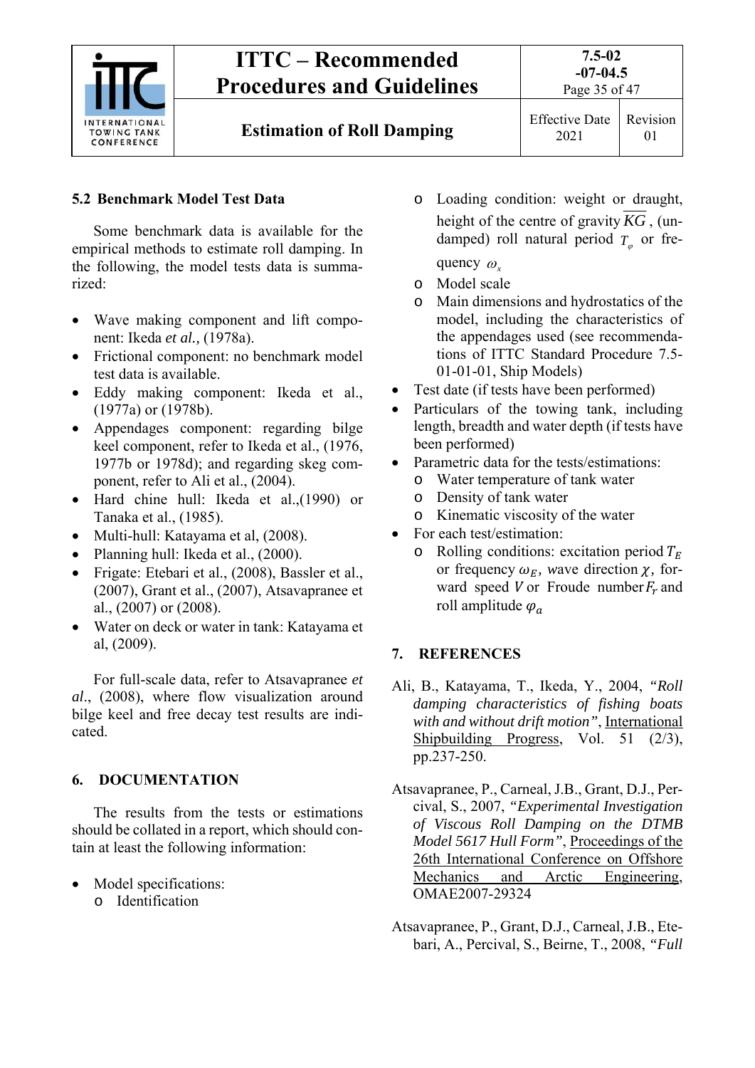## 5.2 Benchmark Model Test Data

Some benchmark data is available for the empirical methods to estimate roll damping. In the following, the model tests data is summarized:

- Wave making component and lift component: Ikeda *et al.,* (1978a).
- Frictional component: no benchmark model test data is available.
- Eddy making component: Ikeda et al., (1977a) or (1978b).
- Appendages component: regarding bilge keel component, refer to Ikeda et al., (1976, 1977b or 1978d); and regarding skeg component, refer to Ali et al., (2004).
- Hard chine hull: Ikeda et al.,(1990) or Tanaka et al., (1985).
- Multi-hull: Katayama et al, (2008).
- Planning hull: Ikeda et al., (2000).
- Frigate: Etebari et al., (2008), Bassler et al., (2007), Grant et al., (2007), Atsavapranee et al., (2007) or (2008).
- Water on deck or water in tank: Katayama et al, (2009).

For full-scale data, refer to Atsavapranee *et al*., (2008), where flow visualization around bilge keel and free decay test results are indicated.

## 6. DOCUMENTATION

The results from the tests or estimations should be collated in a report, which should contain at least the following information:

- Model specifications:
  - Identification
  - Loading condition: weight or draught, height of the centre of gravity $\overline{KG}$, (undamped) roll natural period $T_\varphi$ or frequency $\omega_x$
  - Model scale
  - Main dimensions and hydrostatics of the model, including the characteristics of the appendages used (see recommendations of ITTC Standard Procedure 7.5-01-01-01, Ship Models)
- Test date (if tests have been performed)
- Particulars of the towing tank, including length, breadth and water depth (if tests have been performed)
- Parametric data for the tests/estimations:
  - Water temperature of tank water
  - Density of tank water
  - Kinematic viscosity of the water
- For each test/estimation:
  - Rolling conditions: excitation period $T_E$ or frequency $\omega_E$, wave direction $\chi$, forward speed $V$ or Froude number $F_r$ and roll amplitude $\varphi_a$

## 7. REFERENCES

Ali, B., Katayama, T., Ikeda, Y., 2004, *"Roll damping characteristics of fishing boats with and without drift motion"*, International Shipbuilding Progress, Vol. 51 (2/3), pp.237-250.

Atsavapranee, P., Carneal, J.B., Grant, D.J., Percival, S., 2007, *"Experimental Investigation of Viscous Roll Damping on the DTMB Model 5617 Hull Form"*, Proceedings of the 26th International Conference on Offshore Mechanics and Arctic Engineering, OMAE2007-29324

Atsavapranee, P., Grant, D.J., Carneal, J.B., Etebari, A., Percival, S., Beirne, T., 2008, *"Full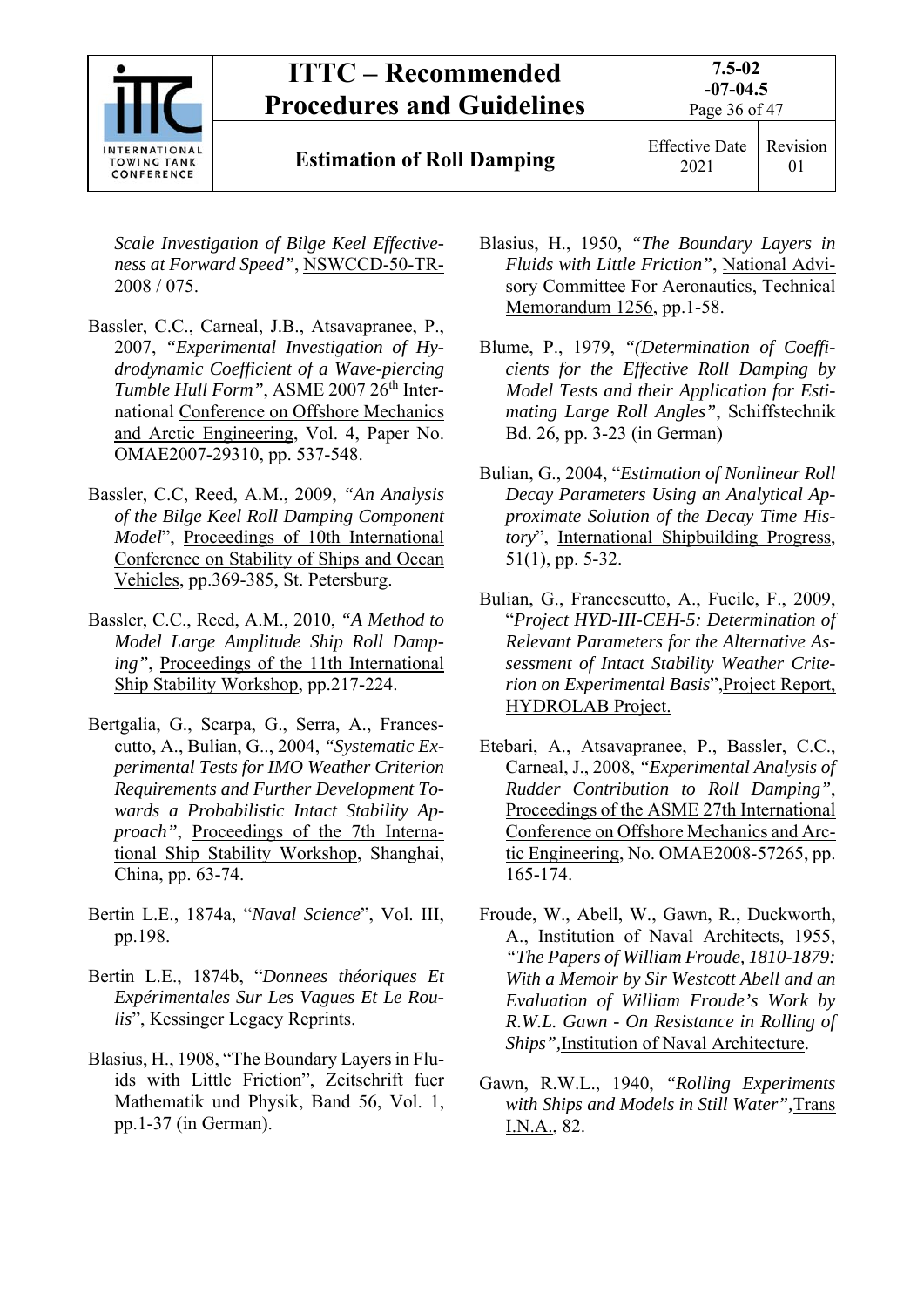*Scale Investigation of Bilge Keel Effectiveness at Forward Speed"*, NSWCCD-50-TR-2008 / 075.

Bassler, C.C., Carneal, J.B., Atsavapranee, P., 2007, *"Experimental Investigation of Hydrodynamic Coefficient of a Wave-piercing Tumble Hull Form"*, ASME 2007 26th International Conference on Offshore Mechanics and Arctic Engineering, Vol. 4, Paper No. OMAE2007-29310, pp. 537-548.

Bassler, C.C, Reed, A.M., 2009, *"An Analysis of the Bilge Keel Roll Damping Component Model"*, Proceedings of 10th International Conference on Stability of Ships and Ocean Vehicles, pp.369-385, St. Petersburg.

Bassler, C.C., Reed, A.M., 2010, *"A Method to Model Large Amplitude Ship Roll Damping"*, Proceedings of the 11th International Ship Stability Workshop, pp.217-224.

Bertgalia, G., Scarpa, G., Serra, A., Francescutto, A., Bulian, G.., 2004, *"Systematic Experimental Tests for IMO Weather Criterion Requirements and Further Development Towards a Probabilistic Intact Stability Approach"*, Proceedings of the 7th International Ship Stability Workshop, Shanghai, China, pp. 63-74.

Bertin L.E., 1874a, "*Naval Science*", Vol. III, pp.198.

Bertin L.E., 1874b, "*Donnees théoriques Et Expérimentales Sur Les Vagues Et Le Roulis*", Kessinger Legacy Reprints.

Blasius, H., 1908, "The Boundary Layers in Fluids with Little Friction", Zeitschrift fuer Mathematik und Physik, Band 56, Vol. 1, pp.1-37 (in German).

Blasius, H., 1950, *"The Boundary Layers in Fluids with Little Friction"*, National Advisory Committee For Aeronautics, Technical Memorandum 1256, pp.1-58.

Blume, P., 1979, *"(Determination of Coefficients for the Effective Roll Damping by Model Tests and their Application for Estimating Large Roll Angles"*, Schiffstechnik Bd. 26, pp. 3-23 (in German)

Bulian, G., 2004, "*Estimation of Nonlinear Roll Decay Parameters Using an Analytical Approximate Solution of the Decay Time History*", International Shipbuilding Progress, 51(1), pp. 5-32.

Bulian, G., Francescutto, A., Fucile, F., 2009, "*Project HYD-III-CEH-5: Determination of Relevant Parameters for the Alternative Assessment of Intact Stability Weather Criterion on Experimental Basis*", Project Report, HYDROLAB Project.

Etebari, A., Atsavapranee, P., Bassler, C.C., Carneal, J., 2008, *"Experimental Analysis of Rudder Contribution to Roll Damping"*, Proceedings of the ASME 27th International Conference on Offshore Mechanics and Arctic Engineering, No. OMAE2008-57265, pp. 165-174.

Froude, W., Abell, W., Gawn, R., Duckworth, A., Institution of Naval Architects, 1955, *"The Papers of William Froude, 1810-1879: With a Memoir by Sir Westcott Abell and an Evaluation of William Froude's Work by R.W.L. Gawn - On Resistance in Rolling of Ships"*, Institution of Naval Architecture.

Gawn, R.W.L., 1940, *"Rolling Experiments with Ships and Models in Still Water"*, Trans I.N.A., 82.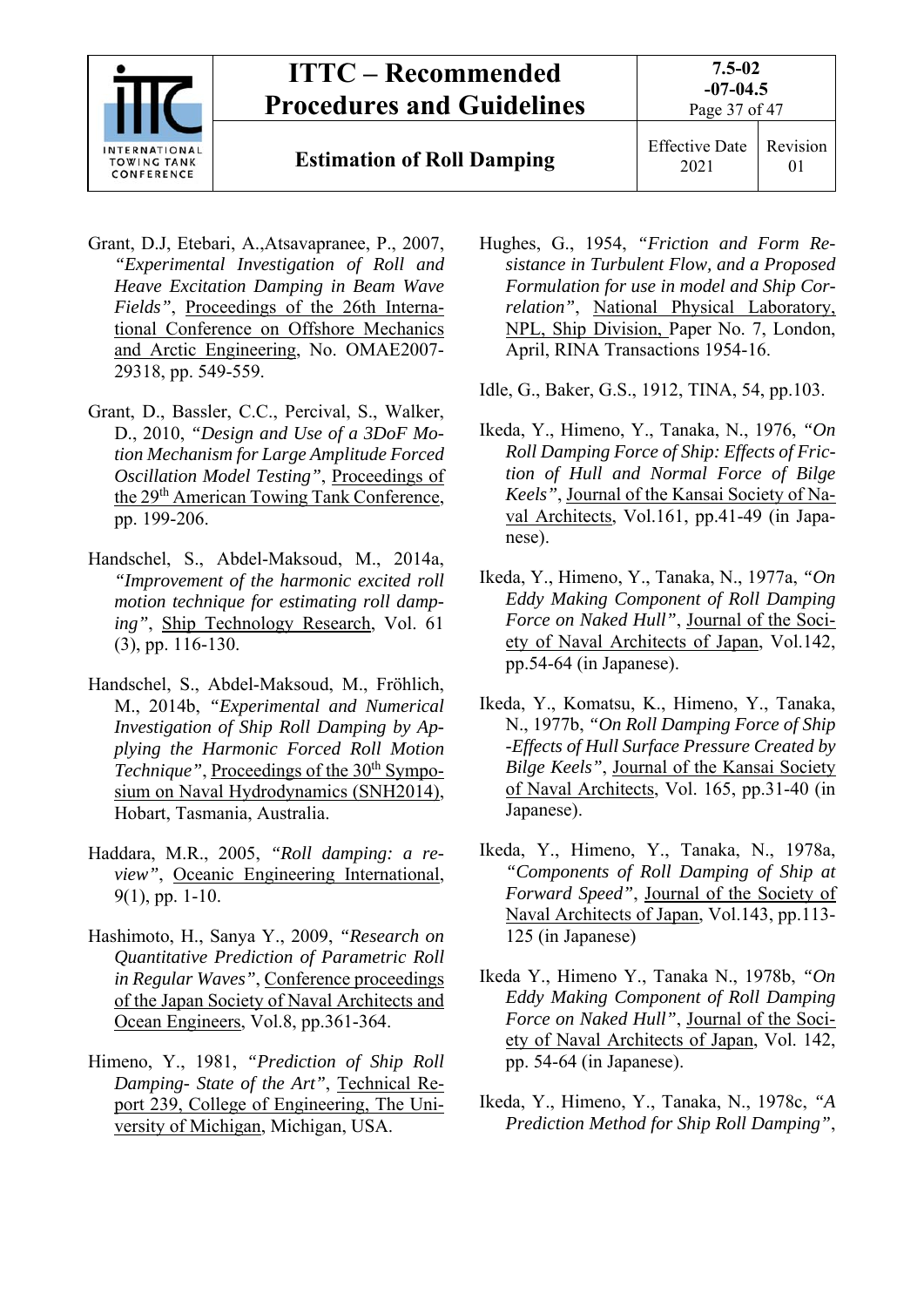Grant, D.J, Etebari, A.,Atsavapranee, P., 2007, *"Experimental Investigation of Roll and Heave Excitation Damping in Beam Wave Fields"*, Proceedings of the 26th International Conference on Offshore Mechanics and Arctic Engineering, No. OMAE2007-29318, pp. 549-559.

Grant, D., Bassler, C.C., Percival, S., Walker, D., 2010, *"Design and Use of a 3DoF Motion Mechanism for Large Amplitude Forced Oscillation Model Testing"*, Proceedings of the 29th American Towing Tank Conference, pp. 199-206.

Handschel, S., Abdel-Maksoud, M., 2014a, *"Improvement of the harmonic excited roll motion technique for estimating roll damping"*, Ship Technology Research, Vol. 61 (3), pp. 116-130.

Handschel, S., Abdel-Maksoud, M., Fröhlich, M., 2014b, *"Experimental and Numerical Investigation of Ship Roll Damping by Applying the Harmonic Forced Roll Motion Technique"*, Proceedings of the 30th Symposium on Naval Hydrodynamics (SNH2014), Hobart, Tasmania, Australia.

Haddara, M.R., 2005, *"Roll damping: a review"*, Oceanic Engineering International, 9(1), pp. 1-10.

Hashimoto, H., Sanya Y., 2009, *"Research on Quantitative Prediction of Parametric Roll in Regular Waves"*, Conference proceedings of the Japan Society of Naval Architects and Ocean Engineers, Vol.8, pp.361-364.

Himeno, Y., 1981, *"Prediction of Ship Roll Damping- State of the Art"*, Technical Report 239, College of Engineering, The University of Michigan, Michigan, USA.

Hughes, G., 1954, *"Friction and Form Resistance in Turbulent Flow, and a Proposed Formulation for use in model and Ship Correlation"*, National Physical Laboratory, NPL, Ship Division, Paper No. 7, London, April, RINA Transactions 1954-16.

Idle, G., Baker, G.S., 1912, TINA, 54, pp.103.

Ikeda, Y., Himeno, Y., Tanaka, N., 1976, *"On Roll Damping Force of Ship: Effects of Friction of Hull and Normal Force of Bilge Keels"*, Journal of the Kansai Society of Naval Architects, Vol.161, pp.41-49 (in Japanese).

Ikeda, Y., Himeno, Y., Tanaka, N., 1977a, *"On Eddy Making Component of Roll Damping Force on Naked Hull"*, Journal of the Society of Naval Architects of Japan, Vol.142, pp.54-64 (in Japanese).

Ikeda, Y., Komatsu, K., Himeno, Y., Tanaka, N., 1977b, *"On Roll Damping Force of Ship -Effects of Hull Surface Pressure Created by Bilge Keels"*, Journal of the Kansai Society of Naval Architects, Vol. 165, pp.31-40 (in Japanese).

Ikeda, Y., Himeno, Y., Tanaka, N., 1978a, *"Components of Roll Damping of Ship at Forward Speed"*, Journal of the Society of Naval Architects of Japan, Vol.143, pp.113-125 (in Japanese)

Ikeda Y., Himeno Y., Tanaka N., 1978b, *"On Eddy Making Component of Roll Damping Force on Naked Hull"*, Journal of the Society of Naval Architects of Japan, Vol. 142, pp. 54-64 (in Japanese).

Ikeda, Y., Himeno, Y., Tanaka, N., 1978c, *"A Prediction Method for Ship Roll Damping"*,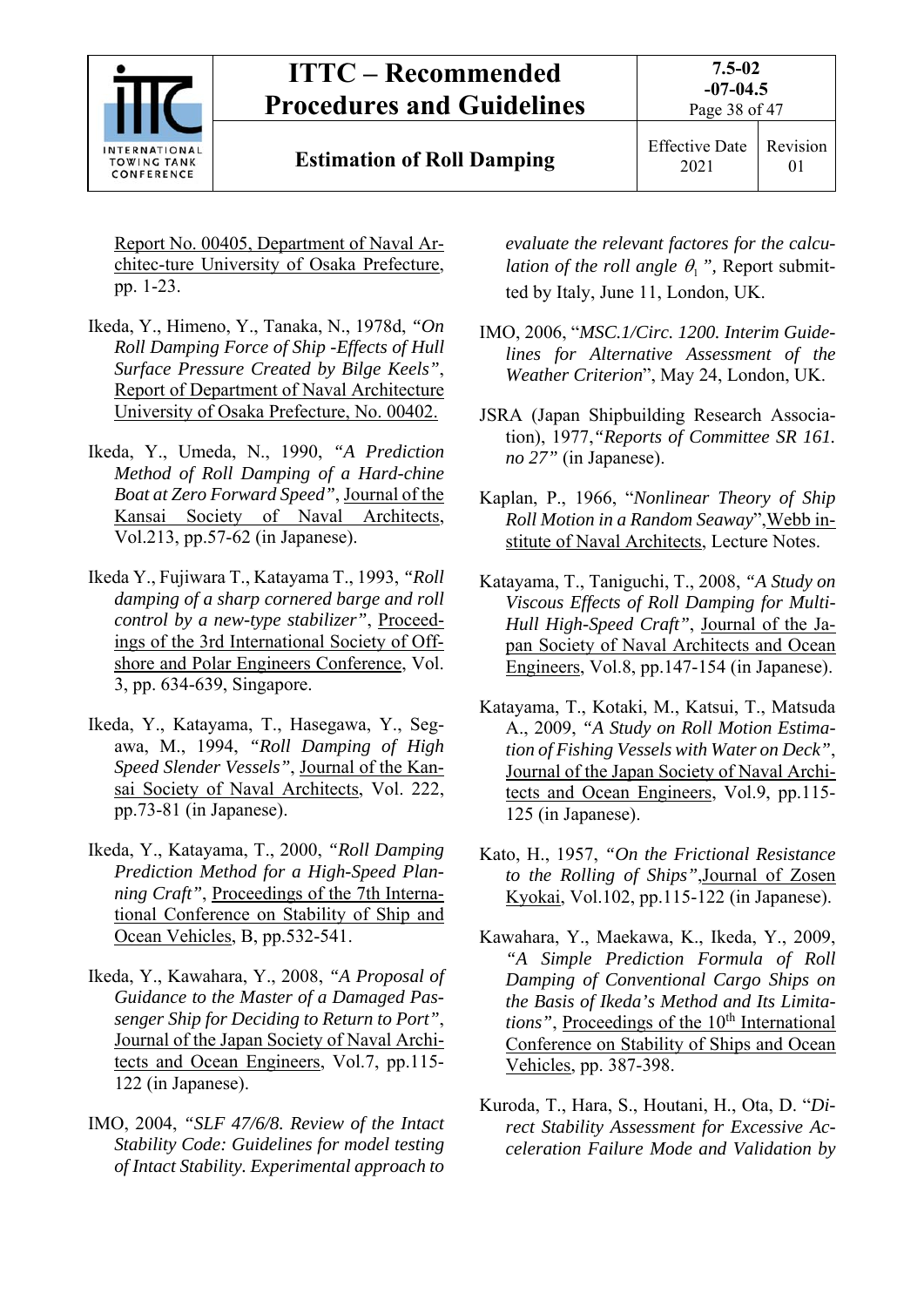Report No. 00405, Department of Naval Architec-ture University of Osaka Prefecture, pp. 1-23.

Ikeda, Y., Himeno, Y., Tanaka, N., 1978d, *"On Roll Damping Force of Ship -Effects of Hull Surface Pressure Created by Bilge Keels"*, Report of Department of Naval Architecture University of Osaka Prefecture, No. 00402.

Ikeda, Y., Umeda, N., 1990, *"A Prediction Method of Roll Damping of a Hard-chine Boat at Zero Forward Speed"*, Journal of the Kansai Society of Naval Architects, Vol.213, pp.57-62 (in Japanese).

Ikeda Y., Fujiwara T., Katayama T., 1993, *"Roll damping of a sharp cornered barge and roll control by a new-type stabilizer"*, Proceedings of the 3rd International Society of Offshore and Polar Engineers Conference, Vol. 3, pp. 634-639, Singapore.

Ikeda, Y., Katayama, T., Hasegawa, Y., Segawa, M., 1994, *"Roll Damping of High Speed Slender Vessels"*, Journal of the Kansai Society of Naval Architects, Vol. 222, pp.73-81 (in Japanese).

Ikeda, Y., Katayama, T., 2000, *"Roll Damping Prediction Method for a High-Speed Planning Craft"*, Proceedings of the 7th International Conference on Stability of Ship and Ocean Vehicles, B, pp.532-541.

Ikeda, Y., Kawahara, Y., 2008, *"A Proposal of Guidance to the Master of a Damaged Passenger Ship for Deciding to Return to Port"*, Journal of the Japan Society of Naval Architects and Ocean Engineers, Vol.7, pp.115-122 (in Japanese).

IMO, 2004, *"SLF 47/6/8. Review of the Intact Stability Code: Guidelines for model testing of Intact Stability. Experimental approach to evaluate the relevant factors for the calculation of the roll angle $\theta_1$",* Report submitted by Italy, June 11, London, UK.

IMO, 2006, "*MSC.1/Circ. 1200. Interim Guidelines for Alternative Assessment of the Weather Criterion*", May 24, London, UK.

JSRA (Japan Shipbuilding Research Association), 1977,*"Reports of Committee SR 161. no 27"* (in Japanese).

Kaplan, P., 1966, "*Nonlinear Theory of Ship Roll Motion in a Random Seaway*",Webb institute of Naval Architects, Lecture Notes.

Katayama, T., Taniguchi, T., 2008, *"A Study on Viscous Effects of Roll Damping for Multi-Hull High-Speed Craft"*, Journal of the Japan Society of Naval Architects and Ocean Engineers, Vol.8, pp.147-154 (in Japanese).

Katayama, T., Kotaki, M., Katsui, T., Matsuda A., 2009, *"A Study on Roll Motion Estimation of Fishing Vessels with Water on Deck"*, Journal of the Japan Society of Naval Architects and Ocean Engineers, Vol.9, pp.115-125 (in Japanese).

Kato, H., 1957, *"On the Frictional Resistance to the Rolling of Ships"*,Journal of Zosen Kyokai, Vol.102, pp.115-122 (in Japanese).

Kawahara, Y., Maekawa, K., Ikeda, Y., 2009, *"A Simple Prediction Formula of Roll Damping of Conventional Cargo Ships on the Basis of Ikeda's Method and Its Limitations"*, Proceedings of the 10th International Conference on Stability of Ships and Ocean Vehicles, pp. 387-398.

Kuroda, T., Hara, S., Houtani, H., Ota, D. "*Direct Stability Assessment for Excessive Acceleration Failure Mode and Validation by*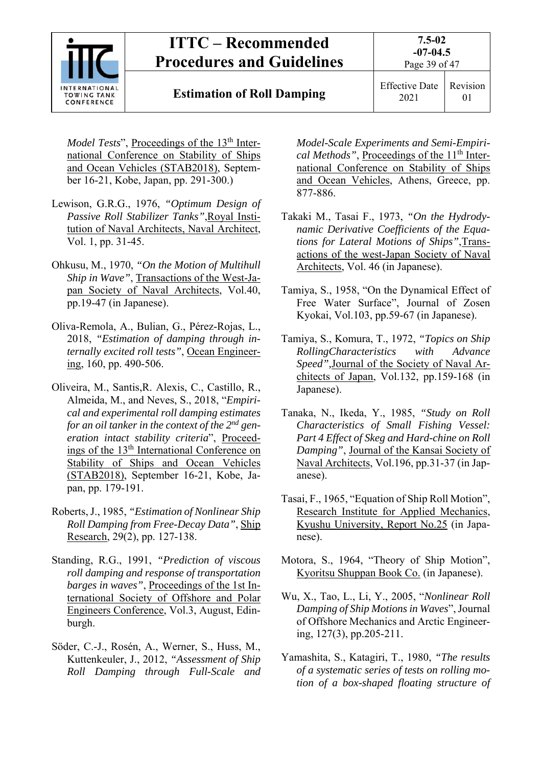*Model Tests*", Proceedings of the 13th International Conference on Stability of Ships and Ocean Vehicles (STAB2018), September 16-21, Kobe, Japan, pp. 291-300.)

Lewison, G.R.G., 1976, *"Optimum Design of Passive Roll Stabilizer Tanks"*, Royal Institution of Naval Architects, Naval Architect, Vol. 1, pp. 31-45.

Ohkusu, M., 1970, *"On the Motion of Multihull Ship in Wave"*, Transactions of the West-Japan Society of Naval Architects, Vol.40, pp.19-47 (in Japanese).

Oliva-Remola, A., Bulian, G., Pérez-Rojas, L., 2018, *"Estimation of damping through internally excited roll tests"*, Ocean Engineering, 160, pp. 490-506.

Oliveira, M., Santis,R. Alexis, C., Castillo, R., Almeida, M., and Neves, S., 2018, "*Empirical and experimental roll damping estimates for an oil tanker in the context of the 2nd generation intact stability criteria*", Proceedings of the 13th International Conference on Stability of Ships and Ocean Vehicles (STAB2018), September 16-21, Kobe, Japan, pp. 179-191.

Roberts, J., 1985, *"Estimation of Nonlinear Ship Roll Damping from Free-Decay Data"*, Ship Research, 29(2), pp. 127-138.

Standing, R.G., 1991, *"Prediction of viscous roll damping and response of transportation barges in waves"*, Proceedings of the 1st International Society of Offshore and Polar Engineers Conference, Vol.3, August, Edinburgh.

Söder, C.-J., Rosén, A., Werner, S., Huss, M., Kuttenkeuler, J., 2012, *"Assessment of Ship Roll Damping through Full-Scale and Model-Scale Experiments and Semi-Empirical Methods"*, Proceedings of the 11th International Conference on Stability of Ships and Ocean Vehicles, Athens, Greece, pp. 877-886.

Takaki M., Tasai F., 1973, *"On the Hydrodynamic Derivative Coefficients of the Equations for Lateral Motions of Ships"*, Transactions of the west-Japan Society of Naval Architects, Vol. 46 (in Japanese).

Tamiya, S., 1958, "On the Dynamical Effect of Free Water Surface", Journal of Zosen Kyokai, Vol.103, pp.59-67 (in Japanese).

Tamiya, S., Komura, T., 1972, *"Topics on Ship RollingCharacteristics with Advance Speed"*, Journal of the Society of Naval Architects of Japan, Vol.132, pp.159-168 (in Japanese).

Tanaka, N., Ikeda, Y., 1985, *"Study on Roll Characteristics of Small Fishing Vessel: Part 4 Effect of Skeg and Hard-chine on Roll Damping"*, Journal of the Kansai Society of Naval Architects, Vol.196, pp.31-37 (in Japanese).

Tasai, F., 1965, "Equation of Ship Roll Motion", Research Institute for Applied Mechanics, Kyushu University, Report No.25 (in Japanese).

Motora, S., 1964, "Theory of Ship Motion", Kyoritsu Shuppan Book Co. (in Japanese).

Wu, X., Tao, L., Li, Y., 2005, "*Nonlinear Roll Damping of Ship Motions in Waves*", Journal of Offshore Mechanics and Arctic Engineering, 127(3), pp.205-211.

Yamashita, S., Katagiri, T., 1980, *"The results of a systematic series of tests on rolling motion of a box-shaped floating structure of*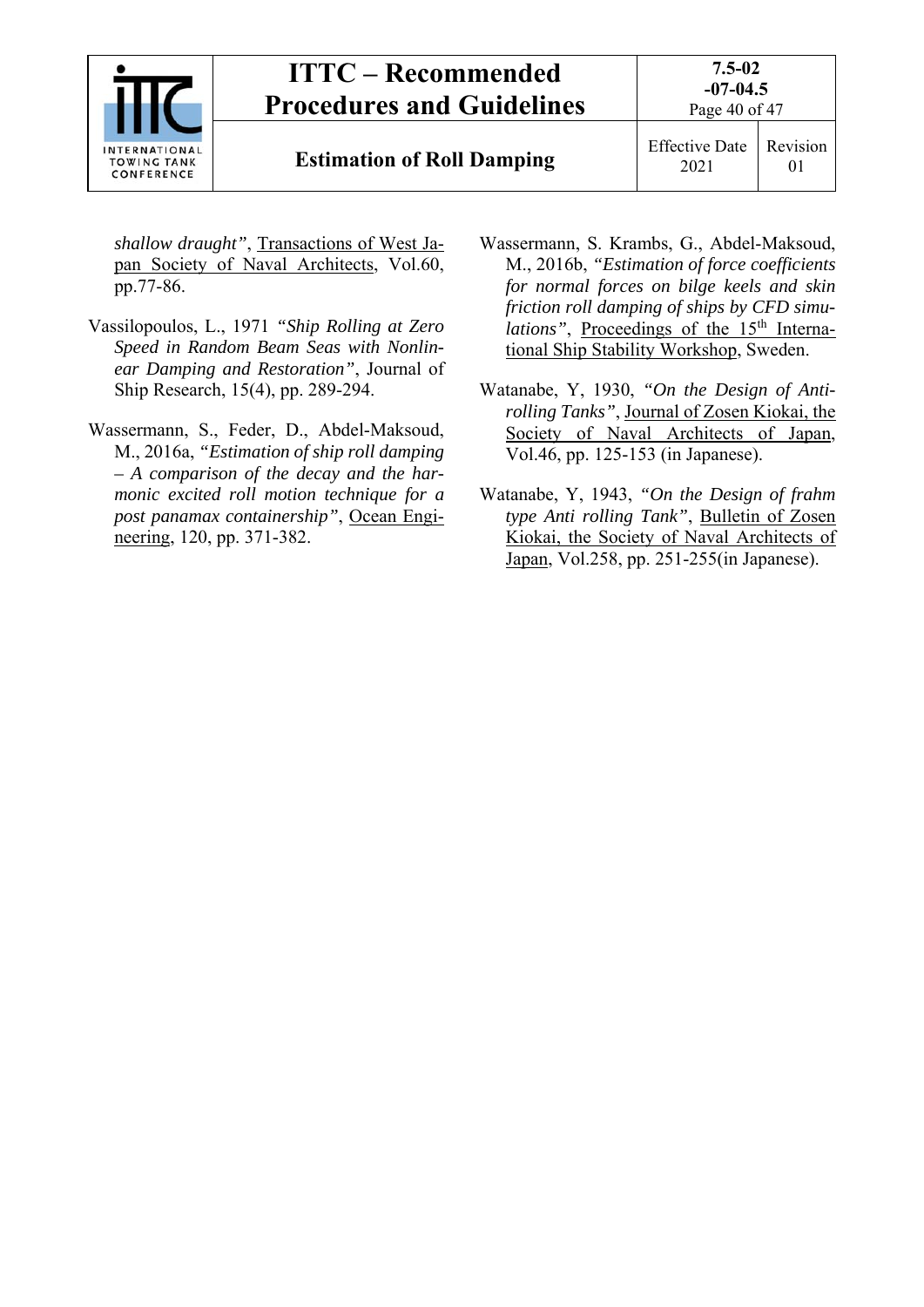*shallow draught"*, Transactions of West Japan Society of Naval Architects, Vol.60, pp.77-86.

Vassilopoulos, L., 1971 *"Ship Rolling at Zero Speed in Random Beam Seas with Nonlinear Damping and Restoration"*, Journal of Ship Research, 15(4), pp. 289-294.

Wassermann, S., Feder, D., Abdel-Maksoud, M., 2016a, *"Estimation of ship roll damping – A comparison of the decay and the harmonic excited roll motion technique for a post panamax containership"*, Ocean Engineering, 120, pp. 371-382.

Wassermann, S. Krambs, G., Abdel-Maksoud, M., 2016b, *"Estimation of force coefficients for normal forces on bilge keels and skin friction roll damping of ships by CFD simulations"*, Proceedings of the 15th International Ship Stability Workshop, Sweden.

Watanabe, Y, 1930, *"On the Design of Anti-rolling Tanks"*, Journal of Zosen Kiokai, the Society of Naval Architects of Japan, Vol.46, pp. 125-153 (in Japanese).

Watanabe, Y, 1943, *"On the Design of frahm type Anti rolling Tank"*, Bulletin of Zosen Kiokai, the Society of Naval Architects of Japan, Vol.258, pp. 251-255(in Japanese).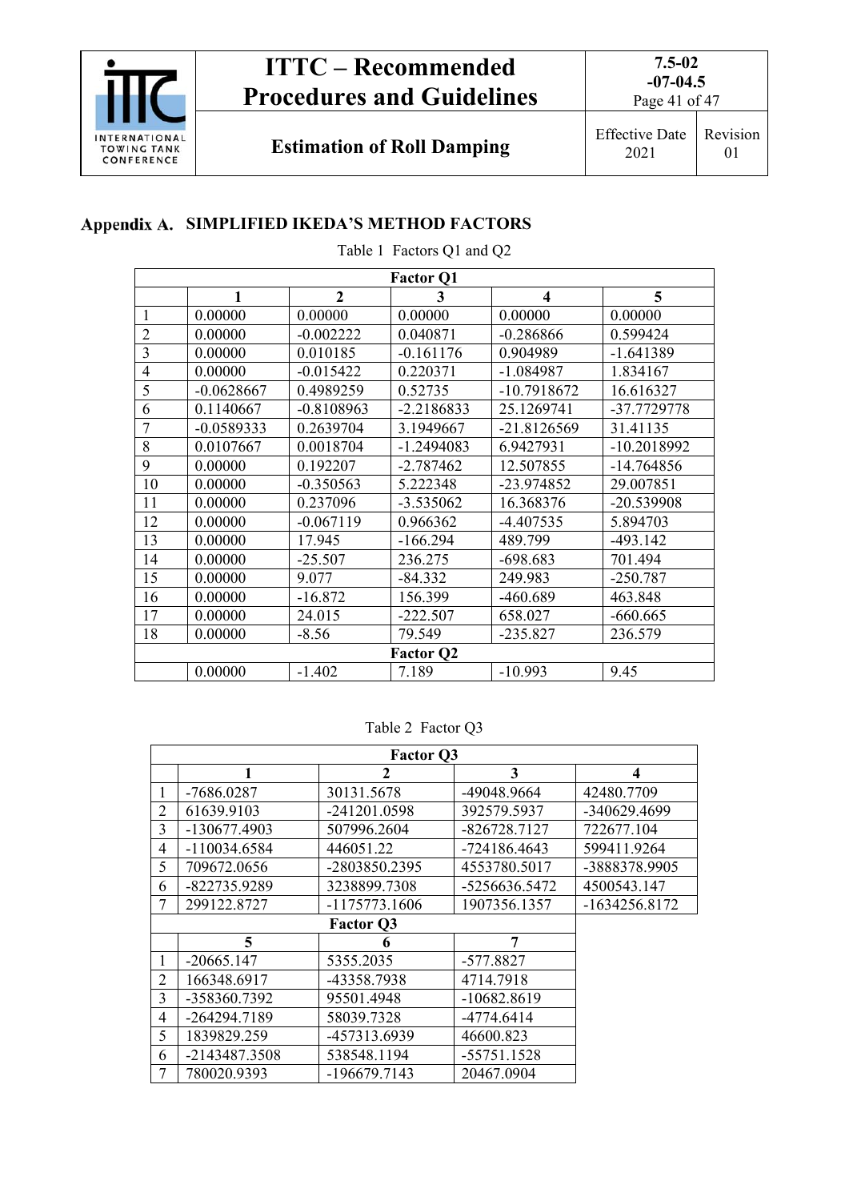## Appendix A. SIMPLIFIED IKEDA'S METHOD FACTORS

Table 1 Factors Q1 and Q2

| Factor Q1 | | | | | |
|---|---|---|---|---|---|
| | **1** | **2** | **3** | **4** | **5** |
| 1 | 0.00000 | 0.00000 | 0.00000 | 0.00000 | 0.00000 |
| 2 | 0.00000 | -0.002222 | 0.040871 | -0.286866 | 0.599424 |
| 3 | 0.00000 | 0.010185 | -0.161176 | 0.904989 | -1.641389 |
| 4 | 0.00000 | -0.015422 | 0.220371 | -1.084987 | 1.834167 |
| 5 | -0.0628667 | 0.4989259 | 0.52735 | -10.7918672 | 16.616327 |
| 6 | 0.1140667 | -0.8108963 | -2.2186833 | 25.1269741 | -37.7729778 |
| 7 | -0.0589333 | 0.2639704 | 3.1949667 | -21.8126569 | 31.41135 |
| 8 | 0.0107667 | 0.0018704 | -1.2494083 | 6.9427931 | -10.2018992 |
| 9 | 0.00000 | 0.192207 | -2.787462 | 12.507855 | -14.764856 |
| 10 | 0.00000 | -0.350563 | 5.222348 | -23.974852 | 29.007851 |
| 11 | 0.00000 | 0.237096 | -3.535062 | 16.368376 | -20.539908 |
| 12 | 0.00000 | -0.067119 | 0.966362 | -4.407535 | 5.894703 |
| 13 | 0.00000 | 17.945 | -166.294 | 489.799 | -493.142 |
| 14 | 0.00000 | -25.507 | 236.275 | -698.683 | 701.494 |
| 15 | 0.00000 | 9.077 | -84.332 | 249.983 | -250.787 |
| 16 | 0.00000 | -16.872 | 156.399 | -460.689 | 463.848 |
| 17 | 0.00000 | 24.015 | -222.507 | 658.027 | -660.665 |
| 18 | 0.00000 | -8.56 | 79.549 | -235.827 | 236.579 |
| **Factor Q2** | | | | | |
| | 0.00000 | -1.402 | 7.189 | -10.993 | 9.45 |

Table 2 Factor Q3

| Factor Q3 | | | | |
|---|---|---|---|---|
| | **1** | **2** | **3** | **4** |
| 1 | -7686.0287 | 30131.5678 | -49048.9664 | 42480.7709 |
| 2 | 61639.9103 | -241201.0598 | 392579.5937 | -340629.4699 |
| 3 | -130677.4903 | 507996.2604 | -826728.7127 | 722677.104 |
| 4 | -110034.6584 | 446051.22 | -724186.4643 | 599411.9264 |
| 5 | 709672.0656 | -2803850.2395 | 4553780.5017 | -3888378.9905 |
| 6 | -822735.9289 | 3238899.7308 | -5256636.5472 | 4500543.147 |
| 7 | 299122.8727 | -1175773.1606 | 1907356.1357 | -1634256.8172 |
| **Factor Q3** | | | | |
| | **5** | **6** | **7** | |
| 1 | -20665.147 | 5355.2035 | -577.8827 | |
| 2 | 166348.6917 | -43358.7938 | 4714.7918 | |
| 3 | -358360.7392 | 95501.4948 | -10682.8619 | |
| 4 | -264294.7189 | 58039.7328 | -4774.6414 | |
| 5 | 1839829.259 | -457313.6939 | 46600.823 | |
| 6 | -2143487.3508 | 538548.1194 | -55751.1528 | |
| 7 | 780020.9393 | -196679.7143 | 20467.0904 | |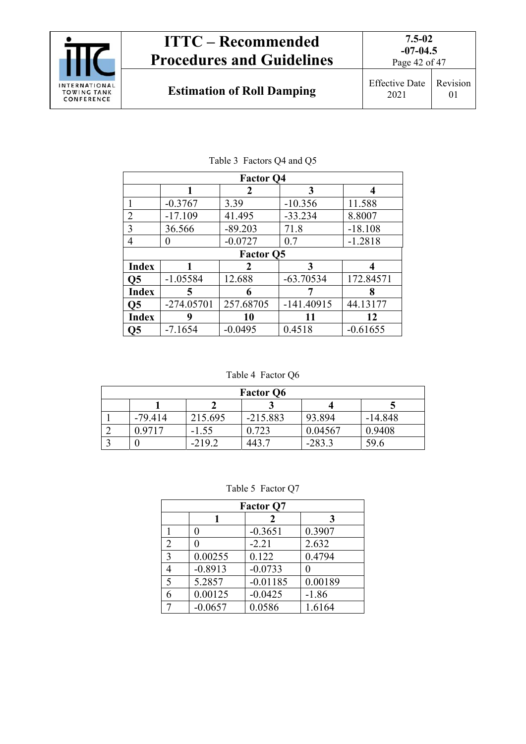Table 3 Factors Q4 and Q5

| Factor Q4 | | | | |
|---|---|---|---|---|
| | **1** | **2** | **3** | **4** |
| 1 | -0.3767 | 3.39 | -10.356 | 11.588 |
| 2 | -17.109 | 41.495 | -33.234 | 8.8007 |
| 3 | 36.566 | -89.203 | 71.8 | -18.108 |
| 4 | 0 | -0.0727 | 0.7 | -1.2818 |
| **Factor Q5** | | | | |
| **Index** | **1** | **2** | **3** | **4** |
| **Q5** | -1.05584 | 12.688 | -63.70534 | 172.84571 |
| **Index** | **5** | **6** | **7** | **8** |
| **Q5** | -274.05701 | 257.68705 | -141.40915 | 44.13177 |
| **Index** | **9** | **10** | **11** | **12** |
| **Q5** | -7.1654 | -0.0495 | 0.4518 | -0.61655 |

Table 4 Factor Q6

| Factor Q6 | | | | | |
|---|---|---|---|---|---|
| | **1** | **2** | **3** | **4** | **5** |
| 1 | -79.414 | 215.695 | -215.883 | 93.894 | -14.848 |
| 2 | 0.9717 | -1.55 | 0.723 | 0.04567 | 0.9408 |
| 3 | 0 | -219.2 | 443.7 | -283.3 | 59.6 |

Table 5 Factor Q7

| Factor Q7 | | | |
|---|---|---|---|
| | **1** | **2** | **3** |
| 1 | 0 | -0.3651 | 0.3907 |
| 2 | 0 | -2.21 | 2.632 |
| 3 | 0.00255 | 0.122 | 0.4794 |
| 4 | -0.8913 | -0.0733 | 0 |
| 5 | 5.2857 | -0.01185 | 0.00189 |
| 6 | 0.00125 | -0.0425 | -1.86 |
| 7 | -0.0657 | 0.0586 | 1.6164 |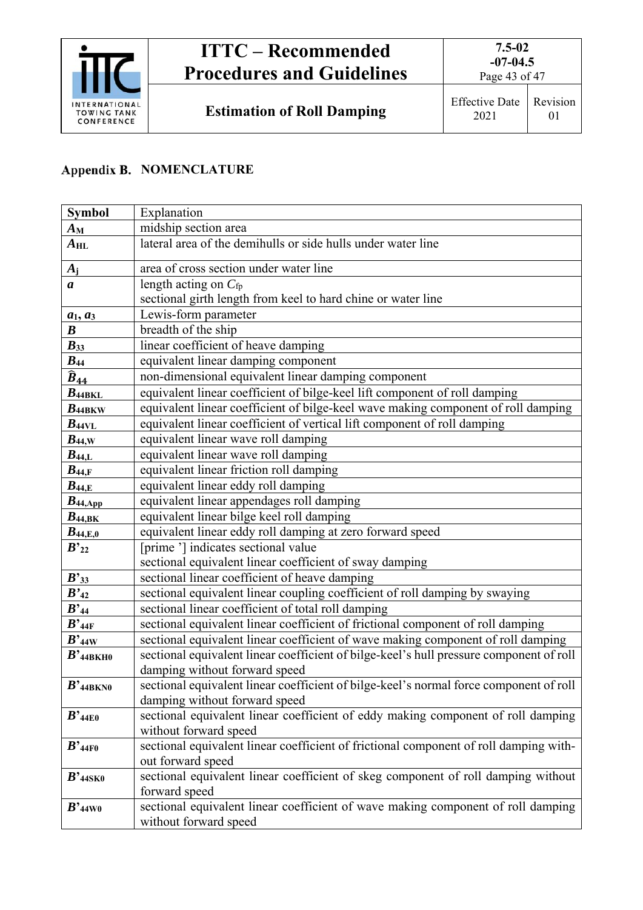## Appendix B. NOMENCLATURE

| Symbol | Explanation |
|---|---|
| $A_M$ | midship section area |
| $A_{HL}$ | lateral area of the demihulls or side hulls under water line |
| $A_j$ | area of cross section under water line |
| $a$ | length acting on $C_{fp}$<br>sectional girth length from keel to hard chine or water line |
| $a_1$, $a_3$ | Lewis-form parameter |
| $B$ | breadth of the ship |
| $B_{33}$ | linear coefficient of heave damping |
| $B_{44}$ | equivalent linear damping component |
| $\widehat{B}_{44}$ | non-dimensional equivalent linear damping component |
| $B_{44BKL}$ | equivalent linear coefficient of bilge-keel lift component of roll damping |
| $B_{44BKW}$ | equivalent linear coefficient of bilge-keel wave making component of roll damping |
| $B_{44VL}$ | equivalent linear coefficient of vertical lift component of roll damping |
| $B_{44,W}$ | equivalent linear wave roll damping |
| $B_{44,L}$ | equivalent linear wave roll damping |
| $B_{44,F}$ | equivalent linear friction roll damping |
| $B_{44,E}$ | equivalent linear eddy roll damping |
| $B_{44,App}$ | equivalent linear appendages roll damping |
| $B_{44,BK}$ | equivalent linear bilge keel roll damping |
| $B_{44,E,0}$ | equivalent linear eddy roll damping at zero forward speed |
| $B'_{22}$ | [prime '] indicates sectional value<br>sectional equivalent linear coefficient of sway damping |
| $B'_{33}$ | sectional linear coefficient of heave damping |
| $B'_{42}$ | sectional equivalent linear coupling coefficient of roll damping by swaying |
| $B'_{44}$ | sectional linear coefficient of total roll damping |
| $B'_{44F}$ | sectional equivalent linear coefficient of frictional component of roll damping |
| $B'_{44W}$ | sectional equivalent linear coefficient of wave making component of roll damping |
| $B'_{44BKH0}$ | sectional equivalent linear coefficient of bilge-keel's hull pressure component of roll damping without forward speed |
| $B'_{44BKN0}$ | sectional equivalent linear coefficient of bilge-keel's normal force component of roll damping without forward speed |
| $B'_{44E0}$ | sectional equivalent linear coefficient of eddy making component of roll damping without forward speed |
| $B'_{44F0}$ | sectional equivalent linear coefficient of frictional component of roll damping without forward speed |
| $B'_{44SK0}$ | sectional equivalent linear coefficient of skeg component of roll damping without forward speed |
| $B'_{44W0}$ | sectional equivalent linear coefficient of wave making component of roll damping without forward speed |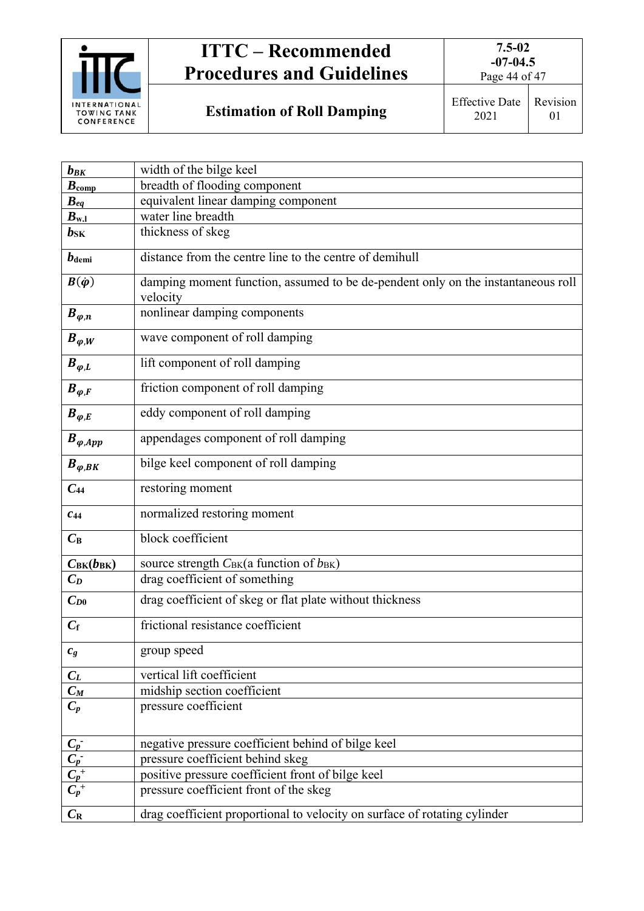| | |
|---|---|
| $b_{BK}$ | width of the bilge keel |
| $B_{comp}$ | breadth of flooding component |
| $B_{eq}$ | equivalent linear damping component |
| $B_{w.l}$ | water line breadth |
| $b_{SK}$ | thickness of skeg |
| $b_{demi}$ | distance from the centre line to the centre of demihull |
| $B(\dot{\varphi})$ | damping moment function, assumed to be de-pendent only on the instantaneous roll velocity |
| $B_{\varphi,n}$ | nonlinear damping components |
| $B_{\varphi,W}$ | wave component of roll damping |
| $B_{\varphi,L}$ | lift component of roll damping |
| $B_{\varphi,F}$ | friction component of roll damping |
| $B_{\varphi,E}$ | eddy component of roll damping |
| $B_{\varphi,App}$ | appendages component of roll damping |
| $B_{\varphi,BK}$ | bilge keel component of roll damping |
| $C_{44}$ | restoring moment |
| $c_{44}$ | normalized restoring moment |
| $C_B$ | block coefficient |
| $C_{BK}(b_{BK})$ | source strength $C_{BK}$(a function of $b_{BK}$) |
| $C_D$ | drag coefficient of something |
| $C_{D0}$ | drag coefficient of skeg or flat plate without thickness |
| $C_f$ | frictional resistance coefficient |
| $c_g$ | group speed |
| $C_L$ | vertical lift coefficient |
| $C_M$ | midship section coefficient |
| $C_p$ | pressure coefficient |
| $C_p^-$ | negative pressure coefficient behind of bilge keel |
| $C_p^-$ | pressure coefficient behind skeg |
| $C_p^+$ | positive pressure coefficient front of bilge keel |
| $C_p^+$ | pressure coefficient front of the skeg |
| $C_R$ | drag coefficient proportional to velocity on surface of rotating cylinder |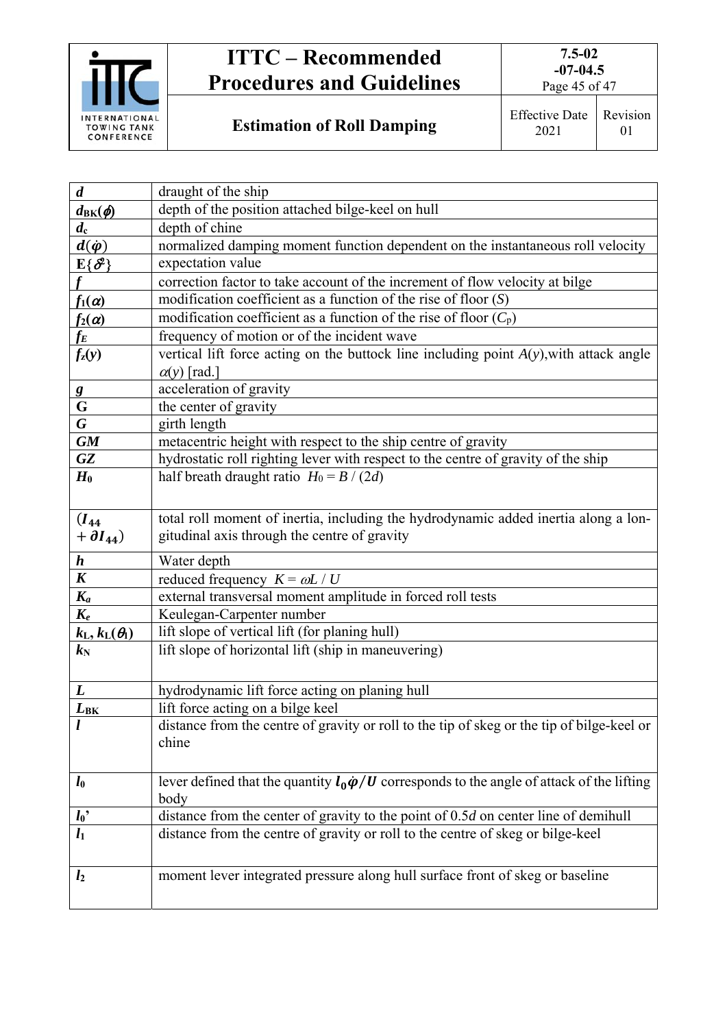| | |
|---|---|
| $d$ | draught of the ship |
| $d_{BK}(\phi)$ | depth of the position attached bilge-keel on hull |
| $d_c$ | depth of chine |
| $d(\dot{\varphi})$ | normalized damping moment function dependent on the instantaneous roll velocity |
| $E\{\delta^2\}$ | expectation value |
| $f$ | correction factor to take account of the increment of flow velocity at bilge |
| $f_1(\alpha)$ | modification coefficient as a function of the rise of floor ($S$) |
| $f_2(\alpha)$ | modification coefficient as a function of the rise of floor ($C_p$) |
| $f_E$ | frequency of motion or of the incident wave |
| $f_z(y)$ | vertical lift force acting on the buttock line including point $A(y)$,with attack angle $\alpha(y)$ [rad.] |
| $g$ | acceleration of gravity |
| **G** | the center of gravity |
| $G$ | girth length |
| $GM$ | metacentric height with respect to the ship centre of gravity |
| $GZ$ | hydrostatic roll righting lever with respect to the centre of gravity of the ship |
| $H_0$ | half breath draught ratio $H_0 = B / (2d)$ |
| $(I_{44} + \partial I_{44})$ | total roll moment of inertia, including the hydrodynamic added inertia along a longitudinal axis through the centre of gravity |
| $h$ | Water depth |
| $K$ | reduced frequency $K = \omega L / U$ |
| $K_a$ | external transversal moment amplitude in forced roll tests |
| $K_e$ | Keulegan-Carpenter number |
| $k_L$, $k_L(\theta_1)$ | lift slope of vertical lift (for planing hull) |
| $k_N$ | lift slope of horizontal lift (ship in maneuvering) |
| $L$ | hydrodynamic lift force acting on planing hull |
| $L_{BK}$ | lift force acting on a bilge keel |
| $l$ | distance from the centre of gravity or roll to the tip of skeg or the tip of bilge-keel or chine |
| $l_0$ | lever defined that the quantity $l_0\dot{\varphi}/U$ corresponds to the angle of attack of the lifting body |
| $l_0$' | distance from the center of gravity to the point of 0.5$d$ on center line of demihull |
| $l_1$ | distance from the centre of gravity or roll to the centre of skeg or bilge-keel |
| $l_2$ | moment lever integrated pressure along hull surface front of skeg or baseline |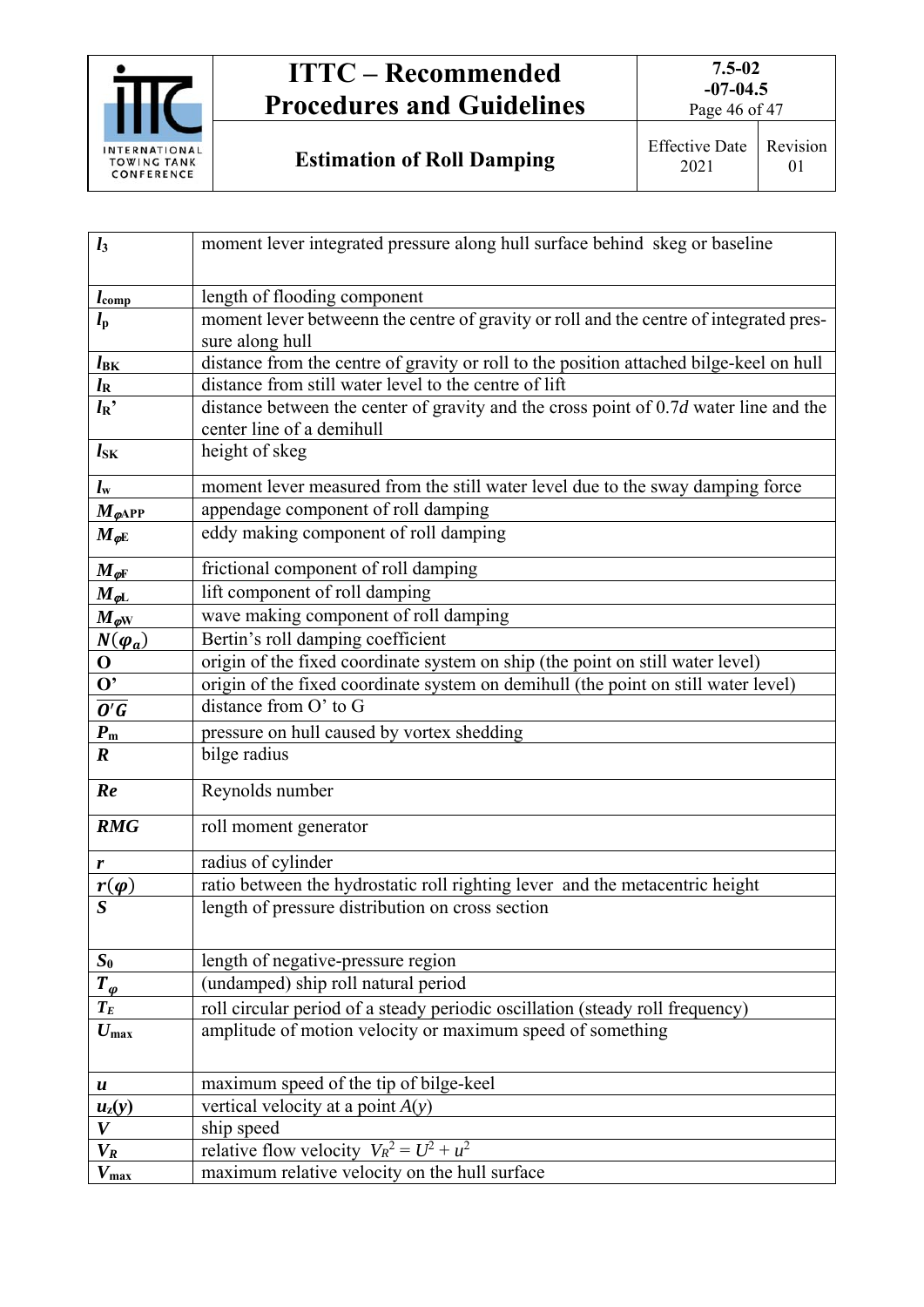| | |
|---|---|
| $l_3$ | moment lever integrated pressure along hull surface behind skeg or baseline |
| $l_{comp}$ | length of flooding component |
| $l_p$ | moment lever betweenn the centre of gravity or roll and the centre of integrated pressure along hull |
| $l_{BK}$ | distance from the centre of gravity or roll to the position attached bilge-keel on hull |
| $l_R$ | distance from still water level to the centre of lift |
| $l_R$’ | distance between the center of gravity and the cross point of 0.7$d$ water line and the center line of a demihull |
| $l_{SK}$ | height of skeg |
| $l_w$ | moment lever measured from the still water level due to the sway damping force |
| $M_{\varphi APP}$ | appendage component of roll damping |
| $M_{\varphi E}$ | eddy making component of roll damping |
| $M_{\varphi F}$ | frictional component of roll damping |
| $M_{\varphi L}$ | lift component of roll damping |
| $M_{\varphi W}$ | wave making component of roll damping |
| $N(\varphi_a)$ | Bertin’s roll damping coefficient |
| **O** | origin of the fixed coordinate system on ship (the point on still water level) |
| **O’** | origin of the fixed coordinate system on demihull (the point on still water level) |
| $\overline{O'G}$ | distance from O’ to G |
| $P_m$ | pressure on hull caused by vortex shedding |
| $R$ | bilge radius |
| $Re$ | Reynolds number |
| ***RMG*** | roll moment generator |
| $r$ | radius of cylinder |
| $r(\varphi)$ | ratio between the hydrostatic roll righting lever and the metacentric height |
| $S$ | length of pressure distribution on cross section |
| $S_0$ | length of negative-pressure region |
| $T_\varphi$ | (undamped) ship roll natural period |
| $T_E$ | roll circular period of a steady periodic oscillation (steady roll frequency) |
| $U_{max}$ | amplitude of motion velocity or maximum speed of something |
| $u$ | maximum speed of the tip of bilge-keel |
| $u_z(y)$ | vertical velocity at a point $A(y)$ |
| $V$ | ship speed |
| $V_R$ | relative flow velocity $V_R^2 = U^2 + u^2$ |
| $V_{max}$ | maximum relative velocity on the hull surface |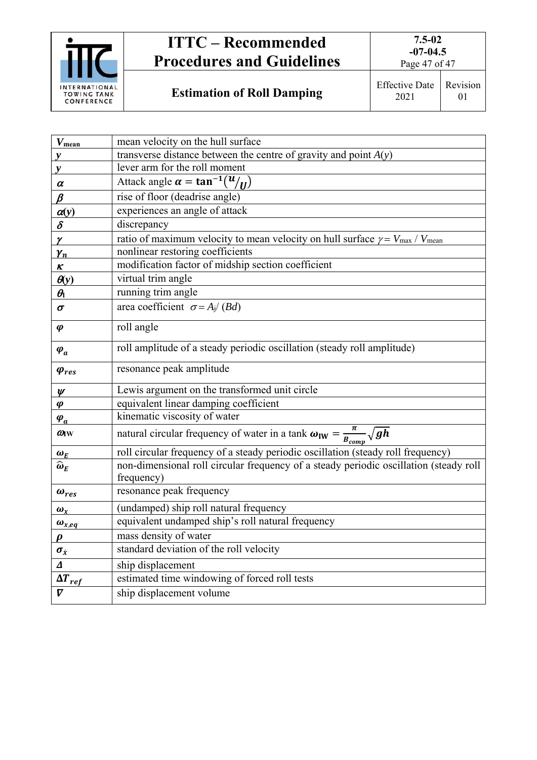| | |
|---|---|
| $V_{\text{mean}}$ | mean velocity on the hull surface |
| $y$ | transverse distance between the centre of gravity and point $A(y)$ |
| $y$ | lever arm for the roll moment |
| $\alpha$ | Attack angle $\alpha = \tan^{-1}(u/U)$ |
| $\beta$ | rise of floor (deadrise angle) |
| $\alpha(y)$ | experiences an angle of attack |
| $\delta$ | discrepancy |
| $\gamma$ | ratio of maximum velocity to mean velocity on hull surface $\gamma = V_{\max} / V_{\text{mean}}$ |
| $\gamma_n$ | nonlinear restoring coefficients |
| $\kappa$ | modification factor of midship section coefficient |
| $\theta(y)$ | virtual trim angle |
| $\theta_1$ | running trim angle |
| $\sigma$ | area coefficient $\sigma = A_j / (Bd)$ |
| $\varphi$ | roll angle |
| $\varphi_a$ | roll amplitude of a steady periodic oscillation (steady roll amplitude) |
| $\varphi_{res}$ | resonance peak amplitude |
| $\psi$ | Lewis argument on the transformed unit circle |
| $\varphi$ | equivalent linear damping coefficient |
| $\varphi_a$ | kinematic viscosity of water |
| $\omega_{\text{IW}}$ | natural circular frequency of water in a tank $\omega_{\text{IW}} = \frac{\pi}{B_{comp}}\sqrt{gh}$ |
| $\omega_E$ | roll circular frequency of a steady periodic oscillation (steady roll frequency) |
| $\hat{\omega}_E$ | non-dimensional roll circular frequency of a steady periodic oscillation (steady roll frequency) |
| $\omega_{res}$ | resonance peak frequency |
| $\omega_x$ | (undamped) ship roll natural frequency |
| $\omega_{x,eq}$ | equivalent undamped ship's roll natural frequency |
| $\rho$ | mass density of water |
| $\sigma_{\dot{x}}$ | standard deviation of the roll velocity |
| $\Delta$ | ship displacement |
| $\Delta T_{ref}$ | estimated time windowing of forced roll tests |
| $\nabla$ | ship displacement volume |